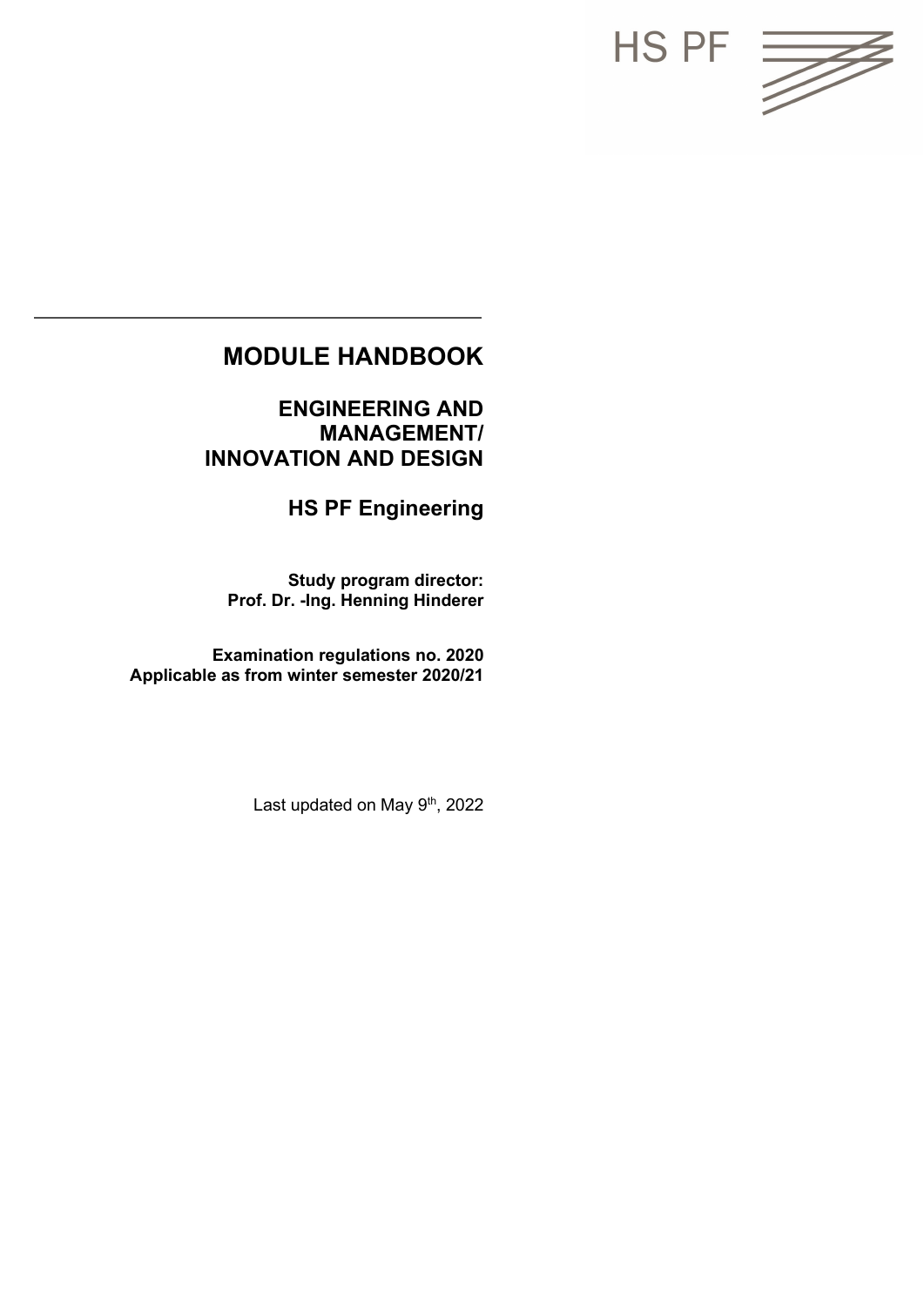HS PF

# MODULE HANDBOOK

## ENGINEERING AND MANAGEMENT/ INNOVATION AND DESIGN

## HS PF Engineering

**Study program director:**
**Prof. Dr. -Ing. Henning Hinderer**

**Examination regulations no. 2020**
**Applicable as from winter semester 2020/21**

Last updated on May 9th, 2022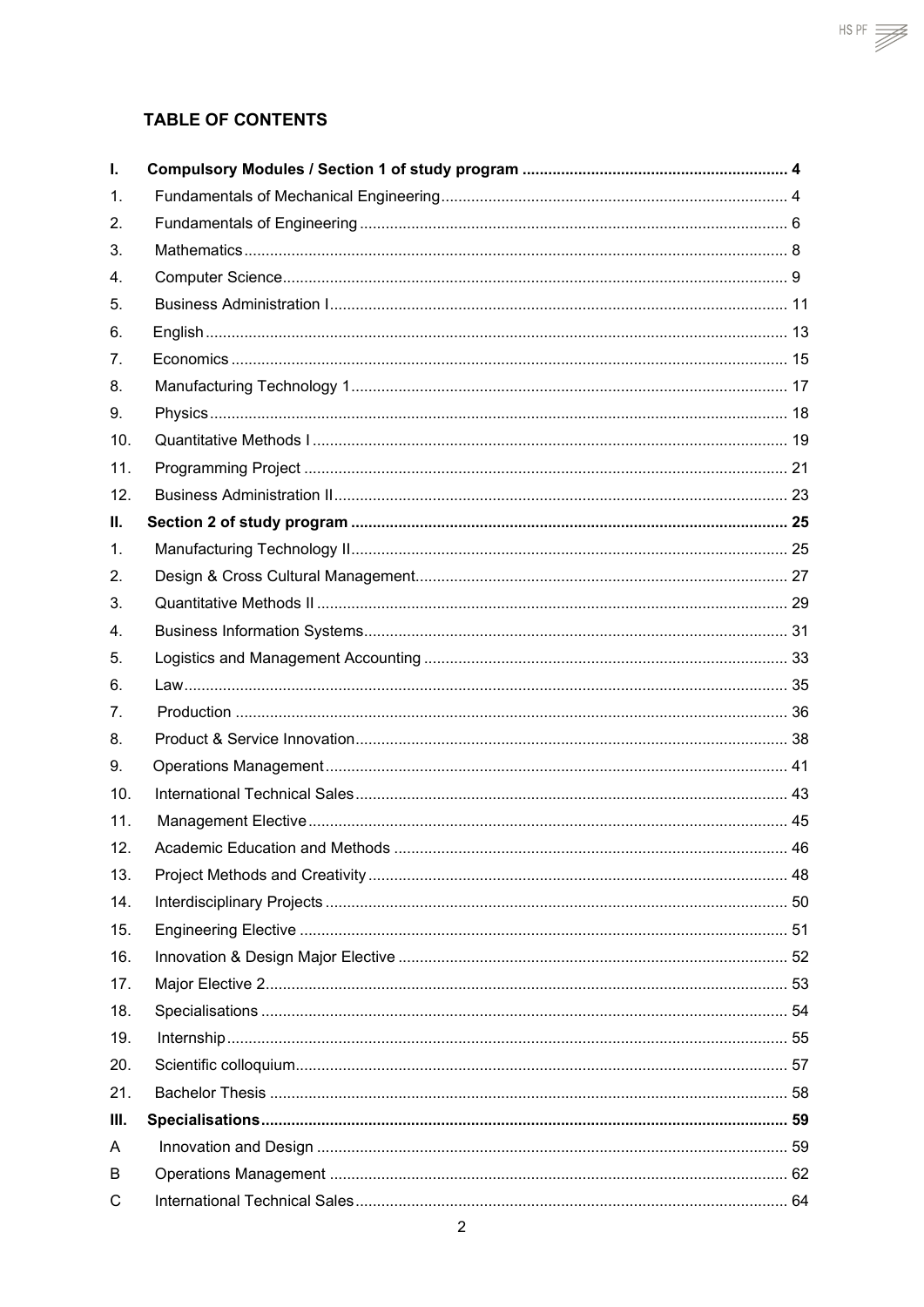## TABLE OF CONTENTS

| | | |
|---|---|---|
| **I.** | **Compulsory Modules / Section 1 of study program** | **4** |
| 1. | Fundamentals of Mechanical Engineering | 4 |
| 2. | Fundamentals of Engineering | 6 |
| 3. | Mathematics | 8 |
| 4. | Computer Science | 9 |
| 5. | Business Administration I | 11 |
| 6. | English | 13 |
| 7. | Economics | 15 |
| 8. | Manufacturing Technology 1 | 17 |
| 9. | Physics | 18 |
| 10. | Quantitative Methods I | 19 |
| 11. | Programming Project | 21 |
| 12. | Business Administration II | 23 |
| **II.** | **Section 2 of study program** | **25** |
| 1. | Manufacturing Technology II | 25 |
| 2. | Design & Cross Cultural Management | 27 |
| 3. | Quantitative Methods II | 29 |
| 4. | Business Information Systems | 31 |
| 5. | Logistics and Management Accounting | 33 |
| 6. | Law | 35 |
| 7. | Production | 36 |
| 8. | Product & Service Innovation | 38 |
| 9. | Operations Management | 41 |
| 10. | International Technical Sales | 43 |
| 11. | Management Elective | 45 |
| 12. | Academic Education and Methods | 46 |
| 13. | Project Methods and Creativity | 48 |
| 14. | Interdisciplinary Projects | 50 |
| 15. | Engineering Elective | 51 |
| 16. | Innovation & Design Major Elective | 52 |
| 17. | Major Elective 2 | 53 |
| 18. | Specialisations | 54 |
| 19. | Internship | 55 |
| 20. | Scientific colloquium | 57 |
| 21. | Bachelor Thesis | 58 |
| **III.** | **Specialisations** | **59** |
| A | Innovation and Design | 59 |
| B | Operations Management | 62 |
| C | International Technical Sales | 64 |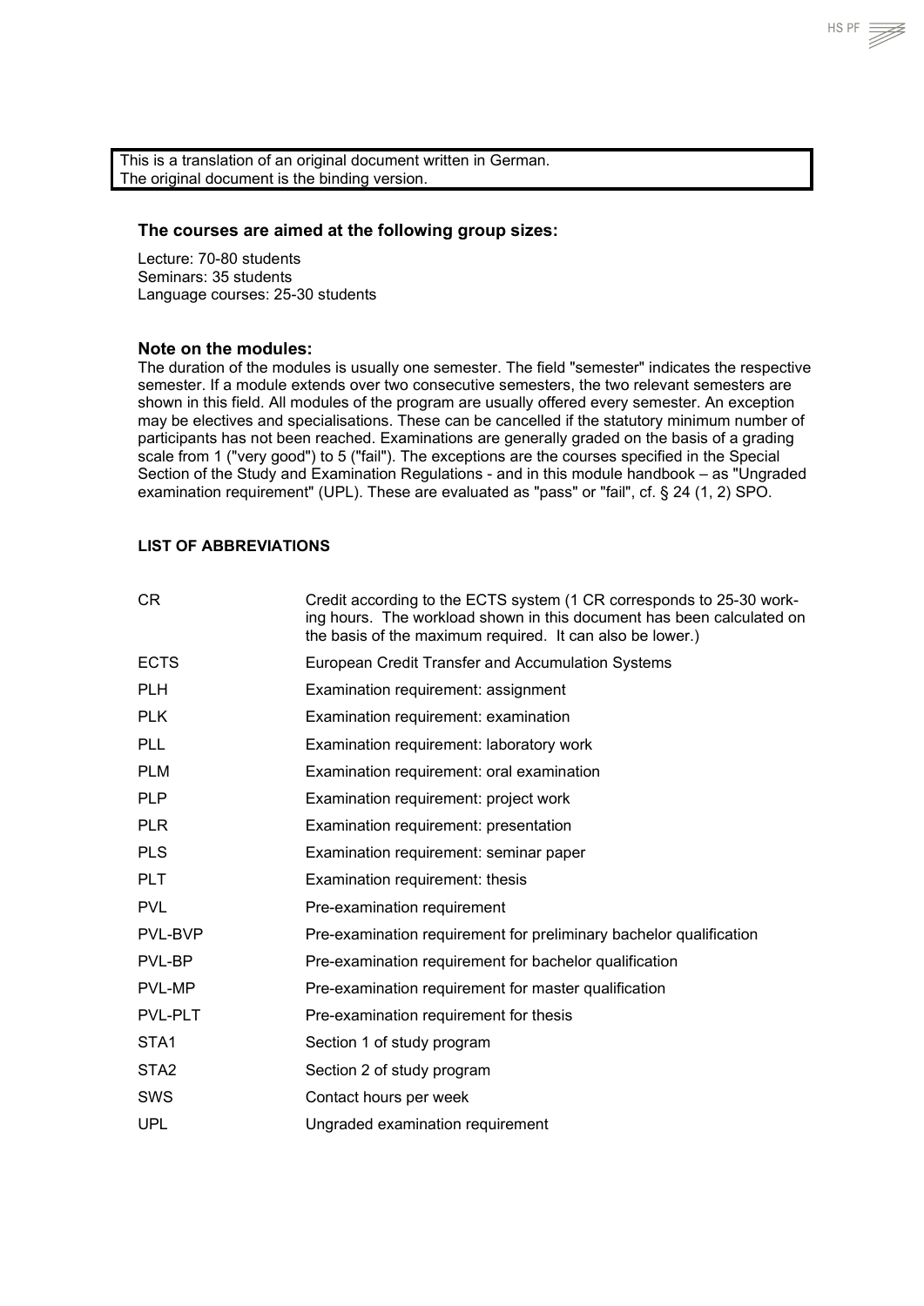This is a translation of an original document written in German.
The original document is the binding version.

### The courses are aimed at the following group sizes:

Lecture: 70-80 students
Seminars: 35 students
Language courses: 25-30 students

### Note on the modules:

The duration of the modules is usually one semester. The field "semester" indicates the respective semester. If a module extends over two consecutive semesters, the two relevant semesters are shown in this field. All modules of the program are usually offered every semester. An exception may be electives and specialisations. These can be cancelled if the statutory minimum number of participants has not been reached. Examinations are generally graded on the basis of a grading scale from 1 ("very good") to 5 ("fail"). The exceptions are the courses specified in the Special Section of the Study and Examination Regulations - and in this module handbook – as "Ungraded examination requirement" (UPL). These are evaluated as "pass" or "fail", cf. § 24 (1, 2) SPO.

**LIST OF ABBREVIATIONS**

| Abbreviation | Meaning |
|---|---|
| CR | Credit according to the ECTS system (1 CR corresponds to 25-30 working hours. The workload shown in this document has been calculated on the basis of the maximum required. It can also be lower.) |
| ECTS | European Credit Transfer and Accumulation Systems |
| PLH | Examination requirement: assignment |
| PLK | Examination requirement: examination |
| PLL | Examination requirement: laboratory work |
| PLM | Examination requirement: oral examination |
| PLP | Examination requirement: project work |
| PLR | Examination requirement: presentation |
| PLS | Examination requirement: seminar paper |
| PLT | Examination requirement: thesis |
| PVL | Pre-examination requirement |
| PVL-BVP | Pre-examination requirement for preliminary bachelor qualification |
| PVL-BP | Pre-examination requirement for bachelor qualification |
| PVL-MP | Pre-examination requirement for master qualification |
| PVL-PLT | Pre-examination requirement for thesis |
| STA1 | Section 1 of study program |
| STA2 | Section 2 of study program |
| SWS | Contact hours per week |
| UPL | Ungraded examination requirement |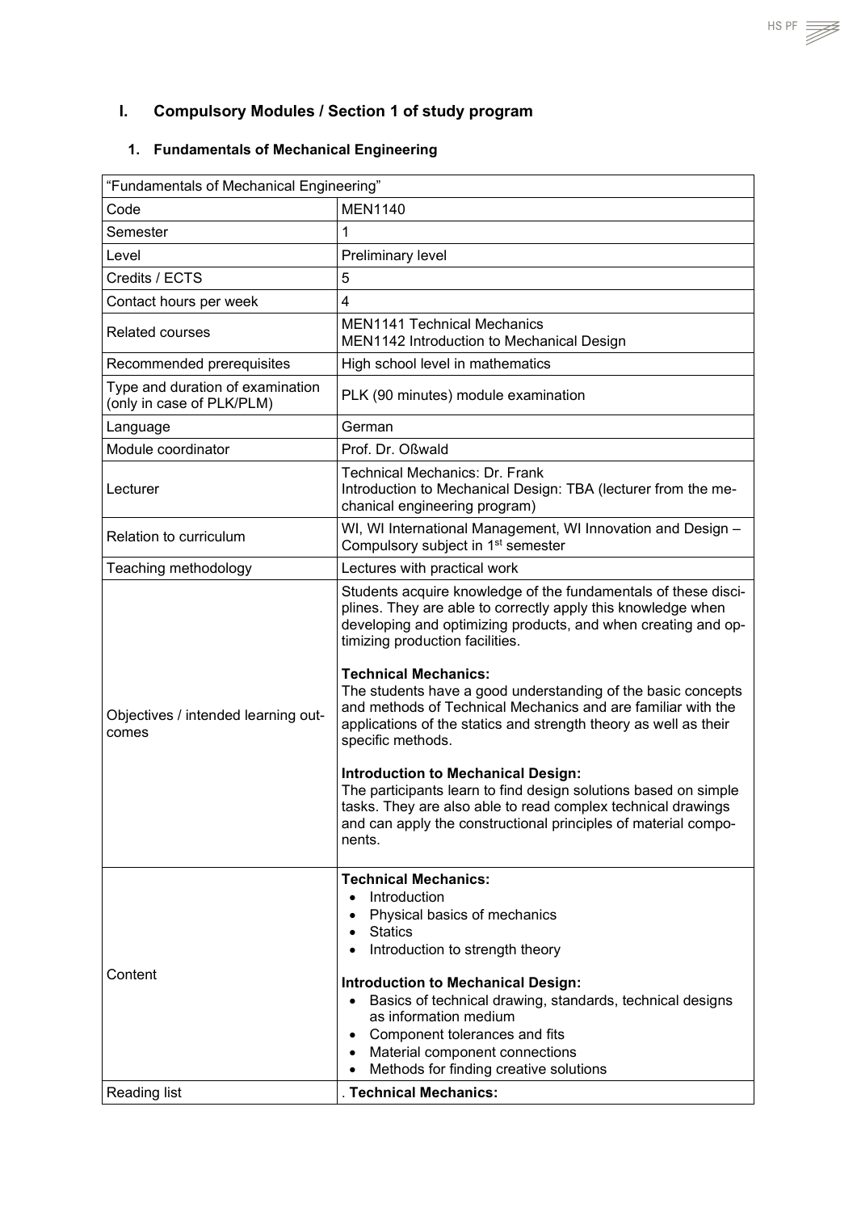# I. Compulsory Modules / Section 1 of study program

## 1. Fundamentals of Mechanical Engineering

| "Fundamentals of Mechanical Engineering" | |
|---|---|
| Code | MEN1140 |
| Semester | 1 |
| Level | Preliminary level |
| Credits / ECTS | 5 |
| Contact hours per week | 4 |
| Related courses | MEN1141 Technical Mechanics<br>MEN1142 Introduction to Mechanical Design |
| Recommended prerequisites | High school level in mathematics |
| Type and duration of examination (only in case of PLK/PLM) | PLK (90 minutes) module examination |
| Language | German |
| Module coordinator | Prof. Dr. Oßwald |
| Lecturer | Technical Mechanics: Dr. Frank<br>Introduction to Mechanical Design: TBA (lecturer from the mechanical engineering program) |
| Relation to curriculum | WI, WI International Management, WI Innovation and Design – Compulsory subject in 1st semester |
| Teaching methodology | Lectures with practical work |
| Objectives / intended learning outcomes | Students acquire knowledge of the fundamentals of these disciplines. They are able to correctly apply this knowledge when developing and optimizing products, and when creating and optimizing production facilities.<br><br>**Technical Mechanics:**<br>The students have a good understanding of the basic concepts and methods of Technical Mechanics and are familiar with the applications of the statics and strength theory as well as their specific methods.<br><br>**Introduction to Mechanical Design:**<br>The participants learn to find design solutions based on simple tasks. They are also able to read complex technical drawings and can apply the constructional principles of material components. |
| Content | **Technical Mechanics:**<br>• Introduction<br>• Physical basics of mechanics<br>• Statics<br>• Introduction to strength theory<br><br>**Introduction to Mechanical Design:**<br>• Basics of technical drawing, standards, technical designs as information medium<br>• Component tolerances and fits<br>• Material component connections<br>• Methods for finding creative solutions |
| Reading list | . **Technical Mechanics:** |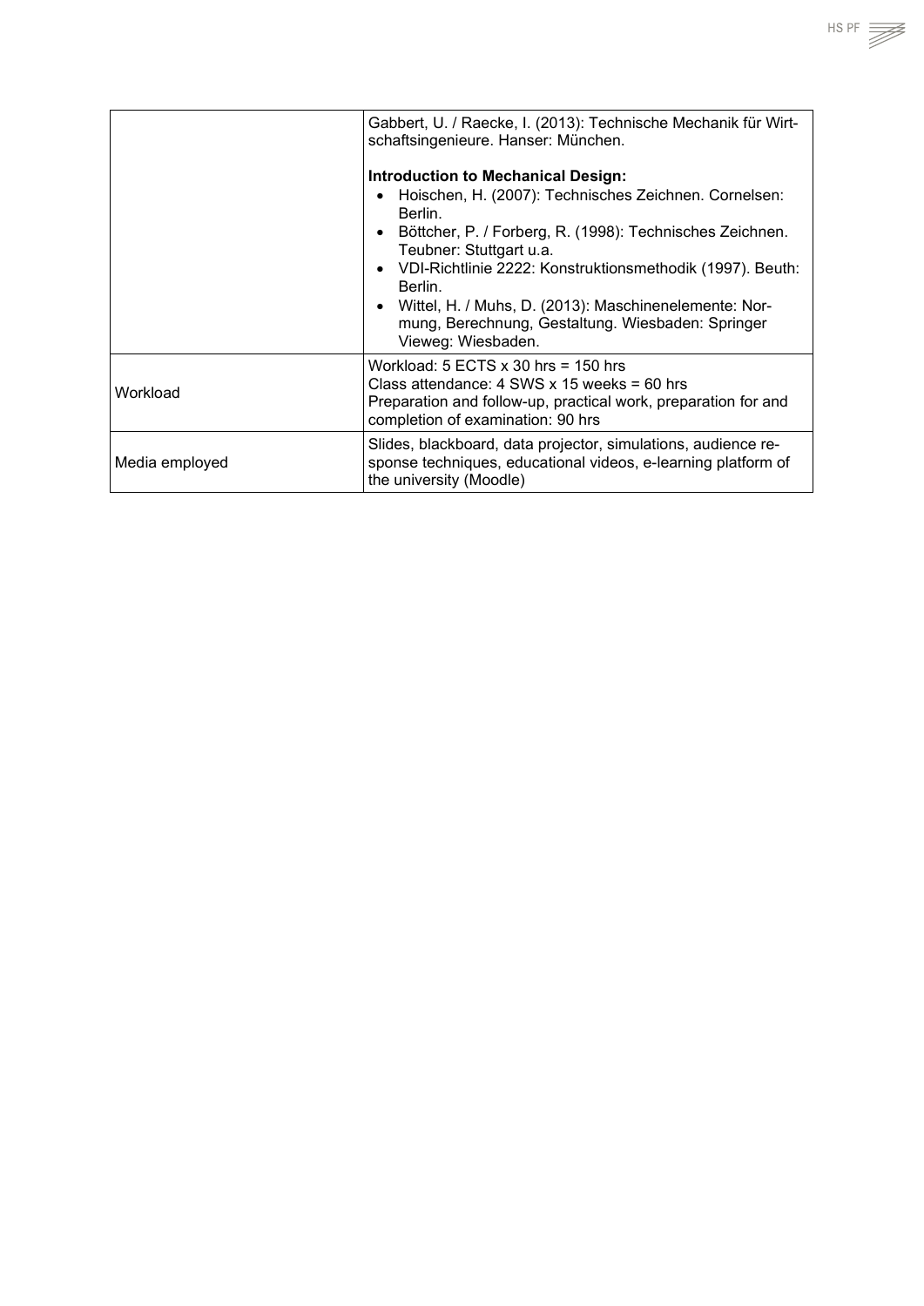| | |
|---|---|
| | Gabbert, U. / Raecke, I. (2013): Technische Mechanik für Wirtschaftsingenieure. Hanser: München.<br><br>**Introduction to Mechanical Design:**<br>• Hoischen, H. (2007): Technisches Zeichnen. Cornelsen: Berlin.<br>• Böttcher, P. / Forberg, R. (1998): Technisches Zeichnen. Teubner: Stuttgart u.a.<br>• VDI-Richtlinie 2222: Konstruktionsmethodik (1997). Beuth: Berlin.<br>• Wittel, H. / Muhs, D. (2013): Maschinenelemente: Normung, Berechnung, Gestaltung. Wiesbaden: Springer Vieweg: Wiesbaden. |
| Workload | Workload: 5 ECTS x 30 hrs = 150 hrs<br>Class attendance: 4 SWS x 15 weeks = 60 hrs<br>Preparation and follow-up, practical work, preparation for and completion of examination: 90 hrs |
| Media employed | Slides, blackboard, data projector, simulations, audience response techniques, educational videos, e-learning platform of the university (Moodle) |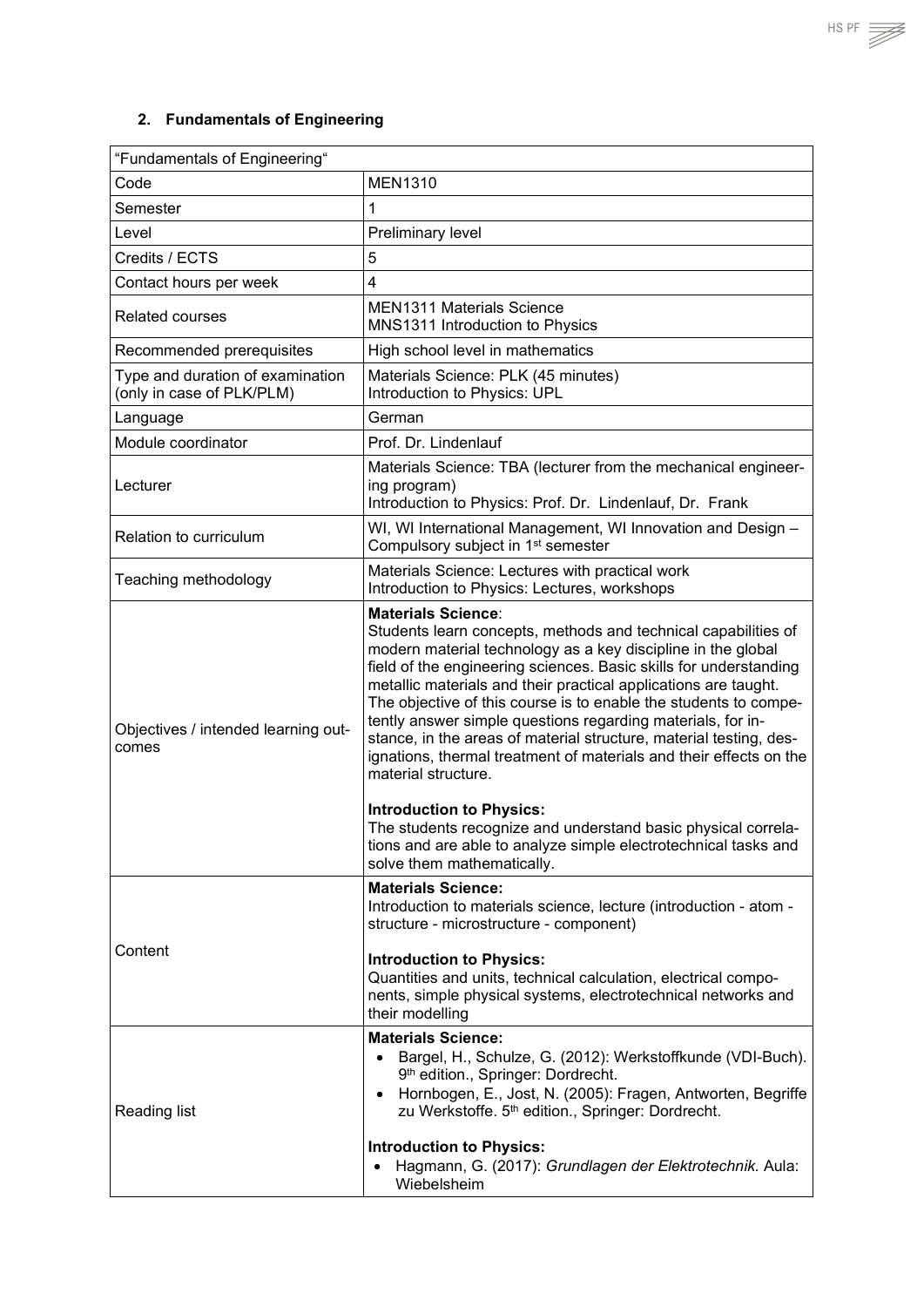## 2. Fundamentals of Engineering

| "Fundamentals of Engineering" | |
|---|---|
| Code | MEN1310 |
| Semester | 1 |
| Level | Preliminary level |
| Credits / ECTS | 5 |
| Contact hours per week | 4 |
| Related courses | MEN1311 Materials Science<br>MNS1311 Introduction to Physics |
| Recommended prerequisites | High school level in mathematics |
| Type and duration of examination (only in case of PLK/PLM) | Materials Science: PLK (45 minutes)<br>Introduction to Physics: UPL |
| Language | German |
| Module coordinator | Prof. Dr. Lindenlauf |
| Lecturer | Materials Science: TBA (lecturer from the mechanical engineering program)<br>Introduction to Physics: Prof. Dr. Lindenlauf, Dr. Frank |
| Relation to curriculum | WI, WI International Management, WI Innovation and Design – Compulsory subject in 1st semester |
| Teaching methodology | Materials Science: Lectures with practical work<br>Introduction to Physics: Lectures, workshops |
| Objectives / intended learning outcomes | **Materials Science**:<br>Students learn concepts, methods and technical capabilities of modern material technology as a key discipline in the global field of the engineering sciences. Basic skills for understanding metallic materials and their practical applications are taught. The objective of this course is to enable the students to competently answer simple questions regarding materials, for instance, in the areas of material structure, material testing, designations, thermal treatment of materials and their effects on the material structure.<br><br>**Introduction to Physics:**<br>The students recognize and understand basic physical correlations and are able to analyze simple electrotechnical tasks and solve them mathematically. |
| Content | **Materials Science:**<br>Introduction to materials science, lecture (introduction - atom - structure - microstructure - component)<br><br>**Introduction to Physics:**<br>Quantities and units, technical calculation, electrical components, simple physical systems, electrotechnical networks and their modelling |
| Reading list | **Materials Science:**<br>• Bargel, H., Schulze, G. (2012): Werkstoffkunde (VDI-Buch). 9th edition., Springer: Dordrecht.<br>• Hornbogen, E., Jost, N. (2005): Fragen, Antworten, Begriffe zu Werkstoffe. 5th edition., Springer: Dordrecht.<br><br>**Introduction to Physics:**<br>• Hagmann, G. (2017): *Grundlagen der Elektrotechnik.* Aula: Wiebelsheim |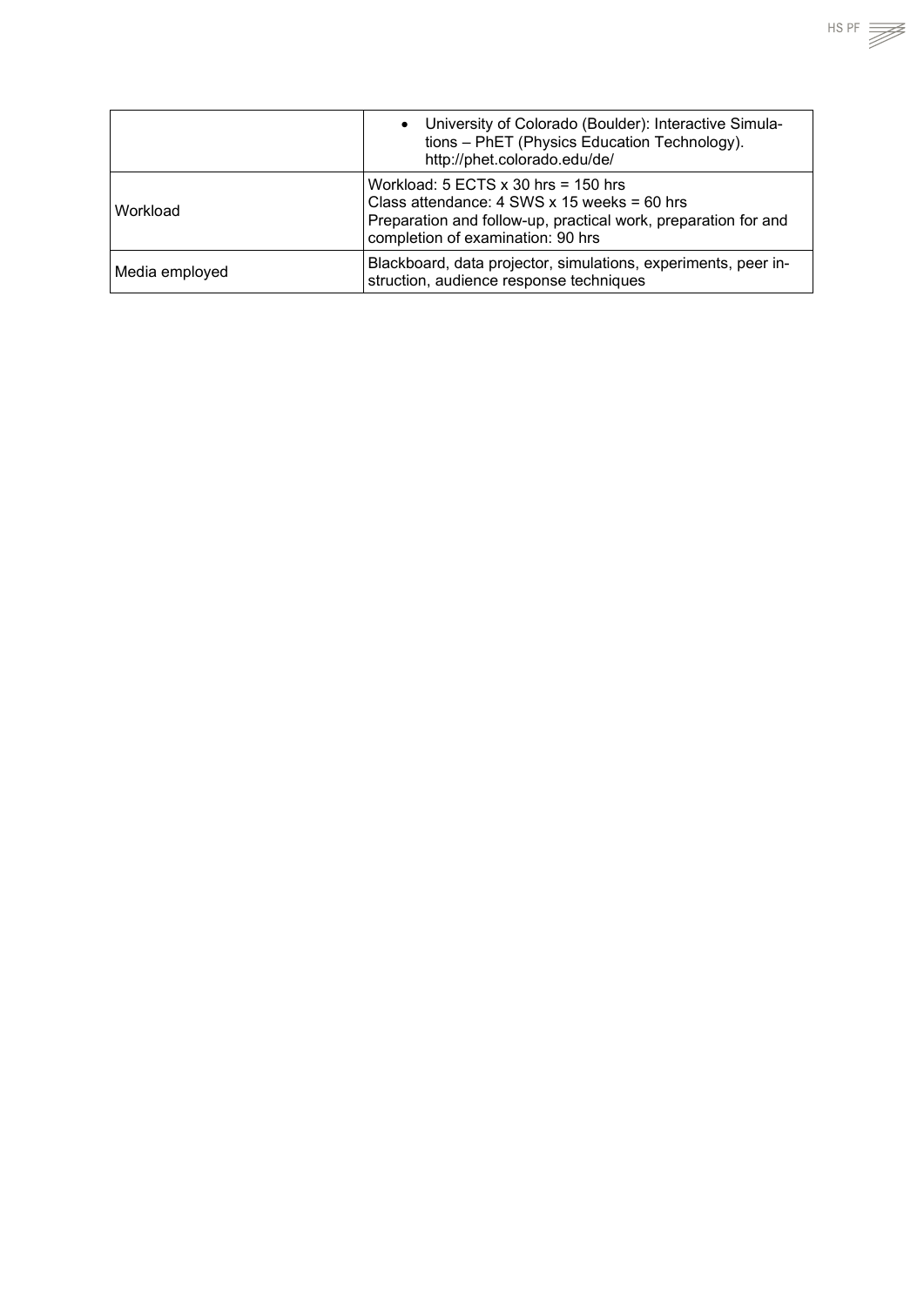| | |
|---|---|
| | • University of Colorado (Boulder): Interactive Simulations – PhET (Physics Education Technology). http://phet.colorado.edu/de/ |
| Workload | Workload: 5 ECTS x 30 hrs = 150 hrs<br>Class attendance: 4 SWS x 15 weeks = 60 hrs<br>Preparation and follow-up, practical work, preparation for and completion of examination: 90 hrs |
| Media employed | Blackboard, data projector, simulations, experiments, peer instruction, audience response techniques |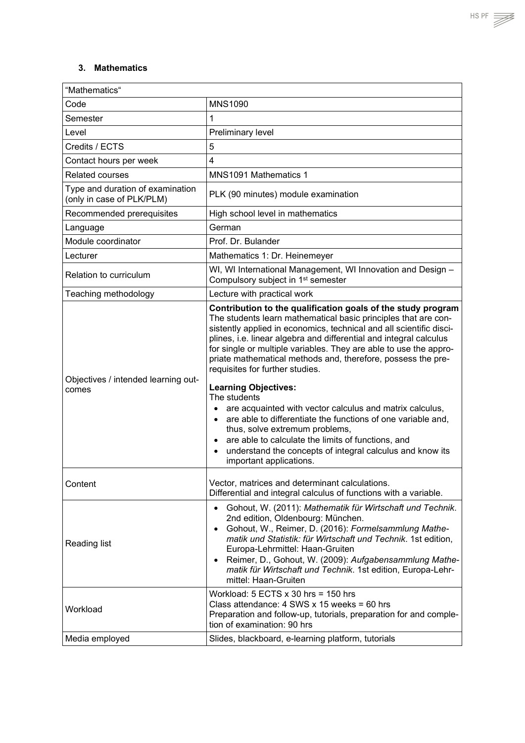### 3. Mathematics

| "Mathematics" | |
|---|---|
| Code | MNS1090 |
| Semester | 1 |
| Level | Preliminary level |
| Credits / ECTS | 5 |
| Contact hours per week | 4 |
| Related courses | MNS1091 Mathematics 1 |
| Type and duration of examination (only in case of PLK/PLM) | PLK (90 minutes) module examination |
| Recommended prerequisites | High school level in mathematics |
| Language | German |
| Module coordinator | Prof. Dr. Bulander |
| Lecturer | Mathematics 1: Dr. Heinemeyer |
| Relation to curriculum | WI, WI International Management, WI Innovation and Design – Compulsory subject in 1st semester |
| Teaching methodology | Lecture with practical work |
| Objectives / intended learning outcomes | **Contribution to the qualification goals of the study program** The students learn mathematical basic principles that are consistently applied in economics, technical and all scientific disciplines, i.e. linear algebra and differential and integral calculus for single or multiple variables. They are able to use the appropriate mathematical methods and, therefore, possess the prerequisites for further studies. <br><br> **Learning Objectives:** <br> The students <br> • are acquainted with vector calculus and matrix calculus, <br> • are able to differentiate the functions of one variable and, thus, solve extremum problems, <br> • are able to calculate the limits of functions, and <br> • understand the concepts of integral calculus and know its important applications. |
| Content | Vector, matrices and determinant calculations. <br> Differential and integral calculus of functions with a variable. |
| Reading list | • Gohout, W. (2011): *Mathematik für Wirtschaft und Technik*. 2nd edition, Oldenbourg: München. <br> • Gohout, W., Reimer, D. (2016): *Formelsammlung Mathematik und Statistik: für Wirtschaft und Technik*. 1st edition, Europa-Lehrmittel: Haan-Gruiten <br> • Reimer, D., Gohout, W. (2009): *Aufgabensammlung Mathematik für Wirtschaft und Technik*. 1st edition, Europa-Lehrmittel: Haan-Gruiten |
| Workload | Workload: 5 ECTS x 30 hrs = 150 hrs <br> Class attendance: 4 SWS x 15 weeks = 60 hrs <br> Preparation and follow-up, tutorials, preparation for and completion of examination: 90 hrs |
| Media employed | Slides, blackboard, e-learning platform, tutorials |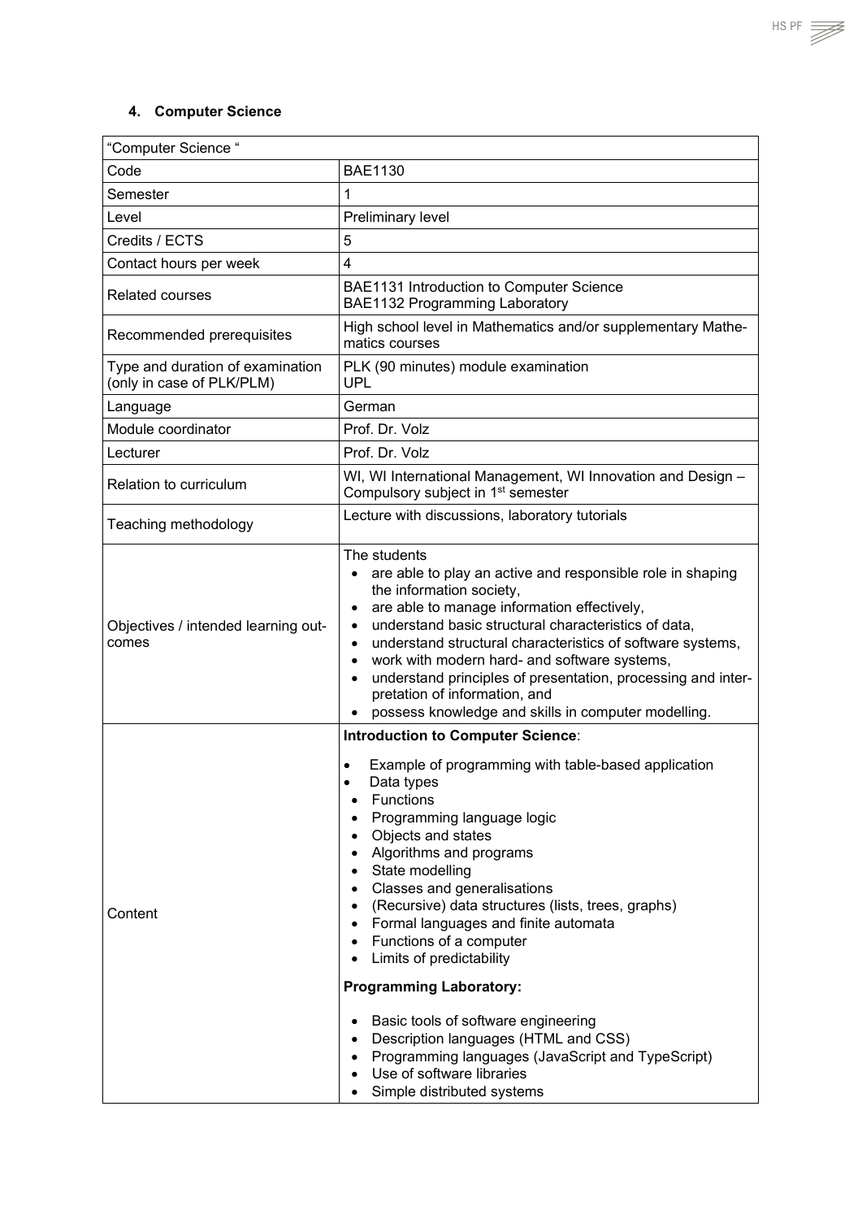## 4. Computer Science

| "Computer Science " | |
|---|---|
| Code | BAE1130 |
| Semester | 1 |
| Level | Preliminary level |
| Credits / ECTS | 5 |
| Contact hours per week | 4 |
| Related courses | BAE1131 Introduction to Computer Science<br>BAE1132 Programming Laboratory |
| Recommended prerequisites | High school level in Mathematics and/or supplementary Mathematics courses |
| Type and duration of examination (only in case of PLK/PLM) | PLK (90 minutes) module examination<br>UPL |
| Language | German |
| Module coordinator | Prof. Dr. Volz |
| Lecturer | Prof. Dr. Volz |
| Relation to curriculum | WI, WI International Management, WI Innovation and Design – Compulsory subject in 1st semester |
| Teaching methodology | Lecture with discussions, laboratory tutorials |
| Objectives / intended learning outcomes | The students<br>• are able to play an active and responsible role in shaping the information society,<br>• are able to manage information effectively,<br>• understand basic structural characteristics of data,<br>• understand structural characteristics of software systems,<br>• work with modern hard- and software systems,<br>• understand principles of presentation, processing and interpretation of information, and<br>• possess knowledge and skills in computer modelling. |
| Content | **Introduction to Computer Science**:<br>• Example of programming with table-based application<br>• Data types<br>• Functions<br>• Programming language logic<br>• Objects and states<br>• Algorithms and programs<br>• State modelling<br>• Classes and generalisations<br>• (Recursive) data structures (lists, trees, graphs)<br>• Formal languages and finite automata<br>• Functions of a computer<br>• Limits of predictability<br>**Programming Laboratory:**<br>• Basic tools of software engineering<br>• Description languages (HTML and CSS)<br>• Programming languages (JavaScript and TypeScript)<br>• Use of software libraries<br>• Simple distributed systems |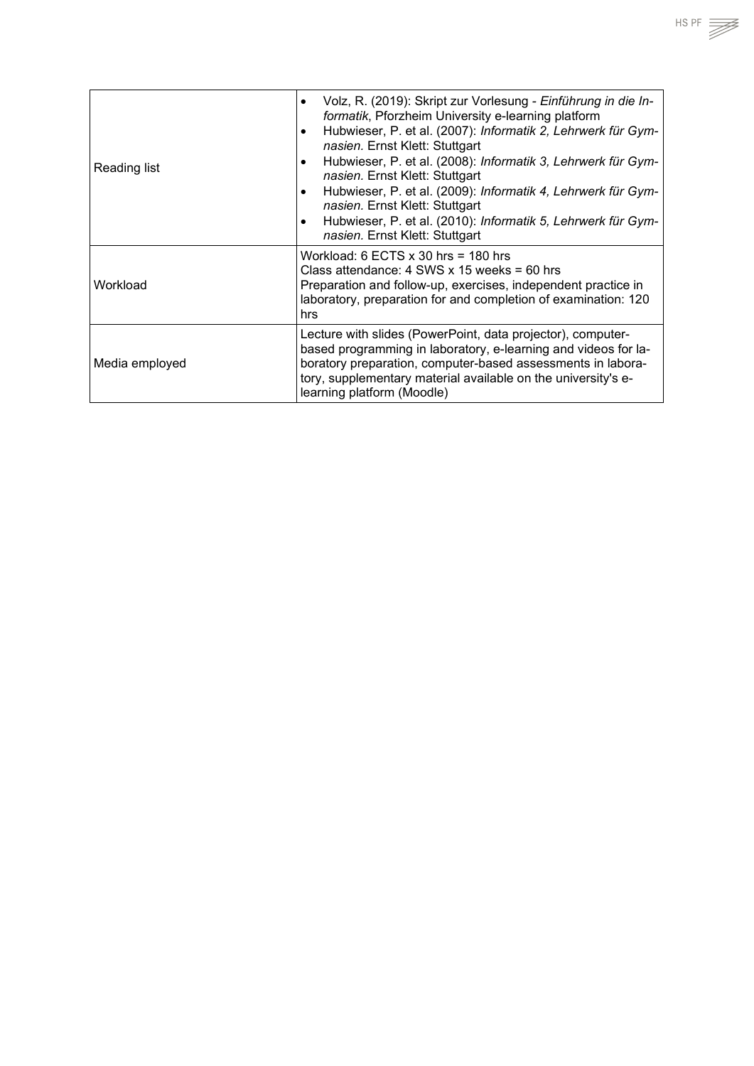| | |
|---|---|
| Reading list | • Volz, R. (2019): Skript zur Vorlesung - *Einführung in die Informatik*, Pforzheim University e-learning platform<br>• Hubwieser, P. et al. (2007): *Informatik 2, Lehrwerk für Gymnasien.* Ernst Klett: Stuttgart<br>• Hubwieser, P. et al. (2008): *Informatik 3, Lehrwerk für Gymnasien.* Ernst Klett: Stuttgart<br>• Hubwieser, P. et al. (2009): *Informatik 4, Lehrwerk für Gymnasien.* Ernst Klett: Stuttgart<br>• Hubwieser, P. et al. (2010): *Informatik 5, Lehrwerk für Gymnasien.* Ernst Klett: Stuttgart |
| Workload | Workload: 6 ECTS x 30 hrs = 180 hrs<br>Class attendance: 4 SWS x 15 weeks = 60 hrs<br>Preparation and follow-up, exercises, independent practice in laboratory, preparation for and completion of examination: 120 hrs |
| Media employed | Lecture with slides (PowerPoint, data projector), computer-based programming in laboratory, e-learning and videos for laboratory preparation, computer-based assessments in laboratory, supplementary material available on the university's e-learning platform (Moodle) |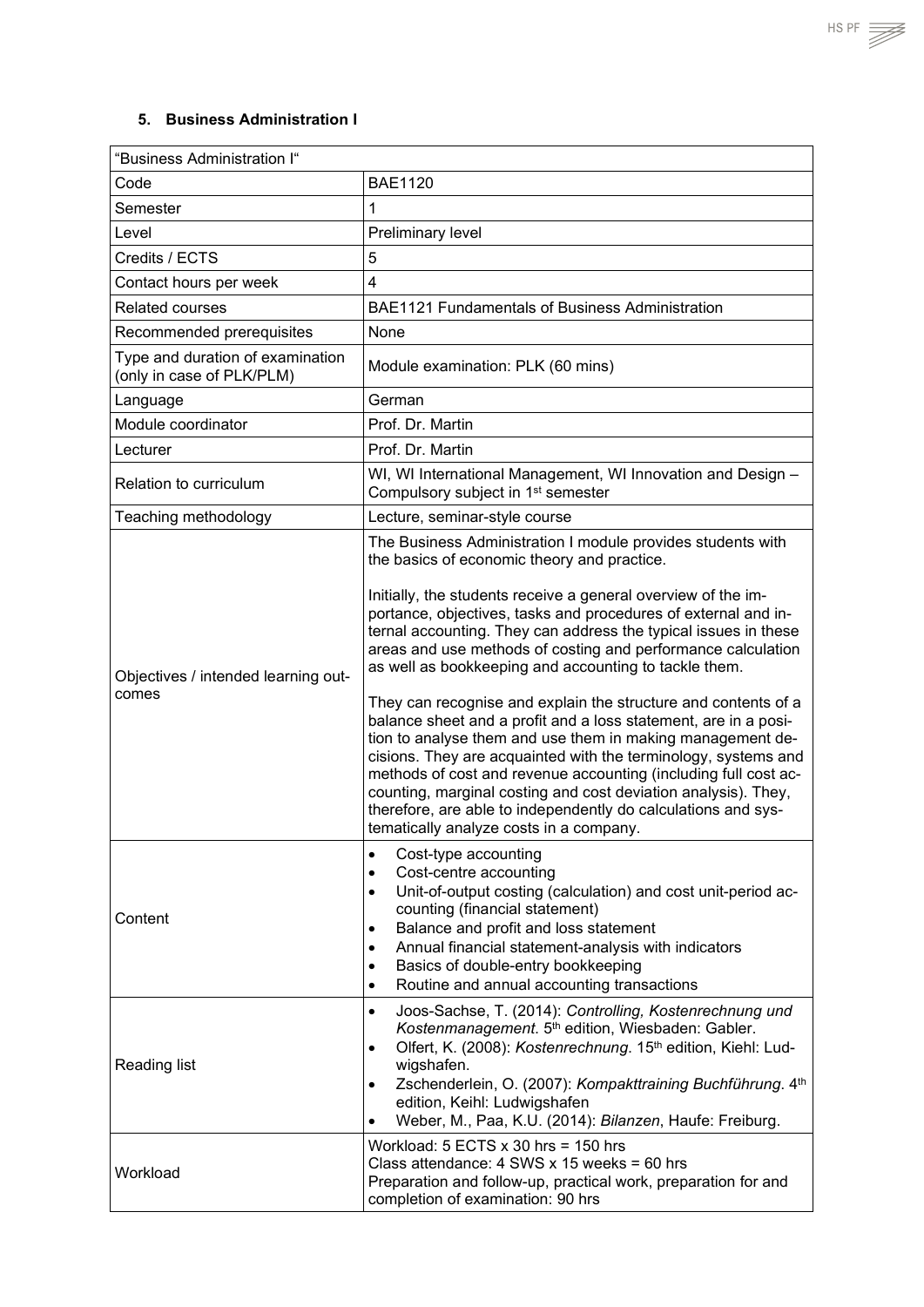## 5. Business Administration I

| "Business Administration I" | |
|---|---|
| Code | BAE1120 |
| Semester | 1 |
| Level | Preliminary level |
| Credits / ECTS | 5 |
| Contact hours per week | 4 |
| Related courses | BAE1121 Fundamentals of Business Administration |
| Recommended prerequisites | None |
| Type and duration of examination (only in case of PLK/PLM) | Module examination: PLK (60 mins) |
| Language | German |
| Module coordinator | Prof. Dr. Martin |
| Lecturer | Prof. Dr. Martin |
| Relation to curriculum | WI, WI International Management, WI Innovation and Design – Compulsory subject in 1st semester |
| Teaching methodology | Lecture, seminar-style course |
| Objectives / intended learning outcomes | The Business Administration I module provides students with the basics of economic theory and practice.<br><br>Initially, the students receive a general overview of the importance, objectives, tasks and procedures of external and internal accounting. They can address the typical issues in these areas and use methods of costing and performance calculation as well as bookkeeping and accounting to tackle them.<br><br>They can recognise and explain the structure and contents of a balance sheet and a profit and a loss statement, are in a position to analyse them and use them in making management decisions. They are acquainted with the terminology, systems and methods of cost and revenue accounting (including full cost accounting, marginal costing and cost deviation analysis). They, therefore, are able to independently do calculations and systematically analyze costs in a company. |
| Content | • Cost-type accounting<br>• Cost-centre accounting<br>• Unit-of-output costing (calculation) and cost unit-period accounting (financial statement)<br>• Balance and profit and loss statement<br>• Annual financial statement-analysis with indicators<br>• Basics of double-entry bookkeeping<br>• Routine and annual accounting transactions |
| Reading list | • Joos-Sachse, T. (2014): *Controlling, Kostenrechnung und Kostenmanagement*. 5th edition, Wiesbaden: Gabler.<br>• Olfert, K. (2008): *Kostenrechnung*. 15th edition, Kiehl: Ludwigshafen.<br>• Zschenderlein, O. (2007): *Kompakttraining Buchführung*. 4th edition, Keihl: Ludwigshafen<br>• Weber, M., Paa, K.U. (2014): *Bilanzen*, Haufe: Freiburg. |
| Workload | Workload: 5 ECTS x 30 hrs = 150 hrs<br>Class attendance: 4 SWS x 15 weeks = 60 hrs<br>Preparation and follow-up, practical work, preparation for and completion of examination: 90 hrs |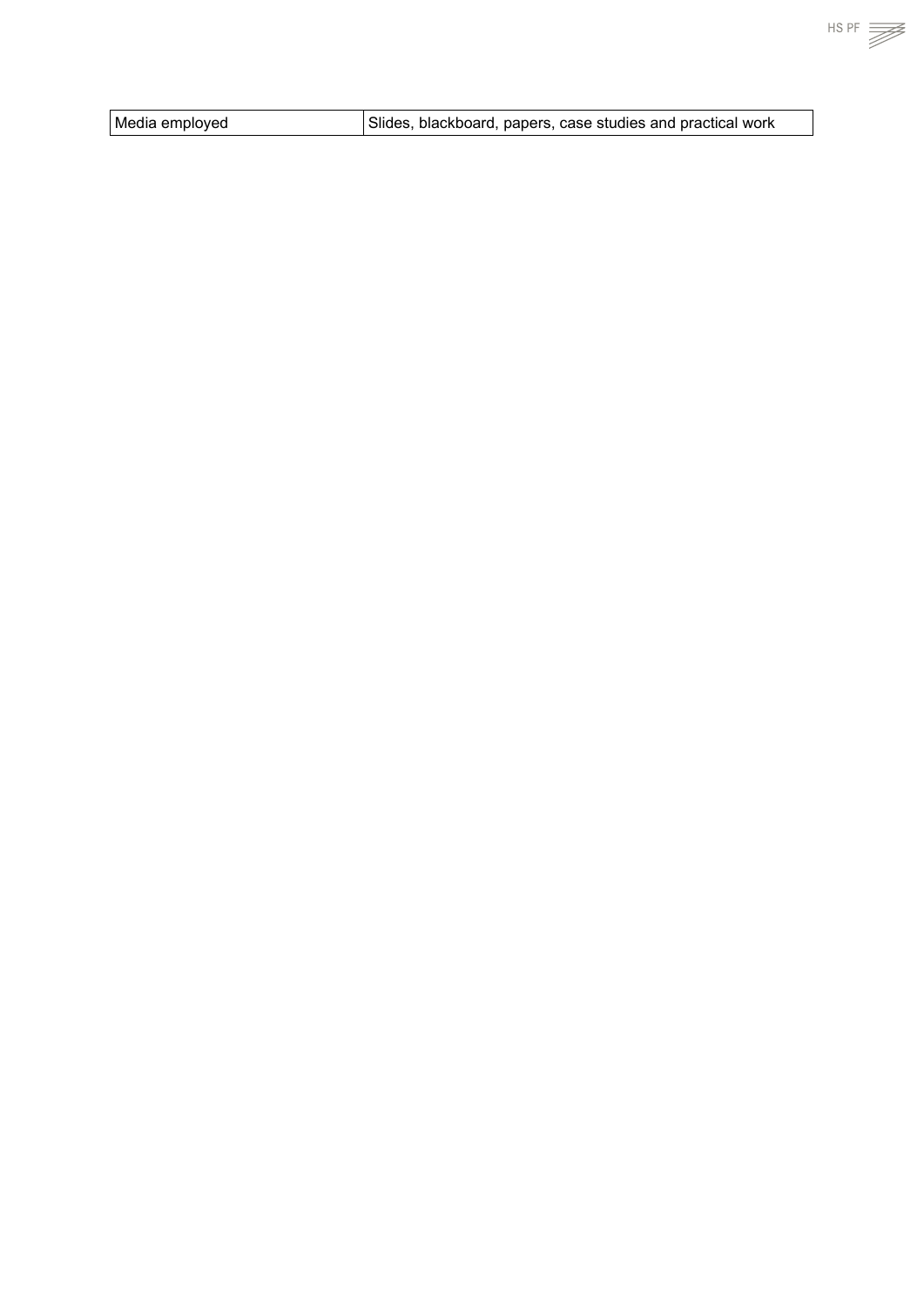| Media employed | Slides, blackboard, papers, case studies and practical work |
|---|---|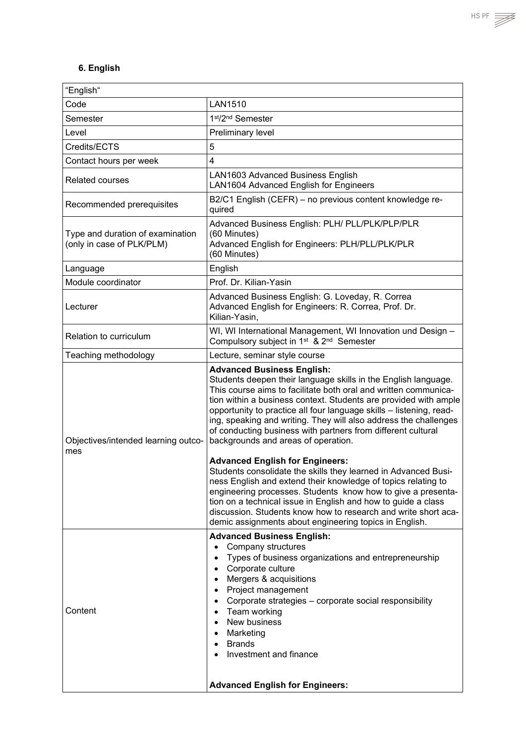### 6. English

| "English" | |
|---|---|
| Code | LAN1510 |
| Semester | 1st/2nd Semester |
| Level | Preliminary level |
| Credits/ECTS | 5 |
| Contact hours per week | 4 |
| Related courses | LAN1603 Advanced Business English<br>LAN1604 Advanced English for Engineers |
| Recommended prerequisites | B2/C1 English (CEFR) – no previous content knowledge required |
| Type and duration of examination (only in case of PLK/PLM) | Advanced Business English: PLH/ PLL/PLK/PLP/PLR (60 Minutes)<br>Advanced English for Engineers: PLH/PLL/PLK/PLR (60 Minutes) |
| Language | English |
| Module coordinator | Prof. Dr. Kilian-Yasin |
| Lecturer | Advanced Business English: G. Loveday, R. Correa<br>Advanced English for Engineers: R. Correa, Prof. Dr. Kilian-Yasin, |
| Relation to curriculum | WI, WI International Management, WI Innovation und Design – Compulsory subject in 1st & 2nd Semester |
| Teaching methodology | Lecture, seminar style course |
| Objectives/intended learning outcomes | **Advanced Business English:**<br>Students deepen their language skills in the English language. This course aims to facilitate both oral and written communication within a business context. Students are provided with ample opportunity to practice all four language skills – listening, reading, speaking and writing. They will also address the challenges of conducting business with partners from different cultural backgrounds and areas of operation.<br><br>**Advanced English for Engineers:**<br>Students consolidate the skills they learned in Advanced Business English and extend their knowledge of topics relating to engineering processes. Students know how to give a presentation on a technical issue in English and how to guide a class discussion. Students know how to research and write short academic assignments about engineering topics in English. |
| Content | **Advanced Business English:**<br>• Company structures<br>• Types of business organizations and entrepreneurship<br>• Corporate culture<br>• Mergers & acquisitions<br>• Project management<br>• Corporate strategies – corporate social responsibility<br>• Team working<br>• New business<br>• Marketing<br>• Brands<br>• Investment and finance<br><br>**Advanced English for Engineers:** |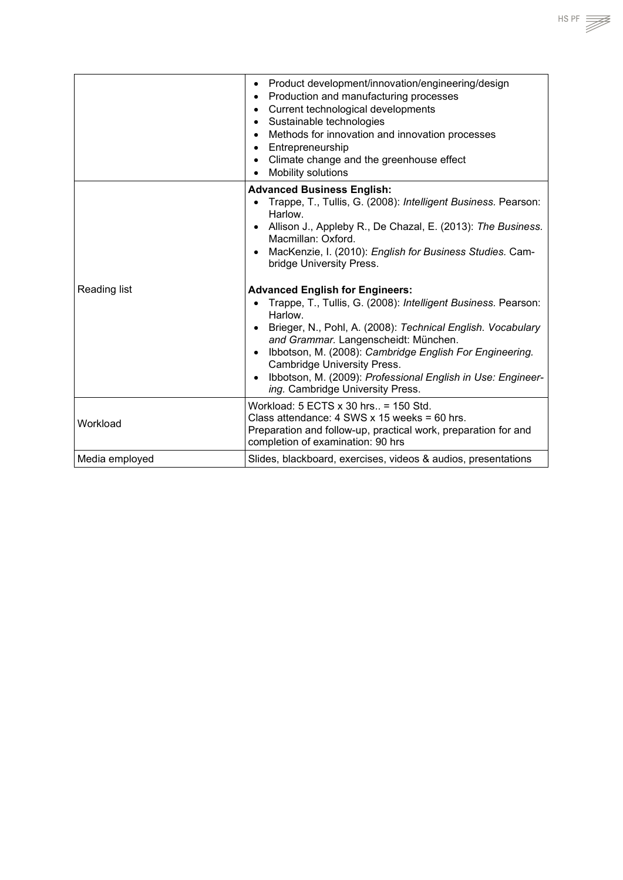| | |
|---|---|
| | • Product development/innovation/engineering/design<br>• Production and manufacturing processes<br>• Current technological developments<br>• Sustainable technologies<br>• Methods for innovation and innovation processes<br>• Entrepreneurship<br>• Climate change and the greenhouse effect<br>• Mobility solutions |
| Reading list | **Advanced Business English:**<br>• Trappe, T., Tullis, G. (2008): *Intelligent Business.* Pearson: Harlow.<br>• Allison J., Appleby R., De Chazal, E. (2013): *The Business.* Macmillan: Oxford.<br>• MacKenzie, I. (2010): *English for Business Studies.* Cambridge University Press.<br><br>**Advanced English for Engineers:**<br>• Trappe, T., Tullis, G. (2008): *Intelligent Business.* Pearson: Harlow.<br>• Brieger, N., Pohl, A. (2008): *Technical English. Vocabulary and Grammar.* Langenscheidt: München.<br>• Ibbotson, M. (2008): *Cambridge English For Engineering.* Cambridge University Press.<br>• Ibbotson, M. (2009): *Professional English in Use: Engineering.* Cambridge University Press. |
| Workload | Workload: 5 ECTS x 30 hrs.. = 150 Std.<br>Class attendance: 4 SWS x 15 weeks = 60 hrs.<br>Preparation and follow-up, practical work, preparation for and completion of examination: 90 hrs |
| Media employed | Slides, blackboard, exercises, videos & audios, presentations |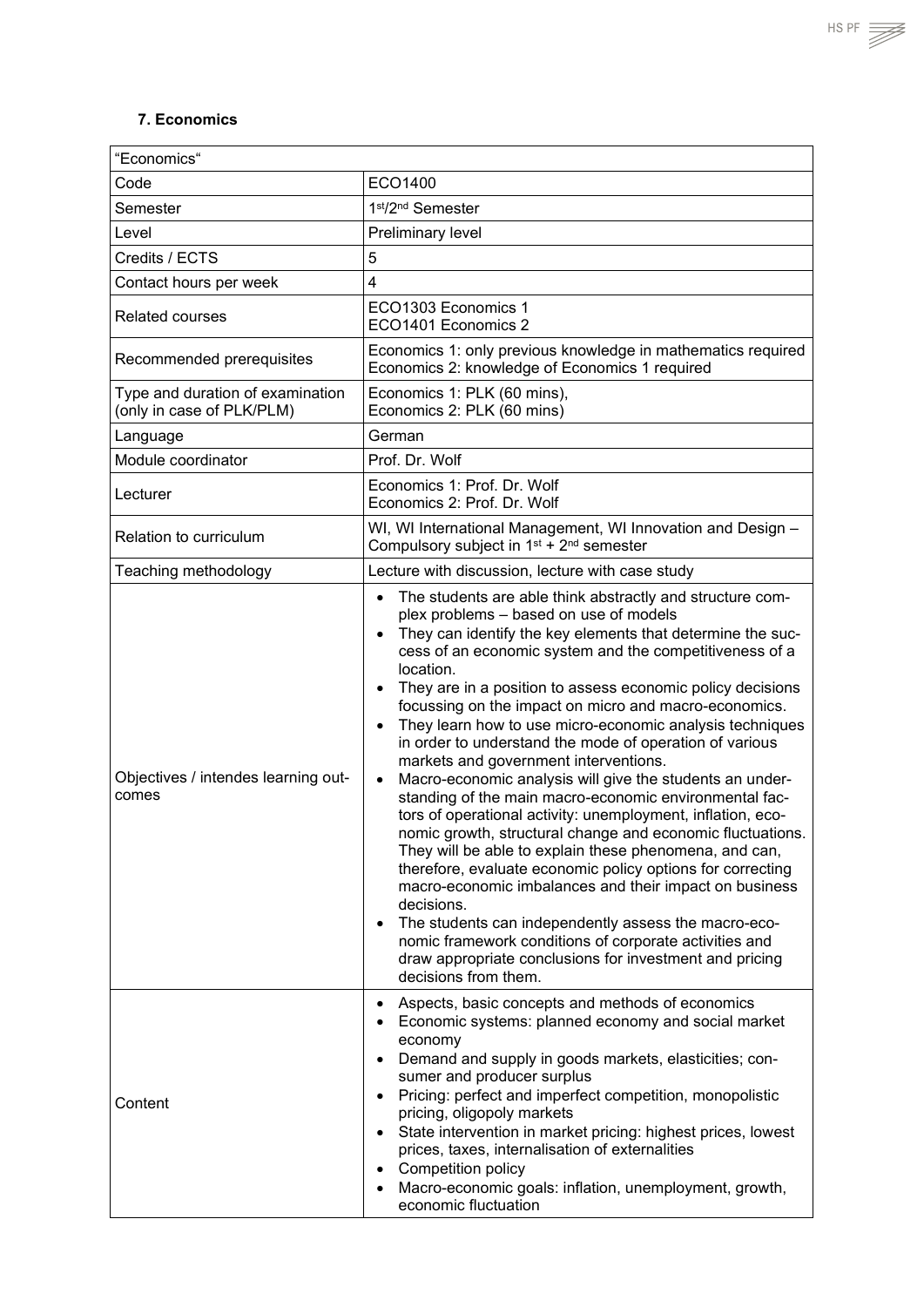### 7. Economics

| "Economics" | |
|---|---|
| Code | ECO1400 |
| Semester | 1st/2nd Semester |
| Level | Preliminary level |
| Credits / ECTS | 5 |
| Contact hours per week | 4 |
| Related courses | ECO1303 Economics 1<br>ECO1401 Economics 2 |
| Recommended prerequisites | Economics 1: only previous knowledge in mathematics required<br>Economics 2: knowledge of Economics 1 required |
| Type and duration of examination (only in case of PLK/PLM) | Economics 1: PLK (60 mins),<br>Economics 2: PLK (60 mins) |
| Language | German |
| Module coordinator | Prof. Dr. Wolf |
| Lecturer | Economics 1: Prof. Dr. Wolf<br>Economics 2: Prof. Dr. Wolf |
| Relation to curriculum | WI, WI International Management, WI Innovation and Design – Compulsory subject in 1st + 2nd semester |
| Teaching methodology | Lecture with discussion, lecture with case study |
| Objectives / intendes learning outcomes | • The students are able think abstractly and structure complex problems – based on use of models<br>• They can identify the key elements that determine the success of an economic system and the competitiveness of a location.<br>• They are in a position to assess economic policy decisions focussing on the impact on micro and macro-economics.<br>• They learn how to use micro-economic analysis techniques in order to understand the mode of operation of various markets and government interventions.<br>• Macro-economic analysis will give the students an understanding of the main macro-economic environmental factors of operational activity: unemployment, inflation, economic growth, structural change and economic fluctuations. They will be able to explain these phenomena, and can, therefore, evaluate economic policy options for correcting macro-economic imbalances and their impact on business decisions.<br>• The students can independently assess the macro-economic framework conditions of corporate activities and draw appropriate conclusions for investment and pricing decisions from them. |
| Content | • Aspects, basic concepts and methods of economics<br>• Economic systems: planned economy and social market economy<br>• Demand and supply in goods markets, elasticities; consumer and producer surplus<br>• Pricing: perfect and imperfect competition, monopolistic pricing, oligopoly markets<br>• State intervention in market pricing: highest prices, lowest prices, taxes, internalisation of externalities<br>• Competition policy<br>• Macro-economic goals: inflation, unemployment, growth, economic fluctuation |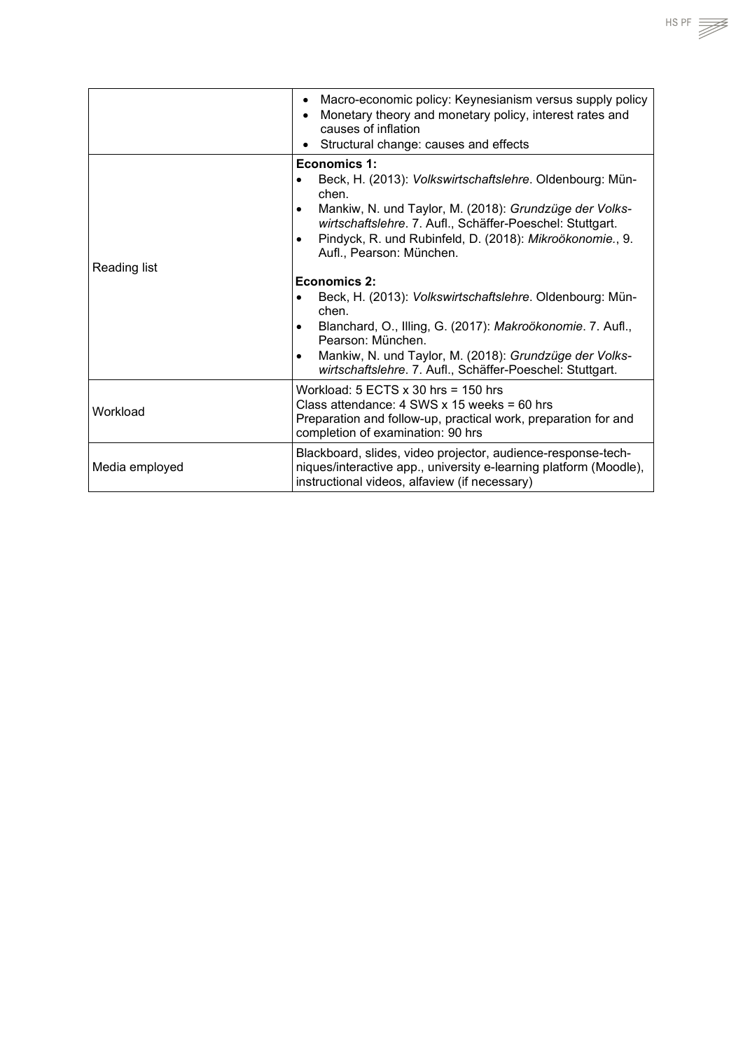| | |
|---|---|
| | • Macro-economic policy: Keynesianism versus supply policy<br>• Monetary theory and monetary policy, interest rates and causes of inflation<br>• Structural change: causes and effects |
| Reading list | **Economics 1:**<br>• Beck, H. (2013): *Volkswirtschaftslehre*. Oldenbourg: München.<br>• Mankiw, N. und Taylor, M. (2018): *Grundzüge der Volkswirtschaftslehre*. 7. Aufl., Schäffer-Poeschel: Stuttgart.<br>• Pindyck, R. und Rubinfeld, D. (2018): *Mikroökonomie.*, 9. Aufl., Pearson: München.<br><br>**Economics 2:**<br>• Beck, H. (2013): *Volkswirtschaftslehre*. Oldenbourg: München.<br>• Blanchard, O., Illing, G. (2017): *Makroökonomie*. 7. Aufl., Pearson: München.<br>• Mankiw, N. und Taylor, M. (2018): *Grundzüge der Volkswirtschaftslehre*. 7. Aufl., Schäffer-Poeschel: Stuttgart. |
| Workload | Workload: 5 ECTS x 30 hrs = 150 hrs<br>Class attendance: 4 SWS x 15 weeks = 60 hrs<br>Preparation and follow-up, practical work, preparation for and completion of examination: 90 hrs |
| Media employed | Blackboard, slides, video projector, audience-response-techniques/interactive app., university e-learning platform (Moodle), instructional videos, alfaview (if necessary) |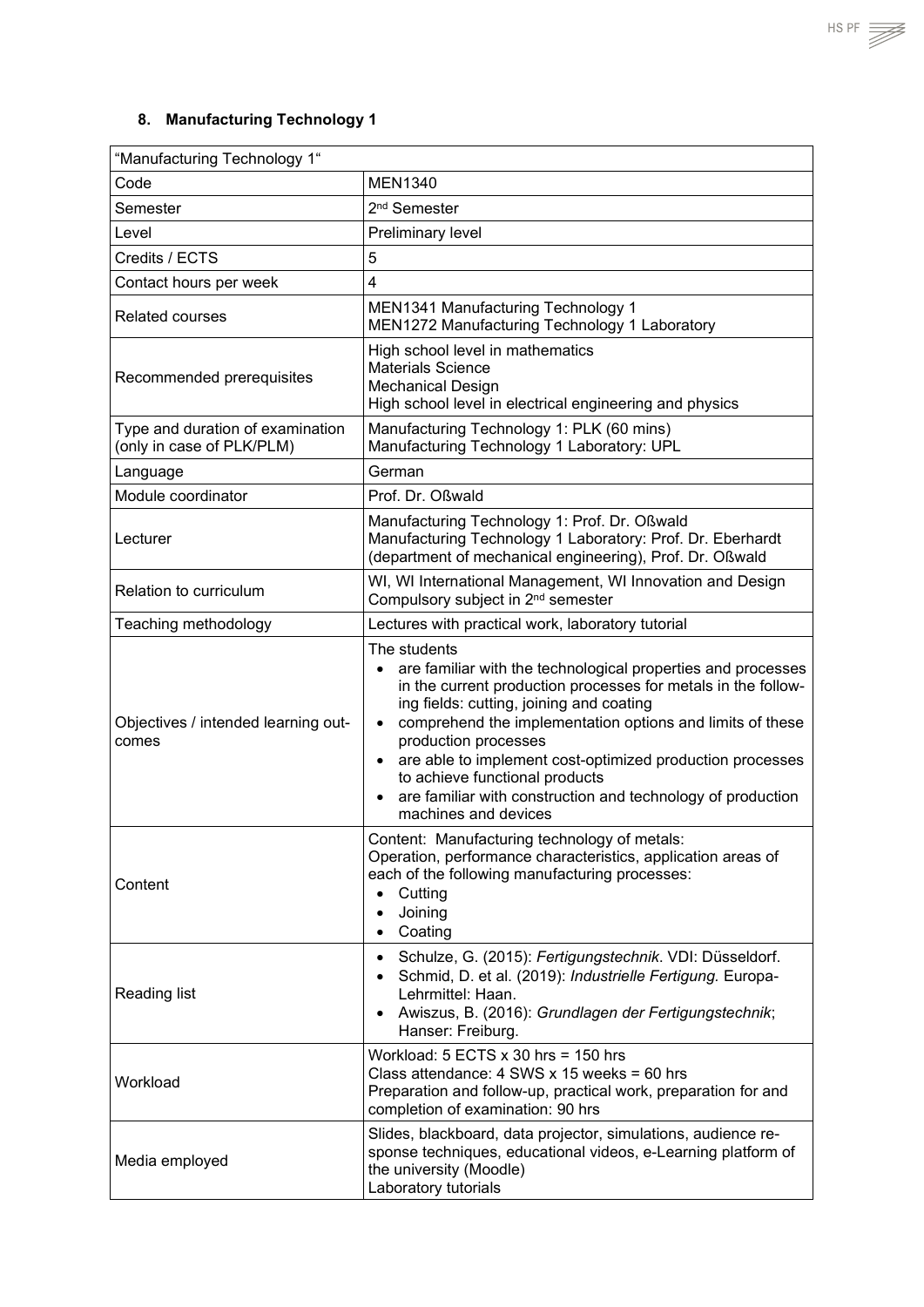## 8. Manufacturing Technology 1

| "Manufacturing Technology 1" | |
|---|---|
| Code | MEN1340 |
| Semester | 2nd Semester |
| Level | Preliminary level |
| Credits / ECTS | 5 |
| Contact hours per week | 4 |
| Related courses | MEN1341 Manufacturing Technology 1<br>MEN1272 Manufacturing Technology 1 Laboratory |
| Recommended prerequisites | High school level in mathematics<br>Materials Science<br>Mechanical Design<br>High school level in electrical engineering and physics |
| Type and duration of examination (only in case of PLK/PLM) | Manufacturing Technology 1: PLK (60 mins)<br>Manufacturing Technology 1 Laboratory: UPL |
| Language | German |
| Module coordinator | Prof. Dr. Oßwald |
| Lecturer | Manufacturing Technology 1: Prof. Dr. Oßwald<br>Manufacturing Technology 1 Laboratory: Prof. Dr. Eberhardt (department of mechanical engineering), Prof. Dr. Oßwald |
| Relation to curriculum | WI, WI International Management, WI Innovation and Design<br>Compulsory subject in 2nd semester |
| Teaching methodology | Lectures with practical work, laboratory tutorial |
| Objectives / intended learning outcomes | The students<br>• are familiar with the technological properties and processes in the current production processes for metals in the following fields: cutting, joining and coating<br>• comprehend the implementation options and limits of these production processes<br>• are able to implement cost-optimized production processes to achieve functional products<br>• are familiar with construction and technology of production machines and devices |
| Content | Content: Manufacturing technology of metals:<br>Operation, performance characteristics, application areas of each of the following manufacturing processes:<br>• Cutting<br>• Joining<br>• Coating |
| Reading list | • Schulze, G. (2015): *Fertigungstechnik*. VDI: Düsseldorf.<br>• Schmid, D. et al. (2019): *Industrielle Fertigung.* Europa-Lehrmittel: Haan.<br>• Awiszus, B. (2016): *Grundlagen der Fertigungstechnik*; Hanser: Freiburg. |
| Workload | Workload: 5 ECTS x 30 hrs = 150 hrs<br>Class attendance: 4 SWS x 15 weeks = 60 hrs<br>Preparation and follow-up, practical work, preparation for and completion of examination: 90 hrs |
| Media employed | Slides, blackboard, data projector, simulations, audience response techniques, educational videos, e-Learning platform of the university (Moodle)<br>Laboratory tutorials |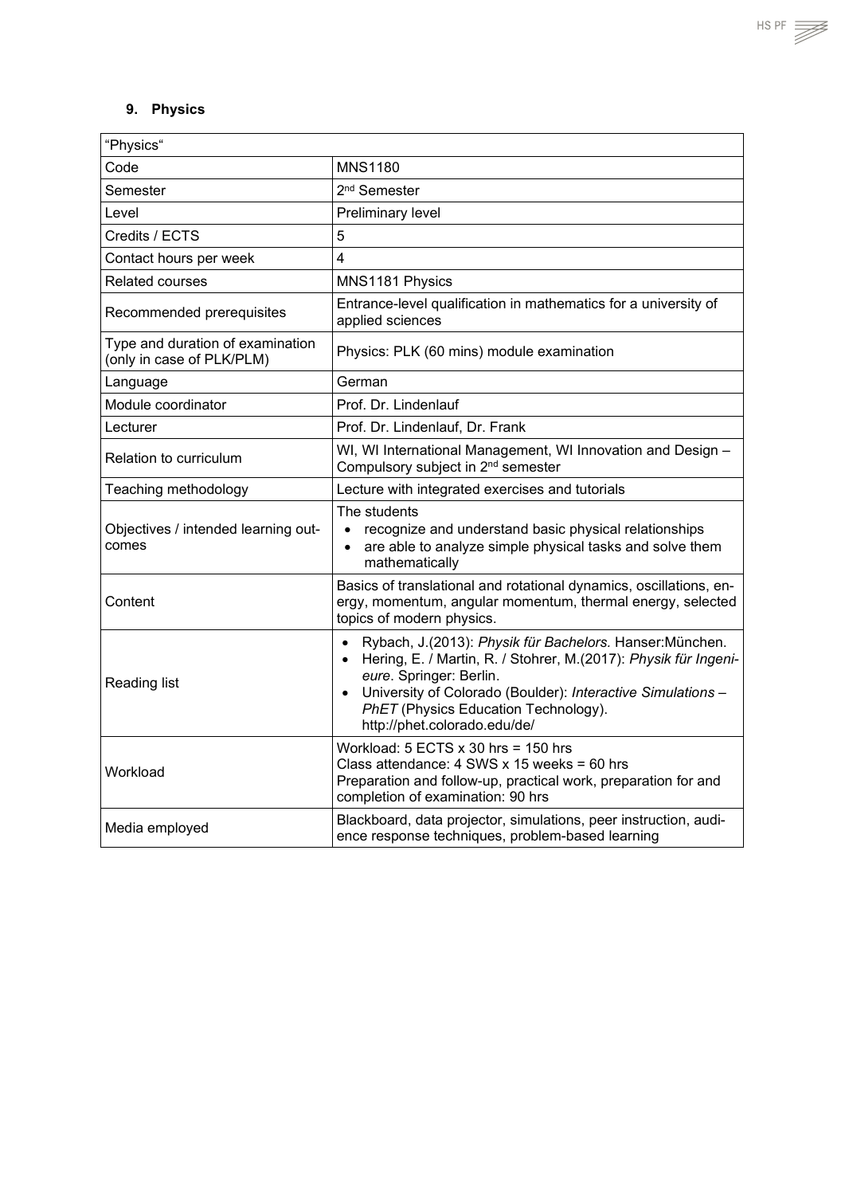## 9. Physics

| "Physics" | |
|---|---|
| Code | MNS1180 |
| Semester | 2nd Semester |
| Level | Preliminary level |
| Credits / ECTS | 5 |
| Contact hours per week | 4 |
| Related courses | MNS1181 Physics |
| Recommended prerequisites | Entrance-level qualification in mathematics for a university of applied sciences |
| Type and duration of examination (only in case of PLK/PLM) | Physics: PLK (60 mins) module examination |
| Language | German |
| Module coordinator | Prof. Dr. Lindenlauf |
| Lecturer | Prof. Dr. Lindenlauf, Dr. Frank |
| Relation to curriculum | WI, WI International Management, WI Innovation and Design – Compulsory subject in 2nd semester |
| Teaching methodology | Lecture with integrated exercises and tutorials |
| Objectives / intended learning outcomes | The students<br>• recognize and understand basic physical relationships<br>• are able to analyze simple physical tasks and solve them mathematically |
| Content | Basics of translational and rotational dynamics, oscillations, energy, momentum, angular momentum, thermal energy, selected topics of modern physics. |
| Reading list | • Rybach, J.(2013): *Physik für Bachelors.* Hanser:München.<br>• Hering, E. / Martin, R. / Stohrer, M.(2017): *Physik für Ingenieure*. Springer: Berlin.<br>• University of Colorado (Boulder): *Interactive Simulations – PhET* (Physics Education Technology). http://phet.colorado.edu/de/ |
| Workload | Workload: 5 ECTS x 30 hrs = 150 hrs<br>Class attendance: 4 SWS x 15 weeks = 60 hrs<br>Preparation and follow-up, practical work, preparation for and completion of examination: 90 hrs |
| Media employed | Blackboard, data projector, simulations, peer instruction, audience response techniques, problem-based learning |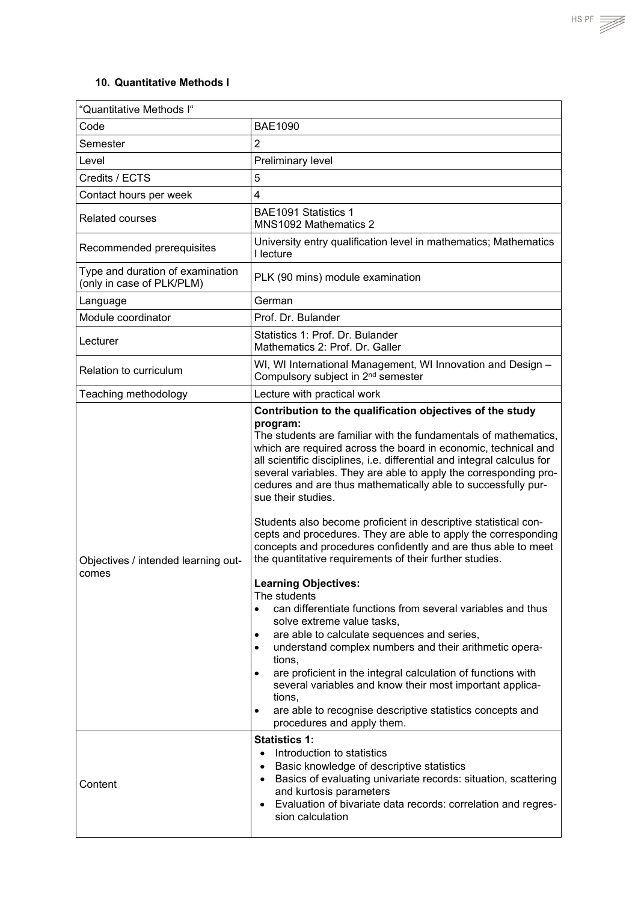### 10. Quantitative Methods I

| "Quantitative Methods I" | |
|---|---|
| Code | BAE1090 |
| Semester | 2 |
| Level | Preliminary level |
| Credits / ECTS | 5 |
| Contact hours per week | 4 |
| Related courses | BAE1091 Statistics 1<br>MNS1092 Mathematics 2 |
| Recommended prerequisites | University entry qualification level in mathematics; Mathematics I lecture |
| Type and duration of examination (only in case of PLK/PLM) | PLK (90 mins) module examination |
| Language | German |
| Module coordinator | Prof. Dr. Bulander |
| Lecturer | Statistics 1: Prof. Dr. Bulander<br>Mathematics 2: Prof. Dr. Galler |
| Relation to curriculum | WI, WI International Management, WI Innovation and Design – Compulsory subject in 2nd semester |
| Teaching methodology | Lecture with practical work |
| Objectives / intended learning outcomes | **Contribution to the qualification objectives of the study program:**<br>The students are familiar with the fundamentals of mathematics, which are required across the board in economic, technical and all scientific disciplines, i.e. differential and integral calculus for several variables. They are able to apply the corresponding procedures and are thus mathematically able to successfully pursue their studies.<br><br>Students also become proficient in descriptive statistical concepts and procedures. They are able to apply the corresponding concepts and procedures confidently and are thus able to meet the quantitative requirements of their further studies.<br><br>**Learning Objectives:**<br>The students<br>• can differentiate functions from several variables and thus solve extreme value tasks,<br>• are able to calculate sequences and series,<br>• understand complex numbers and their arithmetic operations,<br>• are proficient in the integral calculation of functions with several variables and know their most important applications,<br>• are able to recognise descriptive statistics concepts and procedures and apply them. |
| Content | **Statistics 1:**<br>• Introduction to statistics<br>• Basic knowledge of descriptive statistics<br>• Basics of evaluating univariate records: situation, scattering and kurtosis parameters<br>• Evaluation of bivariate data records: correlation and regression calculation |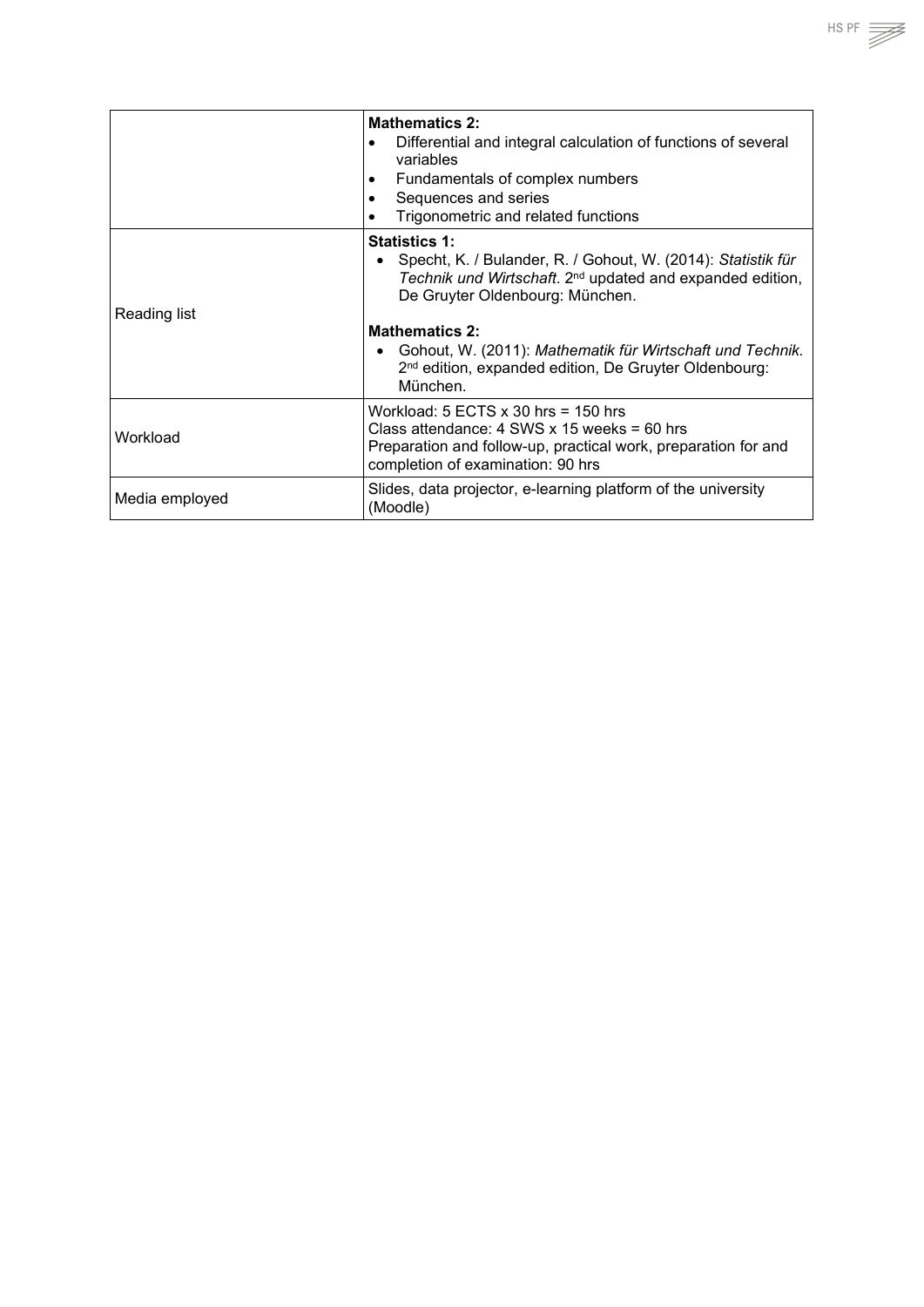| | |
|---|---|
| | **Mathematics 2:**<br>• Differential and integral calculation of functions of several variables<br>• Fundamentals of complex numbers<br>• Sequences and series<br>• Trigonometric and related functions |
| Reading list | **Statistics 1:**<br>• Specht, K. / Bulander, R. / Gohout, W. (2014): *Statistik für Technik und Wirtschaft*. 2nd updated and expanded edition, De Gruyter Oldenbourg: München.<br><br>**Mathematics 2:**<br>• Gohout, W. (2011): *Mathematik für Wirtschaft und Technik.* 2nd edition, expanded edition, De Gruyter Oldenbourg: München. |
| Workload | Workload: 5 ECTS x 30 hrs = 150 hrs<br>Class attendance: 4 SWS x 15 weeks = 60 hrs<br>Preparation and follow-up, practical work, preparation for and completion of examination: 90 hrs |
| Media employed | Slides, data projector, e-learning platform of the university (Moodle) |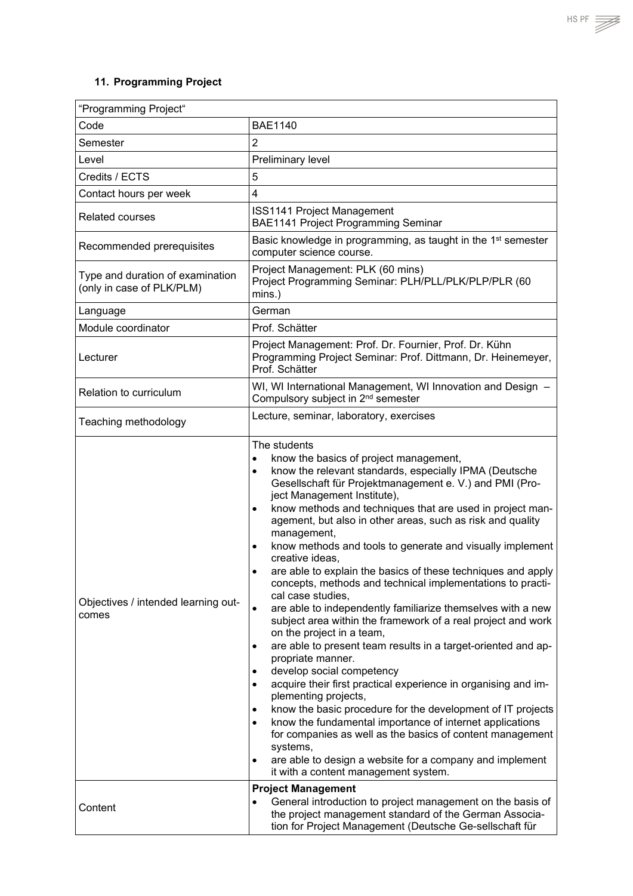## 11. Programming Project

| "Programming Project" | |
|---|---|
| Code | BAE1140 |
| Semester | 2 |
| Level | Preliminary level |
| Credits / ECTS | 5 |
| Contact hours per week | 4 |
| Related courses | ISS1141 Project Management<br>BAE1141 Project Programming Seminar |
| Recommended prerequisites | Basic knowledge in programming, as taught in the 1st semester computer science course. |
| Type and duration of examination (only in case of PLK/PLM) | Project Management: PLK (60 mins)<br>Project Programming Seminar: PLH/PLL/PLK/PLP/PLR (60 mins.) |
| Language | German |
| Module coordinator | Prof. Schätter |
| Lecturer | Project Management: Prof. Dr. Fournier, Prof. Dr. Kühn<br>Programming Project Seminar: Prof. Dittmann, Dr. Heinemeyer, Prof. Schätter |
| Relation to curriculum | WI, WI International Management, WI Innovation and Design – Compulsory subject in 2nd semester |
| Teaching methodology | Lecture, seminar, laboratory, exercises |
| Objectives / intended learning outcomes | The students<br>• know the basics of project management,<br>• know the relevant standards, especially IPMA (Deutsche Gesellschaft für Projektmanagement e. V.) and PMI (Project Management Institute),<br>• know methods and techniques that are used in project management, but also in other areas, such as risk and quality management,<br>• know methods and tools to generate and visually implement creative ideas,<br>• are able to explain the basics of these techniques and apply concepts, methods and technical implementations to practical case studies,<br>• are able to independently familiarize themselves with a new subject area within the framework of a real project and work on the project in a team,<br>• are able to present team results in a target-oriented and appropriate manner.<br>• develop social competency<br>• acquire their first practical experience in organising and implementing projects,<br>• know the basic procedure for the development of IT projects<br>• know the fundamental importance of internet applications for companies as well as the basics of content management systems,<br>• are able to design a website for a company and implement it with a content management system. |
| Content | **Project Management**<br>• General introduction to project management on the basis of the project management standard of the German Association for Project Management (Deutsche Ge-sellschaft für |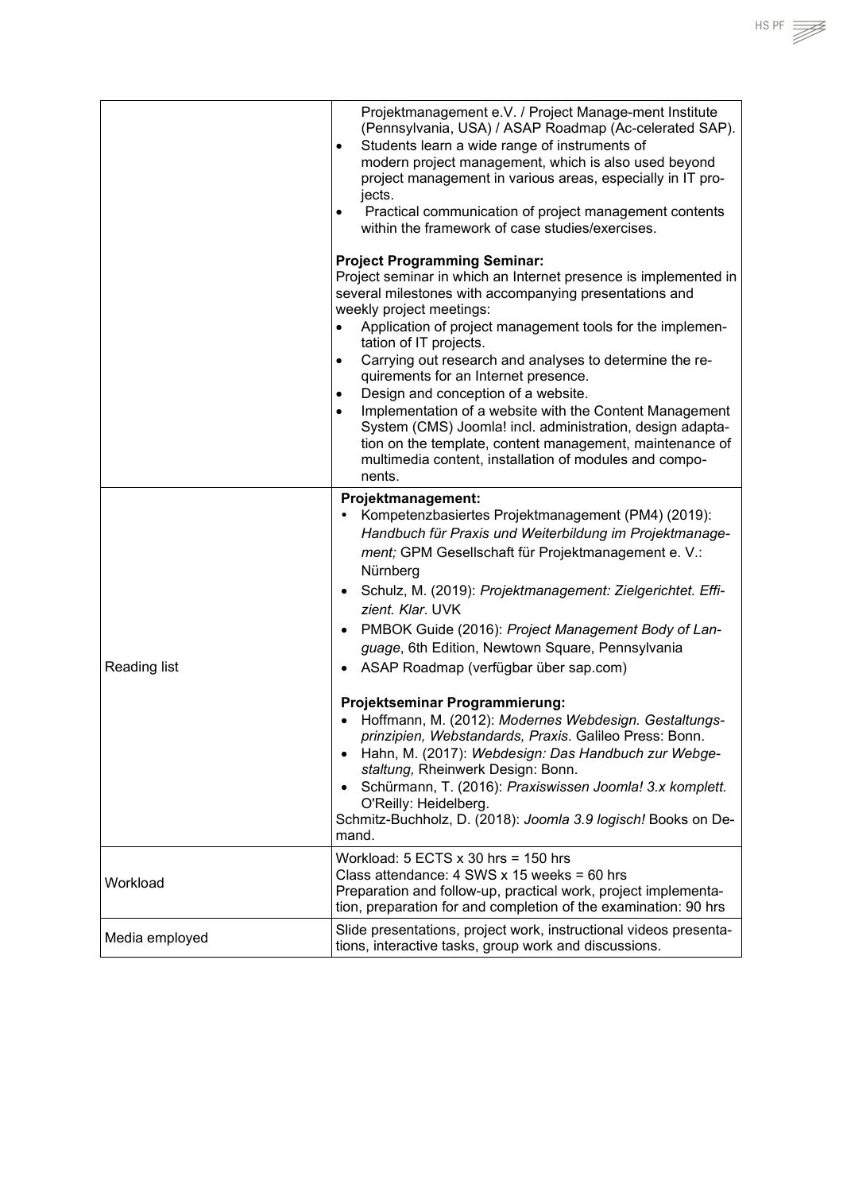| | |
|---|---|
| | Projektmanagement e.V. / Project Manage-ment Institute (Pennsylvania, USA) / ASAP Roadmap (Ac-celerated SAP).<br>• Students learn a wide range of instruments of modern project management, which is also used beyond project management in various areas, especially in IT projects.<br>• Practical communication of project management contents within the framework of case studies/exercises.<br><br>**Project Programming Seminar:**<br>Project seminar in which an Internet presence is implemented in several milestones with accompanying presentations and weekly project meetings:<br>• Application of project management tools for the implementation of IT projects.<br>• Carrying out research and analyses to determine the requirements for an Internet presence.<br>• Design and conception of a website.<br>• Implementation of a website with the Content Management System (CMS) Joomla! incl. administration, design adaptation on the template, content management, maintenance of multimedia content, installation of modules and components. |
| Reading list | **Projektmanagement:**<br>• Kompetenzbasiertes Projektmanagement (PM4) (2019): *Handbuch für Praxis und Weiterbildung im Projektmanagement;* GPM Gesellschaft für Projektmanagement e. V.: Nürnberg<br>• Schulz, M. (2019): *Projektmanagement: Zielgerichtet. Effizient. Klar*. UVK<br>• PMBOK Guide (2016): *Project Management Body of Language*, 6th Edition, Newtown Square, Pennsylvania<br>• ASAP Roadmap (verfügbar über sap.com)<br><br>**Projektseminar Programmierung:**<br>• Hoffmann, M. (2012): *Modernes Webdesign. Gestaltungsprinzipien, Webstandards, Praxis*. Galileo Press: Bonn.<br>• Hahn, M. (2017): *Webdesign: Das Handbuch zur Webgestaltung,* Rheinwerk Design: Bonn.<br>• Schürmann, T. (2016): *Praxiswissen Joomla! 3.x komplett.* O'Reilly: Heidelberg.<br>Schmitz-Buchholz, D. (2018): *Joomla 3.9 logisch!* Books on Demand. |
| Workload | Workload: 5 ECTS x 30 hrs = 150 hrs<br>Class attendance: 4 SWS x 15 weeks = 60 hrs<br>Preparation and follow-up, practical work, project implementation, preparation for and completion of the examination: 90 hrs |
| Media employed | Slide presentations, project work, instructional videos presentations, interactive tasks, group work and discussions. |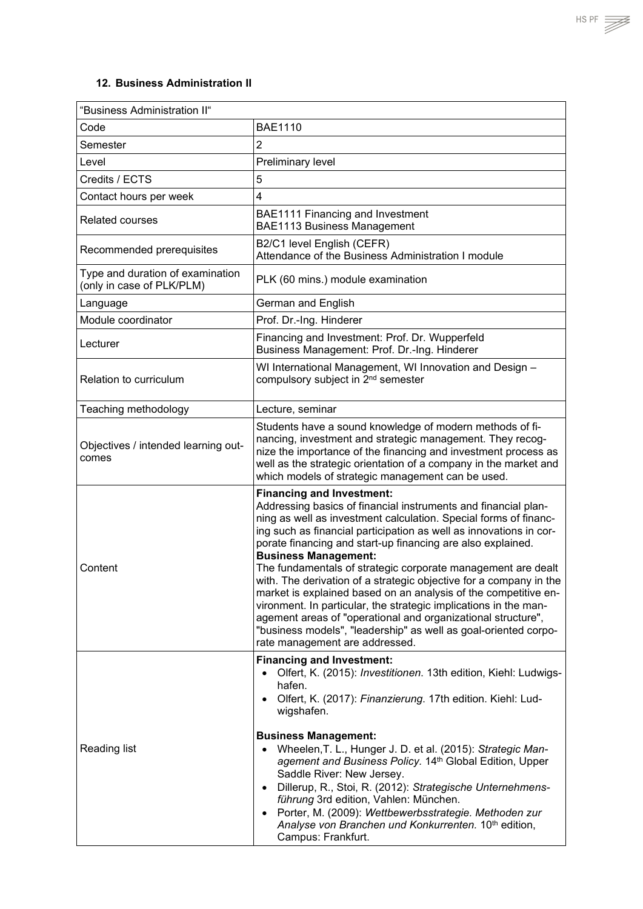## 12. Business Administration II

| "Business Administration II" | |
|---|---|
| Code | BAE1110 |
| Semester | 2 |
| Level | Preliminary level |
| Credits / ECTS | 5 |
| Contact hours per week | 4 |
| Related courses | BAE1111 Financing and Investment<br>BAE1113 Business Management |
| Recommended prerequisites | B2/C1 level English (CEFR)<br>Attendance of the Business Administration I module |
| Type and duration of examination (only in case of PLK/PLM) | PLK (60 mins.) module examination |
| Language | German and English |
| Module coordinator | Prof. Dr.-Ing. Hinderer |
| Lecturer | Financing and Investment: Prof. Dr. Wupperfeld<br>Business Management: Prof. Dr.-Ing. Hinderer |
| Relation to curriculum | WI International Management, WI Innovation and Design – compulsory subject in 2nd semester |
| Teaching methodology | Lecture, seminar |
| Objectives / intended learning outcomes | Students have a sound knowledge of modern methods of financing, investment and strategic management. They recognize the importance of the financing and investment process as well as the strategic orientation of a company in the market and which models of strategic management can be used. |
| Content | **Financing and Investment:**<br>Addressing basics of financial instruments and financial planning as well as investment calculation. Special forms of financing such as financial participation as well as innovations in corporate financing and start-up financing are also explained.<br>**Business Management:**<br>The fundamentals of strategic corporate management are dealt with. The derivation of a strategic objective for a company in the market is explained based on an analysis of the competitive environment. In particular, the strategic implications in the management areas of "operational and organizational structure", "business models", "leadership" as well as goal-oriented corporate management are addressed. |
| Reading list | **Financing and Investment:**<br>• Olfert, K. (2015): *Investitionen*. 13th edition, Kiehl: Ludwigshafen.<br>• Olfert, K. (2017): *Finanzierung*. 17th edition. Kiehl: Ludwigshafen.<br><br>**Business Management:**<br>• Wheelen,T. L., Hunger J. D. et al. (2015): *Strategic Management and Business Policy.* 14th Global Edition, Upper Saddle River: New Jersey.<br>• Dillerup, R., Stoi, R. (2012): *Strategische Unternehmensführung* 3rd edition, Vahlen: München.<br>• Porter, M. (2009): *Wettbewerbsstrategie. Methoden zur Analyse von Branchen und Konkurrenten.* 10th edition, Campus: Frankfurt. |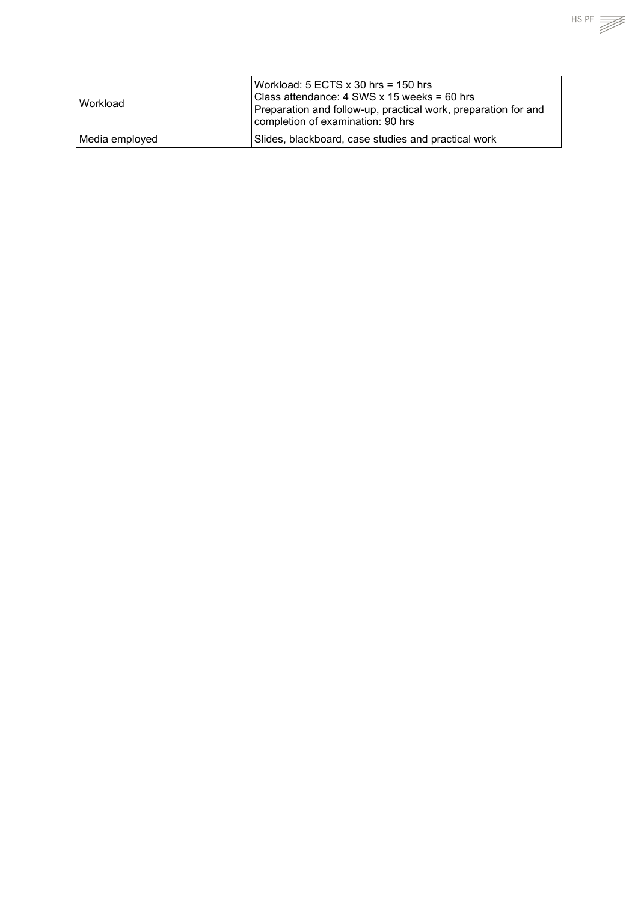| | |
|---|---|
| Workload | Workload: 5 ECTS x 30 hrs = 150 hrs<br>Class attendance: 4 SWS x 15 weeks = 60 hrs<br>Preparation and follow-up, practical work, preparation for and completion of examination: 90 hrs |
| Media employed | Slides, blackboard, case studies and practical work |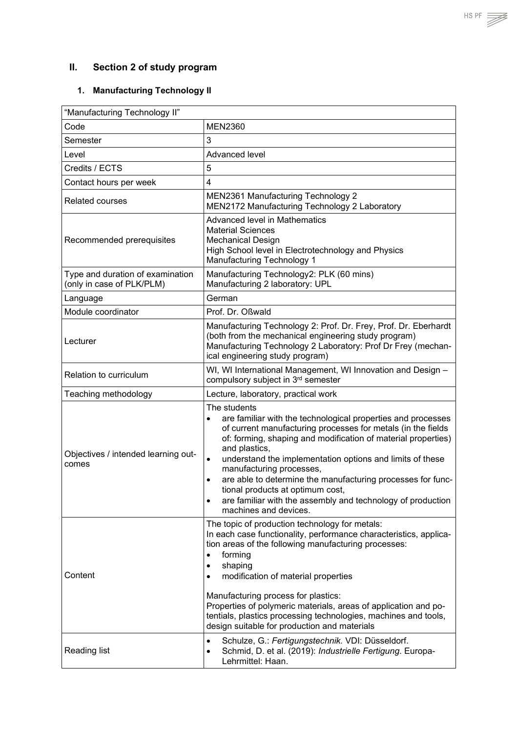## II. Section 2 of study program

### 1. Manufacturing Technology II

| "Manufacturing Technology II" | |
|---|---|
| Code | MEN2360 |
| Semester | 3 |
| Level | Advanced level |
| Credits / ECTS | 5 |
| Contact hours per week | 4 |
| Related courses | MEN2361 Manufacturing Technology 2<br>MEN2172 Manufacturing Technology 2 Laboratory |
| Recommended prerequisites | Advanced level in Mathematics<br>Material Sciences<br>Mechanical Design<br>High School level in Electrotechnology and Physics<br>Manufacturing Technology 1 |
| Type and duration of examination (only in case of PLK/PLM) | Manufacturing Technology2: PLK (60 mins)<br>Manufacturing 2 laboratory: UPL |
| Language | German |
| Module coordinator | Prof. Dr. Oßwald |
| Lecturer | Manufacturing Technology 2: Prof. Dr. Frey, Prof. Dr. Eberhardt (both from the mechanical engineering study program)<br>Manufacturing Technology 2 Laboratory: Prof Dr Frey (mechanical engineering study program) |
| Relation to curriculum | WI, WI International Management, WI Innovation and Design – compulsory subject in 3rd semester |
| Teaching methodology | Lecture, laboratory, practical work |
| Objectives / intended learning outcomes | The students<br>• are familiar with the technological properties and processes of current manufacturing processes for metals (in the fields of: forming, shaping and modification of material properties) and plastics,<br>• understand the implementation options and limits of these manufacturing processes,<br>• are able to determine the manufacturing processes for functional products at optimum cost,<br>• are familiar with the assembly and technology of production machines and devices. |
| Content | The topic of production technology for metals:<br>In each case functionality, performance characteristics, application areas of the following manufacturing processes:<br>• forming<br>• shaping<br>• modification of material properties<br><br>Manufacturing process for plastics:<br>Properties of polymeric materials, areas of application and potentials, plastics processing technologies, machines and tools, design suitable for production and materials |
| Reading list | • Schulze, G.: *Fertigungstechnik.* VDI: Düsseldorf.<br>• Schmid, D. et al. (2019): *Industrielle Fertigung.* Europa-Lehrmittel: Haan. |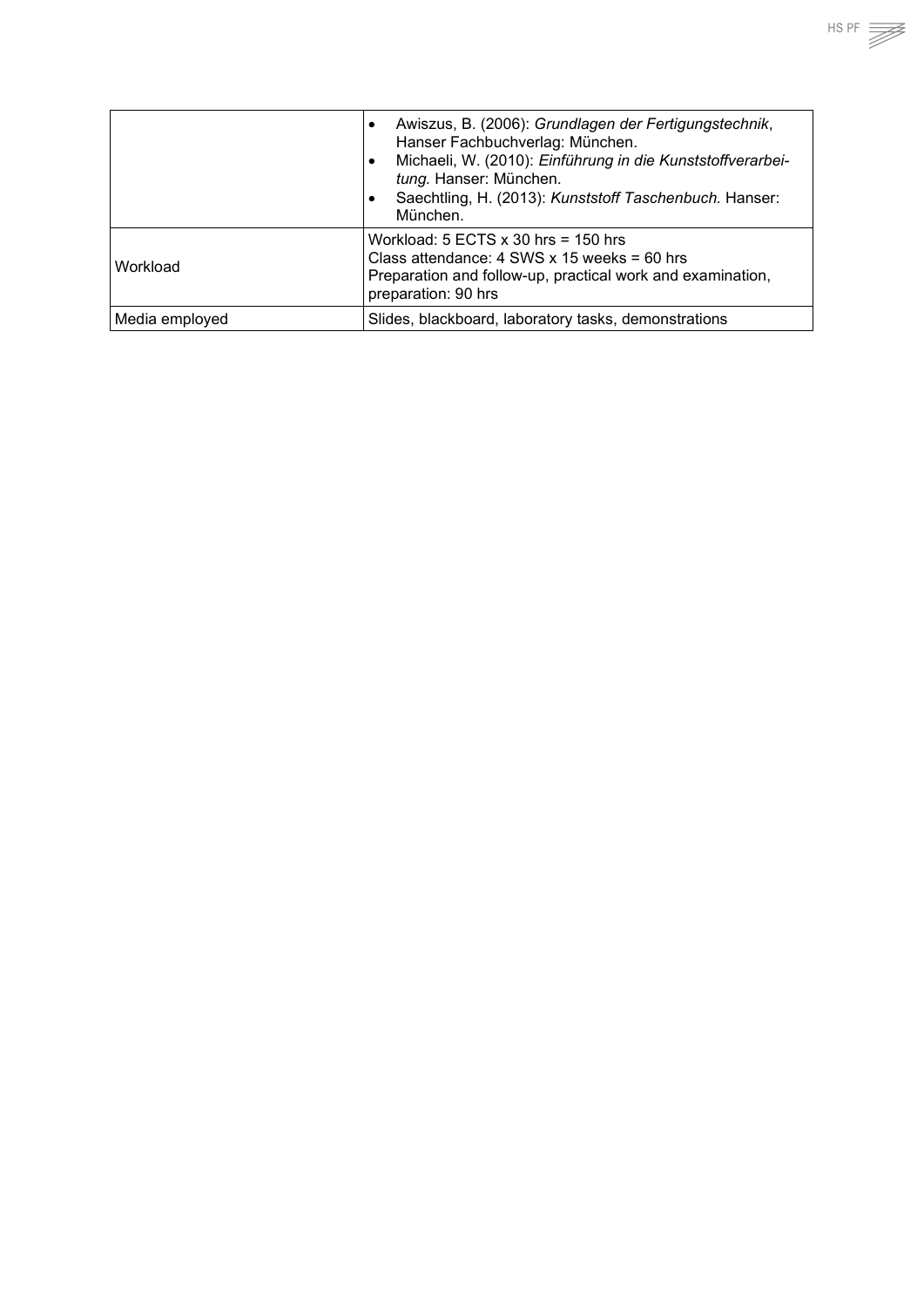| | |
|---|---|
| | • Awiszus, B. (2006): *Grundlagen der Fertigungstechnik*, Hanser Fachbuchverlag: München.<br>• Michaeli, W. (2010): *Einführung in die Kunststoffverarbeitung.* Hanser: München.<br>• Saechtling, H. (2013): *Kunststoff Taschenbuch.* Hanser: München. |
| Workload | Workload: 5 ECTS x 30 hrs = 150 hrs<br>Class attendance: 4 SWS x 15 weeks = 60 hrs<br>Preparation and follow-up, practical work and examination, preparation: 90 hrs |
| Media employed | Slides, blackboard, laboratory tasks, demonstrations |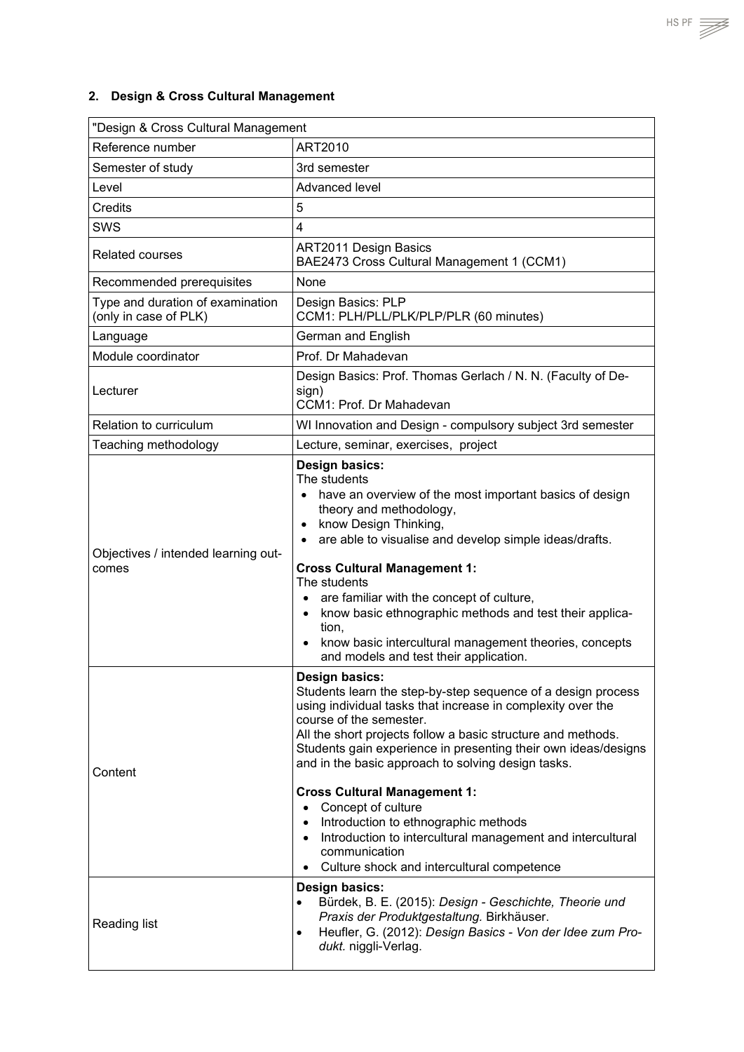## 2. Design & Cross Cultural Management

| "Design & Cross Cultural Management | |
|---|---|
| Reference number | ART2010 |
| Semester of study | 3rd semester |
| Level | Advanced level |
| Credits | 5 |
| SWS | 4 |
| Related courses | ART2011 Design Basics<br>BAE2473 Cross Cultural Management 1 (CCM1) |
| Recommended prerequisites | None |
| Type and duration of examination (only in case of PLK) | Design Basics: PLP<br>CCM1: PLH/PLL/PLK/PLP/PLR (60 minutes) |
| Language | German and English |
| Module coordinator | Prof. Dr Mahadevan |
| Lecturer | Design Basics: Prof. Thomas Gerlach / N. N. (Faculty of Design)<br>CCM1: Prof. Dr Mahadevan |
| Relation to curriculum | WI Innovation and Design - compulsory subject 3rd semester |
| Teaching methodology | Lecture, seminar, exercises, project |
| Objectives / intended learning outcomes | **Design basics:**<br>The students<br>• have an overview of the most important basics of design theory and methodology,<br>• know Design Thinking,<br>• are able to visualise and develop simple ideas/drafts.<br><br>**Cross Cultural Management 1:**<br>The students<br>• are familiar with the concept of culture,<br>• know basic ethnographic methods and test their application,<br>• know basic intercultural management theories, concepts and models and test their application. |
| Content | **Design basics:**<br>Students learn the step-by-step sequence of a design process using individual tasks that increase in complexity over the course of the semester.<br>All the short projects follow a basic structure and methods. Students gain experience in presenting their own ideas/designs and in the basic approach to solving design tasks.<br><br>**Cross Cultural Management 1:**<br>• Concept of culture<br>• Introduction to ethnographic methods<br>• Introduction to intercultural management and intercultural communication<br>• Culture shock and intercultural competence |
| Reading list | **Design basics:**<br>• Bürdek, B. E. (2015): *Design - Geschichte, Theorie und Praxis der Produktgestaltung.* Birkhäuser.<br>• Heufler, G. (2012): *Design Basics - Von der Idee zum Produkt.* niggli-Verlag. |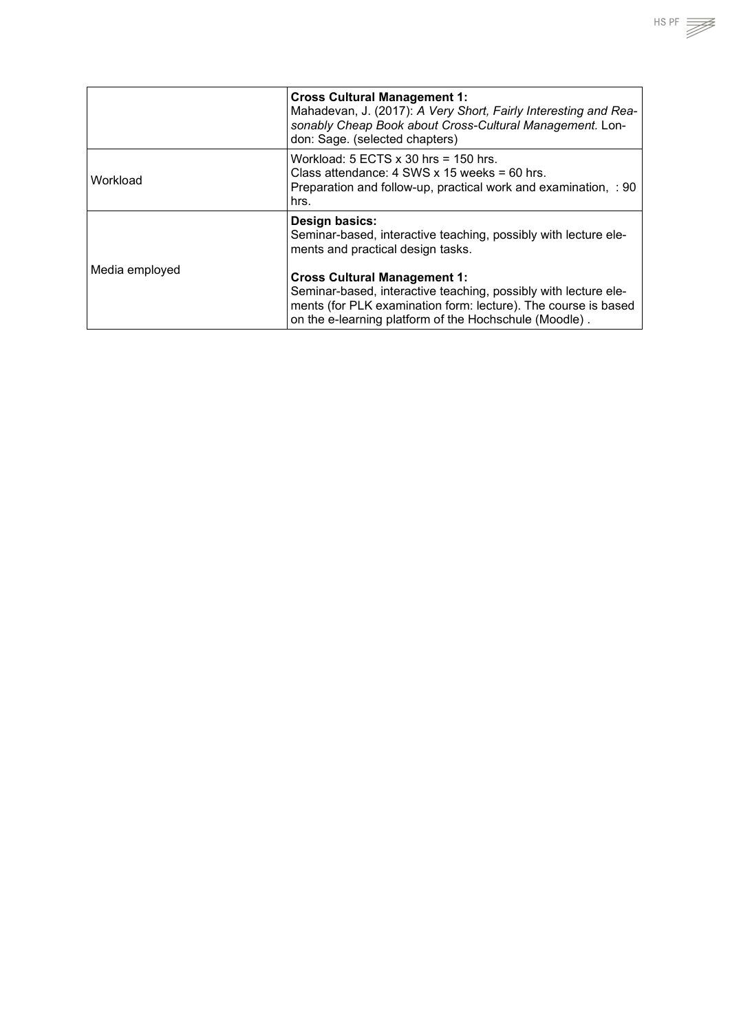|  |  |
|---|---|
|  | **Cross Cultural Management 1:**<br>Mahadevan, J. (2017): *A Very Short, Fairly Interesting and Reasonably Cheap Book about Cross-Cultural Management.* London: Sage. (selected chapters) |
| Workload | Workload: 5 ECTS x 30 hrs = 150 hrs.<br>Class attendance: 4 SWS x 15 weeks = 60 hrs.<br>Preparation and follow-up, practical work and examination, : 90 hrs. |
| Media employed | **Design basics:**<br>Seminar-based, interactive teaching, possibly with lecture elements and practical design tasks.<br><br>**Cross Cultural Management 1:**<br>Seminar-based, interactive teaching, possibly with lecture elements (for PLK examination form: lecture). The course is based on the e-learning platform of the Hochschule (Moodle) . |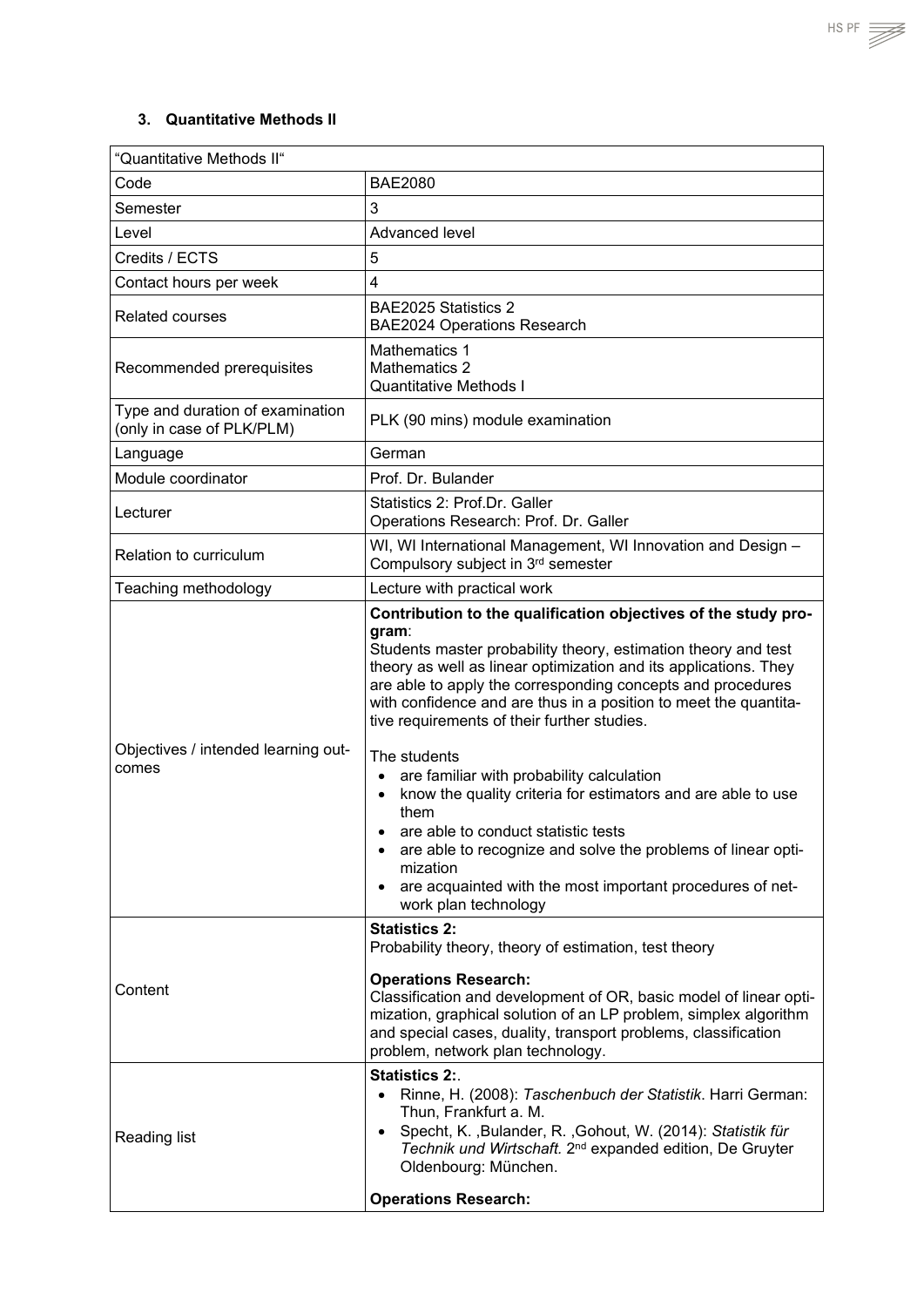### 3. Quantitative Methods II

| "Quantitative Methods II" | |
|---|---|
| Code | BAE2080 |
| Semester | 3 |
| Level | Advanced level |
| Credits / ECTS | 5 |
| Contact hours per week | 4 |
| Related courses | BAE2025 Statistics 2<br>BAE2024 Operations Research |
| Recommended prerequisites | Mathematics 1<br>Mathematics 2<br>Quantitative Methods I |
| Type and duration of examination (only in case of PLK/PLM) | PLK (90 mins) module examination |
| Language | German |
| Module coordinator | Prof. Dr. Bulander |
| Lecturer | Statistics 2: Prof.Dr. Galler<br>Operations Research: Prof. Dr. Galler |
| Relation to curriculum | WI, WI International Management, WI Innovation and Design – Compulsory subject in 3rd semester |
| Teaching methodology | Lecture with practical work |
| Objectives / intended learning outcomes | **Contribution to the qualification objectives of the study program**:<br>Students master probability theory, estimation theory and test theory as well as linear optimization and its applications. They are able to apply the corresponding concepts and procedures with confidence and are thus in a position to meet the quantitative requirements of their further studies.<br><br>The students<br>• are familiar with probability calculation<br>• know the quality criteria for estimators and are able to use them<br>• are able to conduct statistic tests<br>• are able to recognize and solve the problems of linear optimization<br>• are acquainted with the most important procedures of network plan technology |
| Content | **Statistics 2:**<br>Probability theory, theory of estimation, test theory<br><br>**Operations Research:**<br>Classification and development of OR, basic model of linear optimization, graphical solution of an LP problem, simplex algorithm and special cases, duality, transport problems, classification problem, network plan technology. |
| Reading list | **Statistics 2:**.<br>• Rinne, H. (2008): *Taschenbuch der Statistik*. Harri German: Thun, Frankfurt a. M.<br>• Specht, K. ,Bulander, R. ,Gohout, W. (2014): *Statistik für Technik und Wirtschaft.* 2nd expanded edition, De Gruyter Oldenbourg: München.<br><br>**Operations Research:** |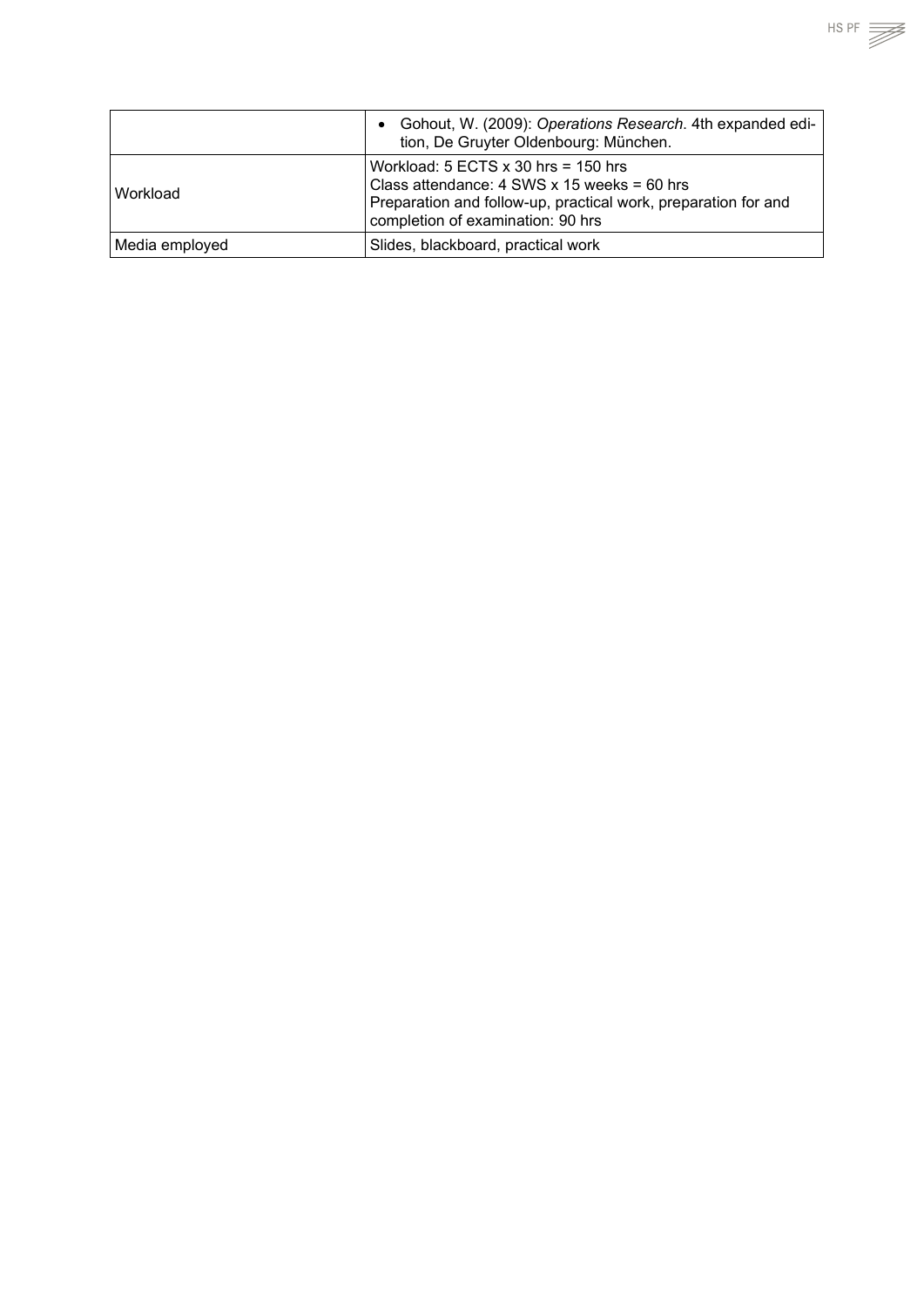| | |
|---|---|
| | • Gohout, W. (2009): *Operations Research*. 4th expanded edition, De Gruyter Oldenbourg: München. |
| Workload | Workload: 5 ECTS x 30 hrs = 150 hrs<br>Class attendance: 4 SWS x 15 weeks = 60 hrs<br>Preparation and follow-up, practical work, preparation for and completion of examination: 90 hrs |
| Media employed | Slides, blackboard, practical work |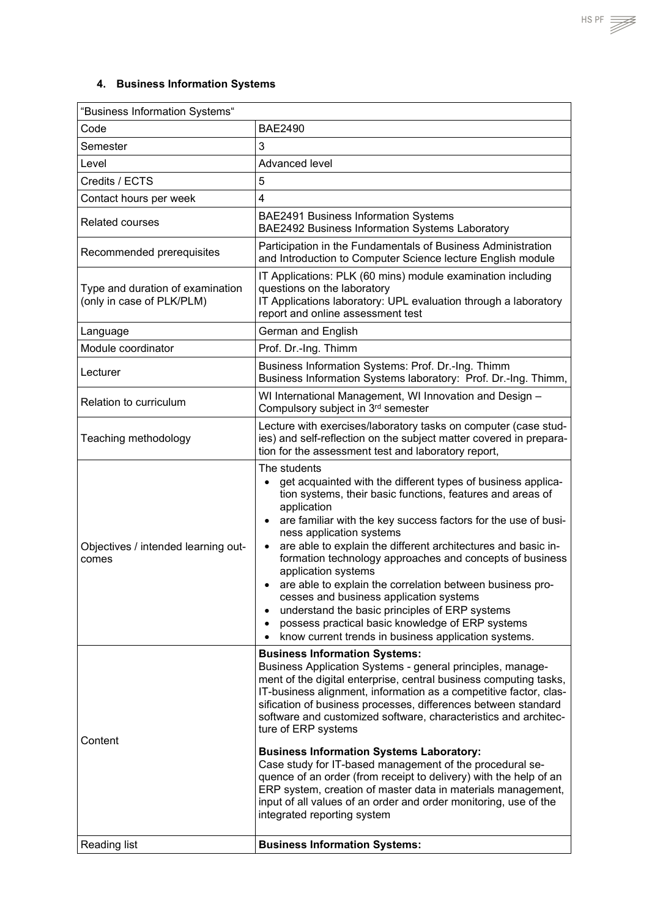## 4. Business Information Systems

| “Business Information Systems“ | |
|---|---|
| Code | BAE2490 |
| Semester | 3 |
| Level | Advanced level |
| Credits / ECTS | 5 |
| Contact hours per week | 4 |
| Related courses | BAE2491 Business Information Systems<br>BAE2492 Business Information Systems Laboratory |
| Recommended prerequisites | Participation in the Fundamentals of Business Administration and Introduction to Computer Science lecture English module |
| Type and duration of examination (only in case of PLK/PLM) | IT Applications: PLK (60 mins) module examination including questions on the laboratory<br>IT Applications laboratory: UPL evaluation through a laboratory report and online assessment test |
| Language | German and English |
| Module coordinator | Prof. Dr.-Ing. Thimm |
| Lecturer | Business Information Systems: Prof. Dr.-Ing. Thimm<br>Business Information Systems laboratory: Prof. Dr.-Ing. Thimm, |
| Relation to curriculum | WI International Management, WI Innovation and Design – Compulsory subject in 3rd semester |
| Teaching methodology | Lecture with exercises/laboratory tasks on computer (case studies) and self-reflection on the subject matter covered in preparation for the assessment test and laboratory report, |
| Objectives / intended learning outcomes | The students<br>• get acquainted with the different types of business application systems, their basic functions, features and areas of application<br>• are familiar with the key success factors for the use of business application systems<br>• are able to explain the different architectures and basic information technology approaches and concepts of business application systems<br>• are able to explain the correlation between business processes and business application systems<br>• understand the basic principles of ERP systems<br>• possess practical basic knowledge of ERP systems<br>• know current trends in business application systems. |
| Content | **Business Information Systems:**<br>Business Application Systems - general principles, management of the digital enterprise, central business computing tasks, IT-business alignment, information as a competitive factor, classification of business processes, differences between standard software and customized software, characteristics and architecture of ERP systems<br><br>**Business Information Systems Laboratory:**<br>Case study for IT-based management of the procedural sequence of an order (from receipt to delivery) with the help of an ERP system, creation of master data in materials management, input of all values of an order and order monitoring, use of the integrated reporting system |
| Reading list | **Business Information Systems:** |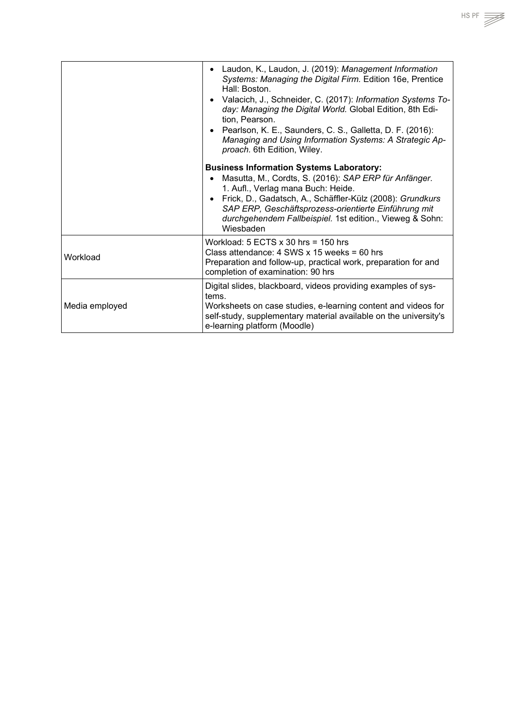| | |
|---|---|
| | • Laudon, K., Laudon, J. (2019): *Management Information Systems: Managing the Digital Firm.* Edition 16e, Prentice Hall: Boston.<br>• Valacich, J., Schneider, C. (2017): *Information Systems Today: Managing the Digital World.* Global Edition, 8th Edition, Pearson.<br>• Pearlson, K. E., Saunders, C. S., Galletta, D. F. (2016): *Managing and Using Information Systems: A Strategic Approach.* 6th Edition, Wiley.<br><br>**Business Information Systems Laboratory:**<br>• Masutta, M., Cordts, S. (2016): *SAP ERP für Anfänger.* 1. Aufl., Verlag mana Buch: Heide.<br>• Frick, D., Gadatsch, A., Schäffler-Külz (2008): *Grundkurs SAP ERP, Geschäftsprozess-orientierte Einführung mit durchgehendem Fallbeispiel.* 1st edition., Vieweg & Sohn: Wiesbaden |
| Workload | Workload: 5 ECTS x 30 hrs = 150 hrs<br>Class attendance: 4 SWS x 15 weeks = 60 hrs<br>Preparation and follow-up, practical work, preparation for and completion of examination: 90 hrs |
| Media employed | Digital slides, blackboard, videos providing examples of systems.<br>Worksheets on case studies, e-learning content and videos for self-study, supplementary material available on the university's e-learning platform (Moodle) |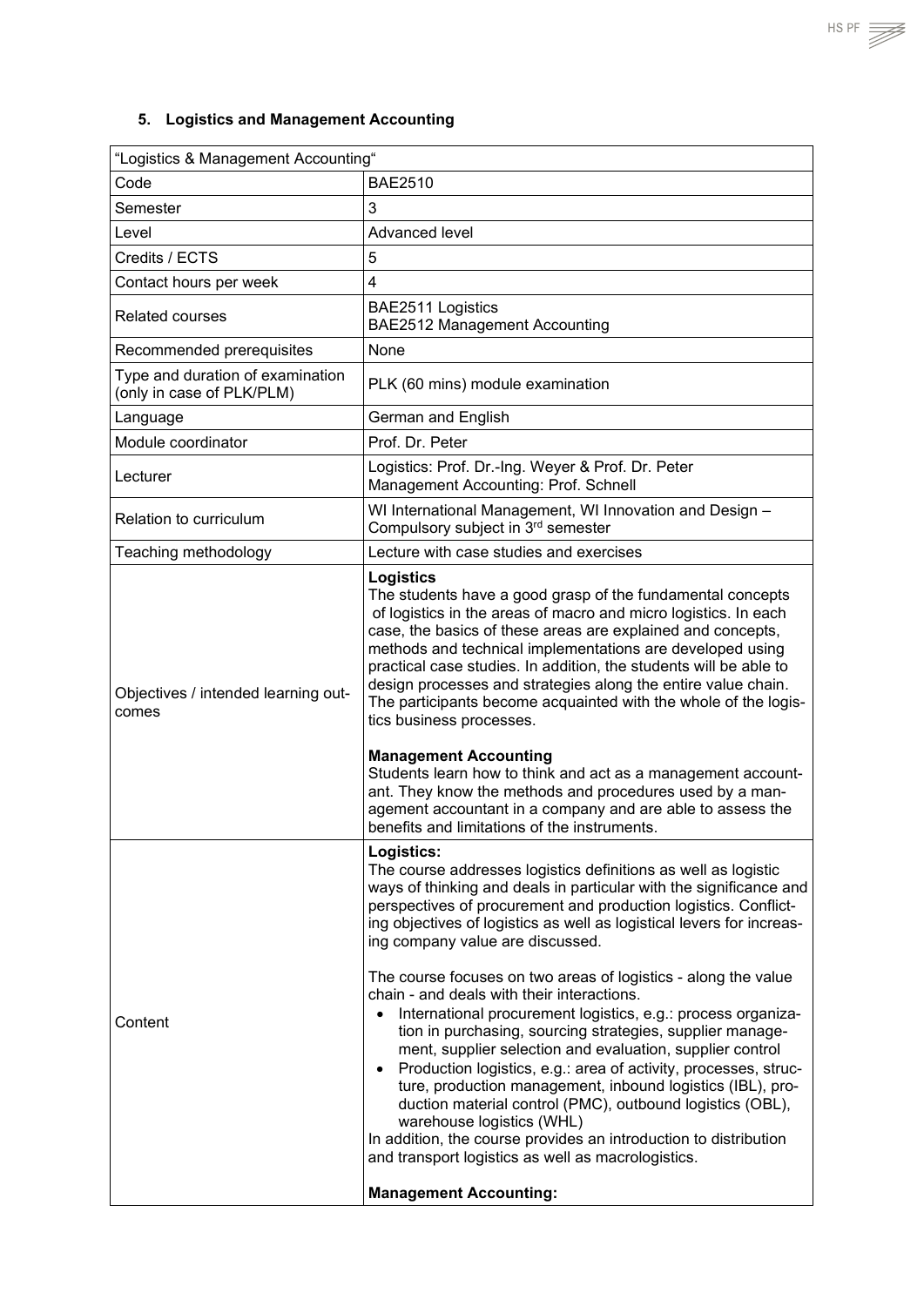### 5. Logistics and Management Accounting

| "Logistics & Management Accounting" | |
|---|---|
| Code | BAE2510 |
| Semester | 3 |
| Level | Advanced level |
| Credits / ECTS | 5 |
| Contact hours per week | 4 |
| Related courses | BAE2511 Logistics<br>BAE2512 Management Accounting |
| Recommended prerequisites | None |
| Type and duration of examination (only in case of PLK/PLM) | PLK (60 mins) module examination |
| Language | German and English |
| Module coordinator | Prof. Dr. Peter |
| Lecturer | Logistics: Prof. Dr.-Ing. Weyer & Prof. Dr. Peter<br>Management Accounting: Prof. Schnell |
| Relation to curriculum | WI International Management, WI Innovation and Design – Compulsory subject in 3rd semester |
| Teaching methodology | Lecture with case studies and exercises |
| Objectives / intended learning outcomes | **Logistics**<br>The students have a good grasp of the fundamental concepts of logistics in the areas of macro and micro logistics. In each case, the basics of these areas are explained and concepts, methods and technical implementations are developed using practical case studies. In addition, the students will be able to design processes and strategies along the entire value chain. The participants become acquainted with the whole of the logistics business processes.<br><br>**Management Accounting**<br>Students learn how to think and act as a management accountant. They know the methods and procedures used by a management accountant in a company and are able to assess the benefits and limitations of the instruments. |
| Content | **Logistics:**<br>The course addresses logistics definitions as well as logistic ways of thinking and deals in particular with the significance and perspectives of procurement and production logistics. Conflicting objectives of logistics as well as logistical levers for increasing company value are discussed.<br><br>The course focuses on two areas of logistics - along the value chain - and deals with their interactions.<br>• International procurement logistics, e.g.: process organization in purchasing, sourcing strategies, supplier management, supplier selection and evaluation, supplier control<br>• Production logistics, e.g.: area of activity, processes, structure, production management, inbound logistics (IBL), production material control (PMC), outbound logistics (OBL), warehouse logistics (WHL)<br>In addition, the course provides an introduction to distribution and transport logistics as well as macrologistics.<br><br>**Management Accounting:** |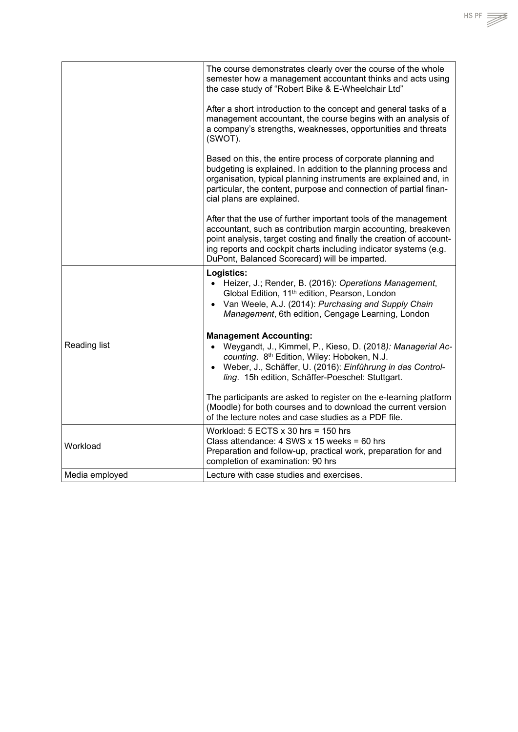| | |
|---|---|
| | The course demonstrates clearly over the course of the whole semester how a management accountant thinks and acts using the case study of "Robert Bike & E-Wheelchair Ltd"<br><br>After a short introduction to the concept and general tasks of a management accountant, the course begins with an analysis of a company's strengths, weaknesses, opportunities and threats (SWOT).<br><br>Based on this, the entire process of corporate planning and budgeting is explained. In addition to the planning process and organisation, typical planning instruments are explained and, in particular, the content, purpose and connection of partial financial plans are explained.<br><br>After that the use of further important tools of the management accountant, such as contribution margin accounting, breakeven point analysis, target costing and finally the creation of accounting reports and cockpit charts including indicator systems (e.g. DuPont, Balanced Scorecard) will be imparted. |
| Reading list | **Logistics:**<br>• Heizer, J.; Render, B. (2016): *Operations Management*, Global Edition, 11th edition, Pearson, London<br>• Van Weele, A.J. (2014): *Purchasing and Supply Chain Management*, 6th edition, Cengage Learning, London<br><br>**Management Accounting:**<br>• Weygandt, J., Kimmel, P., Kieso, D. (2018): *Managerial Accounting*. 8th Edition, Wiley: Hoboken, N.J.<br>• Weber, J., Schäffer, U. (2016): *Einführung in das Controlling*. 15h edition, Schäffer-Poeschel: Stuttgart.<br><br>The participants are asked to register on the e-learning platform (Moodle) for both courses and to download the current version of the lecture notes and case studies as a PDF file. |
| Workload | Workload: 5 ECTS x 30 hrs = 150 hrs<br>Class attendance: 4 SWS x 15 weeks = 60 hrs<br>Preparation and follow-up, practical work, preparation for and completion of examination: 90 hrs |
| Media employed | Lecture with case studies and exercises. |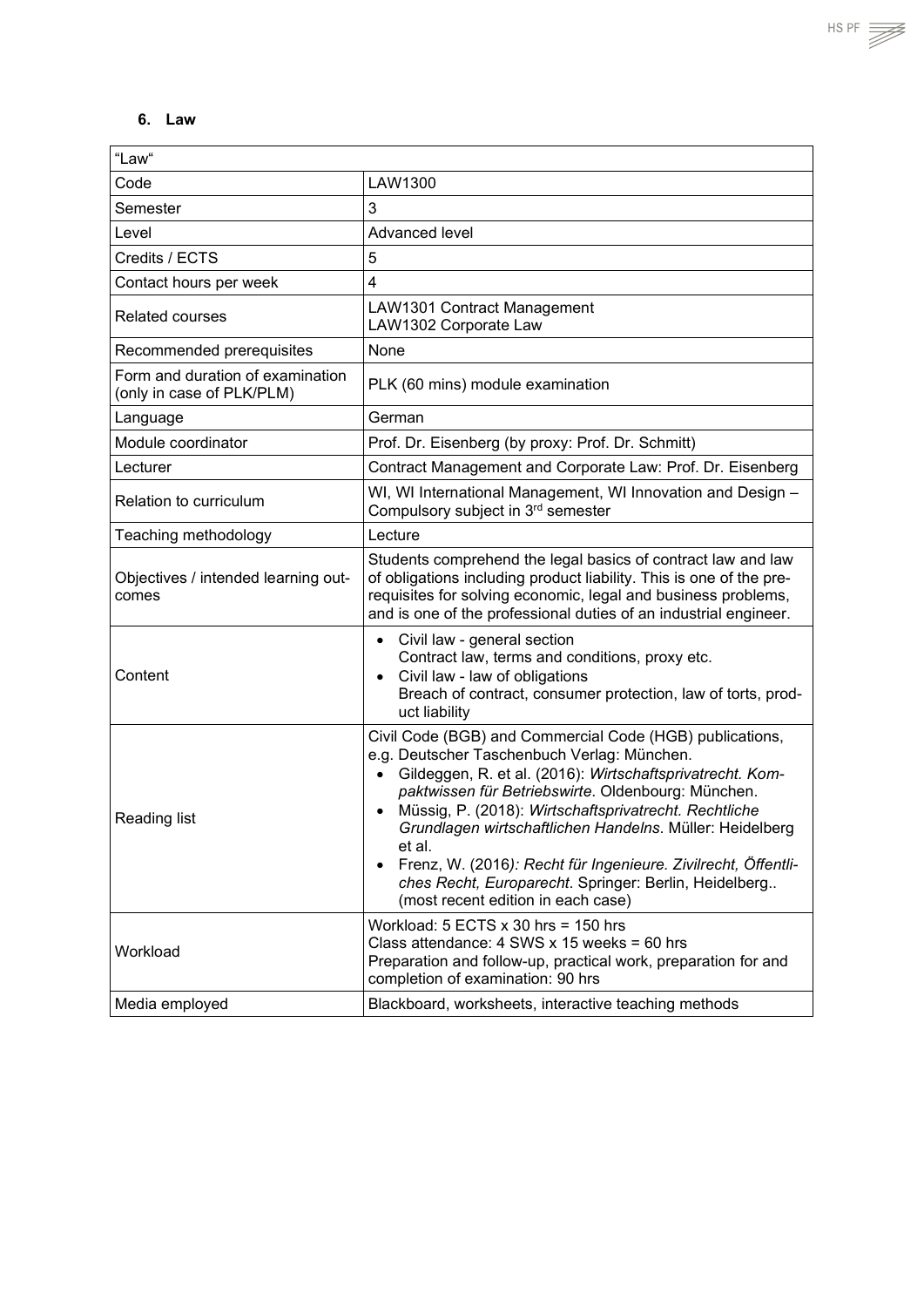### 6. Law

| "Law" | |
|---|---|
| Code | LAW1300 |
| Semester | 3 |
| Level | Advanced level |
| Credits / ECTS | 5 |
| Contact hours per week | 4 |
| Related courses | LAW1301 Contract Management<br>LAW1302 Corporate Law |
| Recommended prerequisites | None |
| Form and duration of examination (only in case of PLK/PLM) | PLK (60 mins) module examination |
| Language | German |
| Module coordinator | Prof. Dr. Eisenberg (by proxy: Prof. Dr. Schmitt) |
| Lecturer | Contract Management and Corporate Law: Prof. Dr. Eisenberg |
| Relation to curriculum | WI, WI International Management, WI Innovation and Design – Compulsory subject in 3rd semester |
| Teaching methodology | Lecture |
| Objectives / intended learning outcomes | Students comprehend the legal basics of contract law and law of obligations including product liability. This is one of the prerequisites for solving economic, legal and business problems, and is one of the professional duties of an industrial engineer. |
| Content | • Civil law - general section<br>Contract law, terms and conditions, proxy etc.<br>• Civil law - law of obligations<br>Breach of contract, consumer protection, law of torts, product liability |
| Reading list | Civil Code (BGB) and Commercial Code (HGB) publications, e.g. Deutscher Taschenbuch Verlag: München.<br>• Gildeggen, R. et al. (2016): *Wirtschaftsprivatrecht. Kompaktwissen für Betriebswirte*. Oldenbourg: München.<br>• Müssig, P. (2018): *Wirtschaftsprivatrecht. Rechtliche Grundlagen wirtschaftlichen Handelns*. Müller: Heidelberg et al.<br>• Frenz, W. (2016*): Recht für Ingenieure. Zivilrecht, Öffentliches Recht, Europarecht*. Springer: Berlin, Heidelberg.. (most recent edition in each case) |
| Workload | Workload: 5 ECTS x 30 hrs = 150 hrs<br>Class attendance: 4 SWS x 15 weeks = 60 hrs<br>Preparation and follow-up, practical work, preparation for and completion of examination: 90 hrs |
| Media employed | Blackboard, worksheets, interactive teaching methods |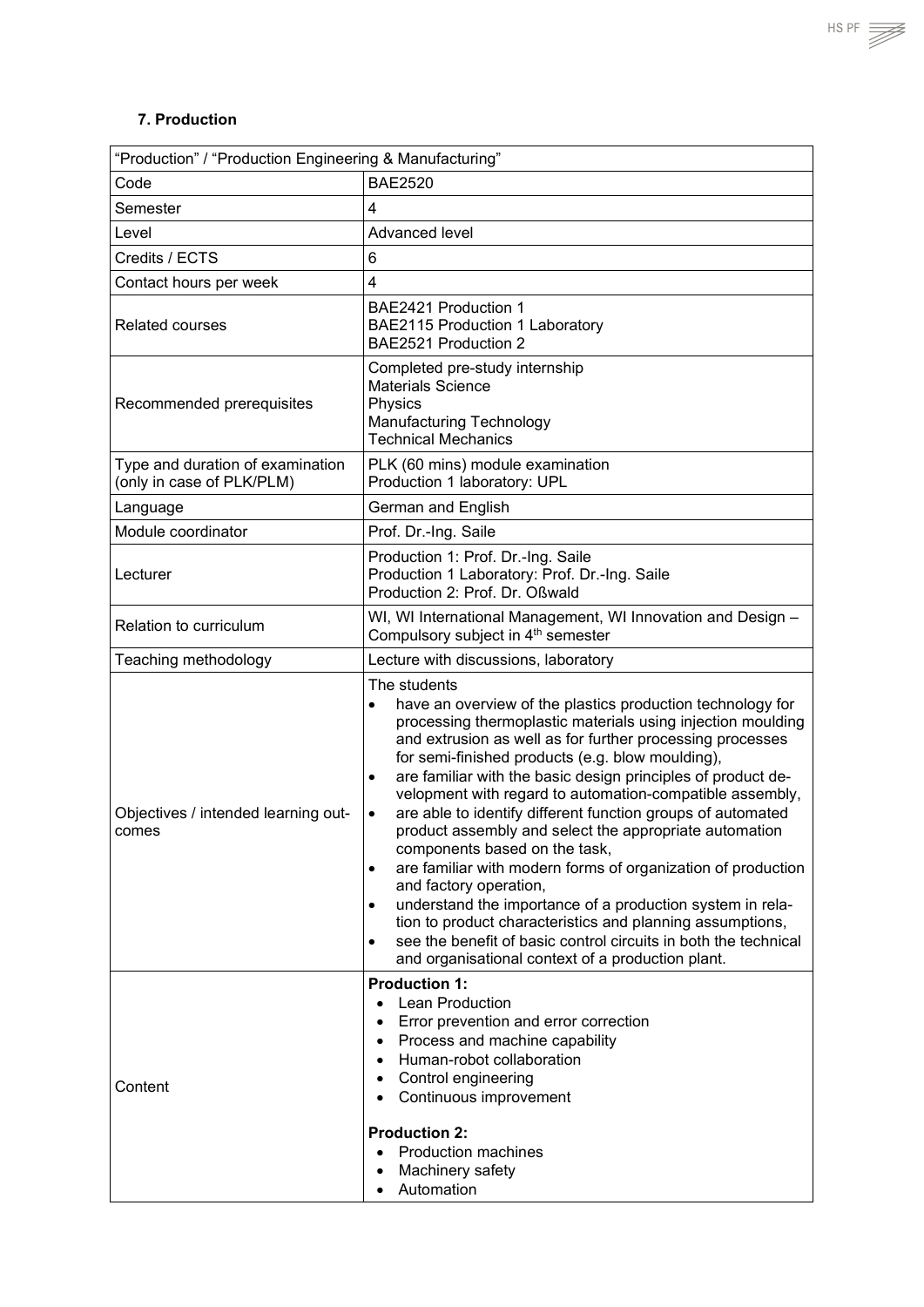### 7. Production

| "Production" / "Production Engineering & Manufacturing" | |
|---|---|
| Code | BAE2520 |
| Semester | 4 |
| Level | Advanced level |
| Credits / ECTS | 6 |
| Contact hours per week | 4 |
| Related courses | BAE2421 Production 1<br>BAE2115 Production 1 Laboratory<br>BAE2521 Production 2 |
| Recommended prerequisites | Completed pre-study internship<br>Materials Science<br>Physics<br>Manufacturing Technology<br>Technical Mechanics |
| Type and duration of examination (only in case of PLK/PLM) | PLK (60 mins) module examination<br>Production 1 laboratory: UPL |
| Language | German and English |
| Module coordinator | Prof. Dr.-Ing. Saile |
| Lecturer | Production 1: Prof. Dr.-Ing. Saile<br>Production 1 Laboratory: Prof. Dr.-Ing. Saile<br>Production 2: Prof. Dr. Oßwald |
| Relation to curriculum | WI, WI International Management, WI Innovation and Design – Compulsory subject in 4th semester |
| Teaching methodology | Lecture with discussions, laboratory |
| Objectives / intended learning outcomes | The students<br>• have an overview of the plastics production technology for processing thermoplastic materials using injection moulding and extrusion as well as for further processing processes for semi-finished products (e.g. blow moulding),<br>• are familiar with the basic design principles of product development with regard to automation-compatible assembly,<br>• are able to identify different function groups of automated product assembly and select the appropriate automation components based on the task,<br>• are familiar with modern forms of organization of production and factory operation,<br>• understand the importance of a production system in relation to product characteristics and planning assumptions,<br>• see the benefit of basic control circuits in both the technical and organisational context of a production plant. |
| Content | **Production 1:**<br>• Lean Production<br>• Error prevention and error correction<br>• Process and machine capability<br>• Human-robot collaboration<br>• Control engineering<br>• Continuous improvement<br><br>**Production 2:**<br>• Production machines<br>• Machinery safety<br>• Automation |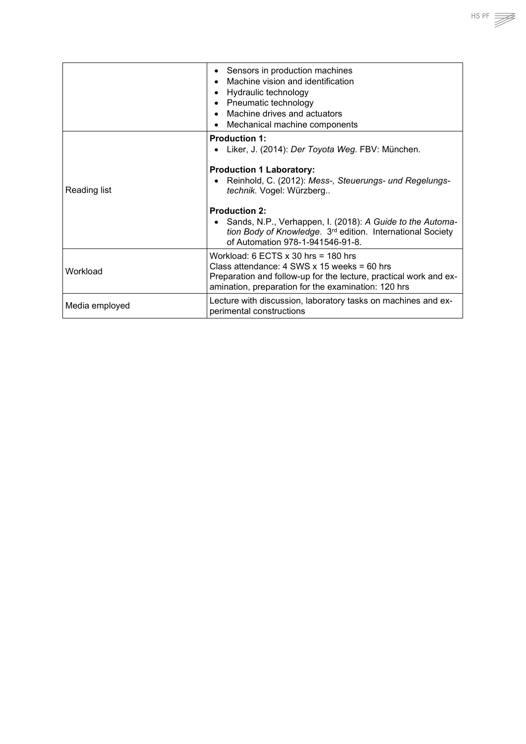| | |
|---|---|
| | • Sensors in production machines<br>• Machine vision and identification<br>• Hydraulic technology<br>• Pneumatic technology<br>• Machine drives and actuators<br>• Mechanical machine components |
| Reading list | **Production 1:**<br>• Liker, J. (2014): *Der Toyota Weg*. FBV: München.<br><br>**Production 1 Laboratory:**<br>• Reinhold, C. (2012): *Mess-, Steuerungs- und Regelungstechnik.* Vogel: Würzberg..<br><br>**Production 2:**<br>• Sands, N.P., Verhappen, I. (2018): *A Guide to the Automation Body of Knowledge*. 3rd edition. International Society of Automation 978-1-941546-91-8. |
| Workload | Workload: 6 ECTS x 30 hrs = 180 hrs<br>Class attendance: 4 SWS x 15 weeks = 60 hrs<br>Preparation and follow-up for the lecture, practical work and examination, preparation for the examination: 120 hrs |
| Media employed | Lecture with discussion, laboratory tasks on machines and experimental constructions |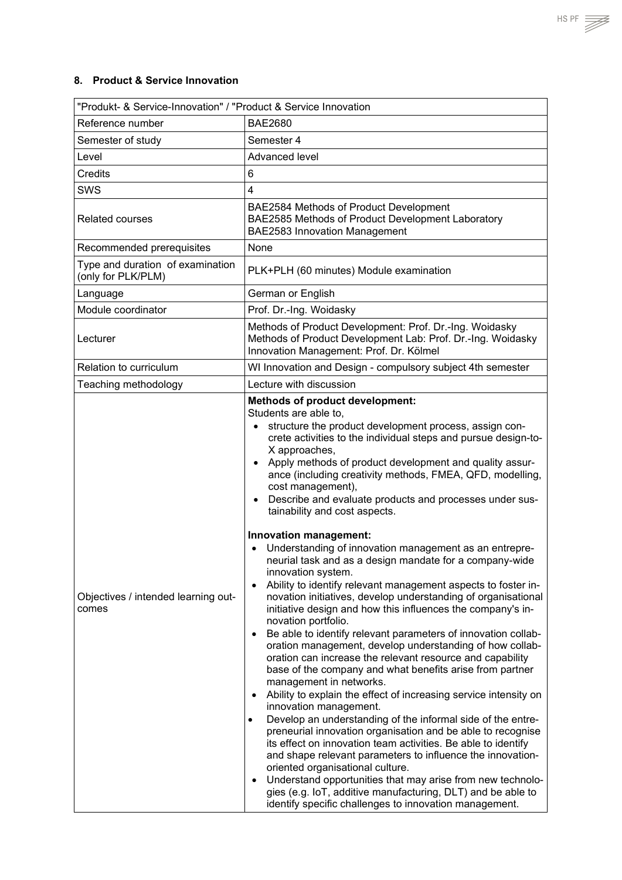## 8. Product & Service Innovation

| "Produkt- & Service-Innovation" / "Product & Service Innovation | |
|---|---|
| Reference number | BAE2680 |
| Semester of study | Semester 4 |
| Level | Advanced level |
| Credits | 6 |
| SWS | 4 |
| Related courses | BAE2584 Methods of Product Development<br>BAE2585 Methods of Product Development Laboratory<br>BAE2583 Innovation Management |
| Recommended prerequisites | None |
| Type and duration of examination (only for PLK/PLM) | PLK+PLH (60 minutes) Module examination |
| Language | German or English |
| Module coordinator | Prof. Dr.-Ing. Woidasky |
| Lecturer | Methods of Product Development: Prof. Dr.-Ing. Woidasky<br>Methods of Product Development Lab: Prof. Dr.-Ing. Woidasky<br>Innovation Management: Prof. Dr. Kölmel |
| Relation to curriculum | WI Innovation and Design - compulsory subject 4th semester |
| Teaching methodology | Lecture with discussion |
| Objectives / intended learning outcomes | **Methods of product development:**<br>Students are able to,<br>• structure the product development process, assign concrete activities to the individual steps and pursue design-to-X approaches,<br>• Apply methods of product development and quality assurance (including creativity methods, FMEA, QFD, modelling, cost management),<br>• Describe and evaluate products and processes under sustainability and cost aspects.<br><br>**Innovation management:**<br>• Understanding of innovation management as an entrepreneurial task and as a design mandate for a company-wide innovation system.<br>• Ability to identify relevant management aspects to foster innovation initiatives, develop understanding of organisational initiative design and how this influences the company's innovation portfolio.<br>• Be able to identify relevant parameters of innovation collaboration management, develop understanding of how collaboration can increase the relevant resource and capability base of the company and what benefits arise from partner management in networks.<br>• Ability to explain the effect of increasing service intensity on innovation management.<br>• Develop an understanding of the informal side of the entrepreneurial innovation organisation and be able to recognise its effect on innovation team activities. Be able to identify and shape relevant parameters to influence the innovation-oriented organisational culture.<br>• Understand opportunities that may arise from new technologies (e.g. IoT, additive manufacturing, DLT) and be able to identify specific challenges to innovation management. |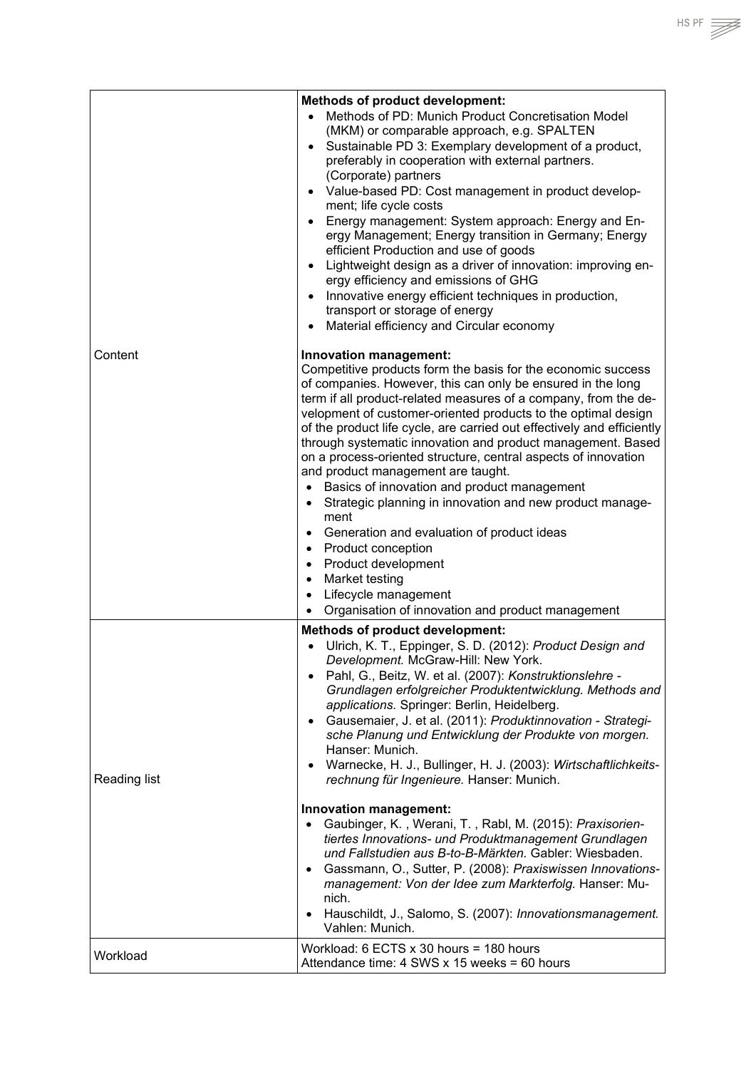| | |
|---|---|
| Content | **Methods of product development:**<br>• Methods of PD: Munich Product Concretisation Model (MKM) or comparable approach, e.g. SPALTEN<br>• Sustainable PD 3: Exemplary development of a product, preferably in cooperation with external partners. (Corporate) partners<br>• Value-based PD: Cost management in product development; life cycle costs<br>• Energy management: System approach: Energy and Energy Management; Energy transition in Germany; Energy efficient Production and use of goods<br>• Lightweight design as a driver of innovation: improving energy efficiency and emissions of GHG<br>• Innovative energy efficient techniques in production, transport or storage of energy<br>• Material efficiency and Circular economy<br><br>**Innovation management:**<br>Competitive products form the basis for the economic success of companies. However, this can only be ensured in the long term if all product-related measures of a company, from the development of customer-oriented products to the optimal design of the product life cycle, are carried out effectively and efficiently through systematic innovation and product management. Based on a process-oriented structure, central aspects of innovation and product management are taught.<br>• Basics of innovation and product management<br>• Strategic planning in innovation and new product management<br>• Generation and evaluation of product ideas<br>• Product conception<br>• Product development<br>• Market testing<br>• Lifecycle management<br>• Organisation of innovation and product management |
| Reading list | **Methods of product development:**<br>• Ulrich, K. T., Eppinger, S. D. (2012): *Product Design and Development.* McGraw-Hill: New York.<br>• Pahl, G., Beitz, W. et al. (2007): *Konstruktionslehre - Grundlagen erfolgreicher Produktentwicklung. Methods and applications.* Springer: Berlin, Heidelberg.<br>• Gausemaier, J. et al. (2011): *Produktinnovation - Strategische Planung und Entwicklung der Produkte von morgen.* Hanser: Munich.<br>• Warnecke, H. J., Bullinger, H. J. (2003): *Wirtschaftlichkeitsrechnung für Ingenieure.* Hanser: Munich.<br><br>**Innovation management:**<br>• Gaubinger, K. , Werani, T. , Rabl, M. (2015): *Praxisorientiertes Innovations- und Produktmanagement Grundlagen und Fallstudien aus B-to-B-Märkten.* Gabler: Wiesbaden.<br>• Gassmann, O., Sutter, P. (2008): *Praxiswissen Innovationsmanagement: Von der Idee zum Markterfolg.* Hanser: Munich.<br>• Hauschildt, J., Salomo, S. (2007): *Innovationsmanagement.* Vahlen: Munich. |
| Workload | Workload: 6 ECTS x 30 hours = 180 hours<br>Attendance time: 4 SWS x 15 weeks = 60 hours |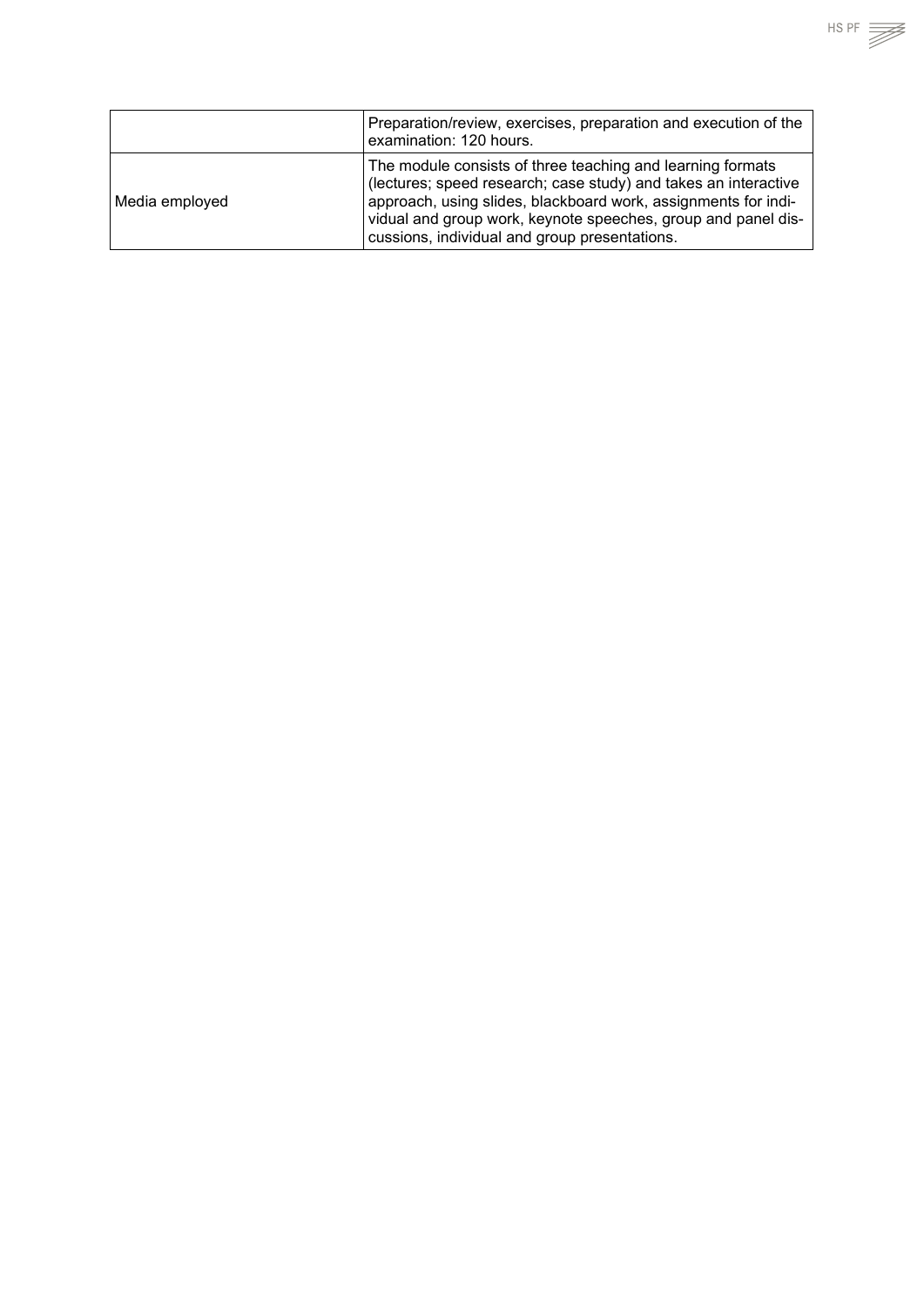| | |
|---|---|
| | Preparation/review, exercises, preparation and execution of the examination: 120 hours. |
| Media employed | The module consists of three teaching and learning formats (lectures; speed research; case study) and takes an interactive approach, using slides, blackboard work, assignments for individual and group work, keynote speeches, group and panel discussions, individual and group presentations. |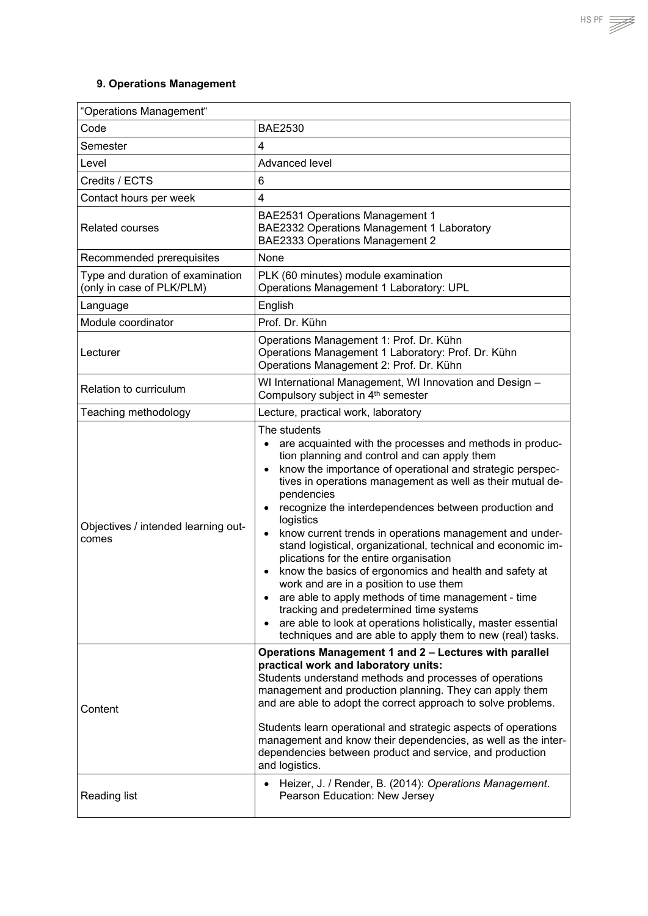### 9. Operations Management

| "Operations Management" | |
|---|---|
| Code | BAE2530 |
| Semester | 4 |
| Level | Advanced level |
| Credits / ECTS | 6 |
| Contact hours per week | 4 |
| Related courses | BAE2531 Operations Management 1<br>BAE2332 Operations Management 1 Laboratory<br>BAE2333 Operations Management 2 |
| Recommended prerequisites | None |
| Type and duration of examination (only in case of PLK/PLM) | PLK (60 minutes) module examination<br>Operations Management 1 Laboratory: UPL |
| Language | English |
| Module coordinator | Prof. Dr. Kühn |
| Lecturer | Operations Management 1: Prof. Dr. Kühn<br>Operations Management 1 Laboratory: Prof. Dr. Kühn<br>Operations Management 2: Prof. Dr. Kühn |
| Relation to curriculum | WI International Management, WI Innovation and Design – Compulsory subject in 4th semester |
| Teaching methodology | Lecture, practical work, laboratory |
| Objectives / intended learning outcomes | The students<br>• are acquainted with the processes and methods in production planning and control and can apply them<br>• know the importance of operational and strategic perspectives in operations management as well as their mutual dependencies<br>• recognize the interdependences between production and logistics<br>• know current trends in operations management and understand logistical, organizational, technical and economic implications for the entire organisation<br>• know the basics of ergonomics and health and safety at work and are in a position to use them<br>• are able to apply methods of time management - time tracking and predetermined time systems<br>• are able to look at operations holistically, master essential techniques and are able to apply them to new (real) tasks. |
| Content | **Operations Management 1 and 2 – Lectures with parallel practical work and laboratory units:**<br>Students understand methods and processes of operations management and production planning. They can apply them and are able to adopt the correct approach to solve problems.<br><br>Students learn operational and strategic aspects of operations management and know their dependencies, as well as the interdependencies between product and service, and production and logistics. |
| Reading list | • Heizer, J. / Render, B. (2014): *Operations Management*. Pearson Education: New Jersey |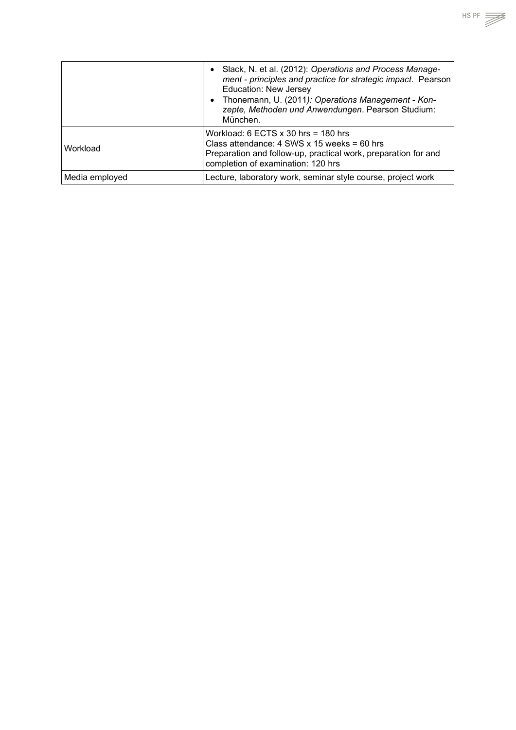| | |
|---|---|
| | • Slack, N. et al. (2012): *Operations and Process Management - principles and practice for strategic impact.* Pearson Education: New Jersey<br>• Thonemann, U. (2011*): Operations Management - Konzepte, Methoden und Anwendungen*. Pearson Studium: München. |
| Workload | Workload: 6 ECTS x 30 hrs = 180 hrs<br>Class attendance: 4 SWS x 15 weeks = 60 hrs<br>Preparation and follow-up, practical work, preparation for and completion of examination: 120 hrs |
| Media employed | Lecture, laboratory work, seminar style course, project work |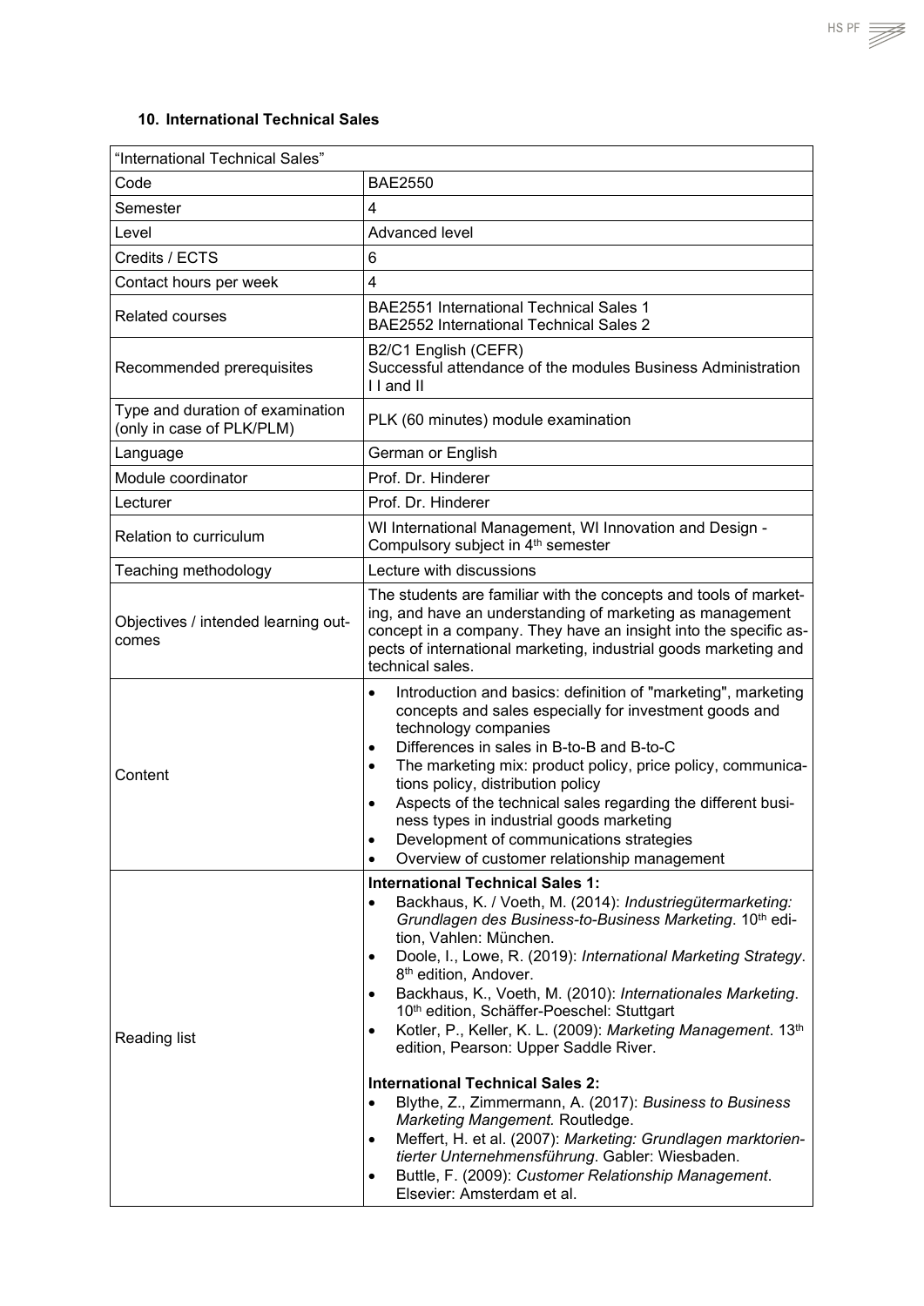### 10. International Technical Sales

| "International Technical Sales" | |
|---|---|
| Code | BAE2550 |
| Semester | 4 |
| Level | Advanced level |
| Credits / ECTS | 6 |
| Contact hours per week | 4 |
| Related courses | BAE2551 International Technical Sales 1<br>BAE2552 International Technical Sales 2 |
| Recommended prerequisites | B2/C1 English (CEFR)<br>Successful attendance of the modules Business Administration I I and II |
| Type and duration of examination (only in case of PLK/PLM) | PLK (60 minutes) module examination |
| Language | German or English |
| Module coordinator | Prof. Dr. Hinderer |
| Lecturer | Prof. Dr. Hinderer |
| Relation to curriculum | WI International Management, WI Innovation and Design - Compulsory subject in 4th semester |
| Teaching methodology | Lecture with discussions |
| Objectives / intended learning outcomes | The students are familiar with the concepts and tools of marketing, and have an understanding of marketing as management concept in a company. They have an insight into the specific aspects of international marketing, industrial goods marketing and technical sales. |
| Content | • Introduction and basics: definition of "marketing", marketing concepts and sales especially for investment goods and technology companies<br>• Differences in sales in B-to-B and B-to-C<br>• The marketing mix: product policy, price policy, communications policy, distribution policy<br>• Aspects of the technical sales regarding the different business types in industrial goods marketing<br>• Development of communications strategies<br>• Overview of customer relationship management |
| Reading list | **International Technical Sales 1:**<br>• Backhaus, K. / Voeth, M. (2014): *Industriegütermarketing: Grundlagen des Business-to-Business Marketing*. 10th edition, Vahlen: München.<br>• Doole, I., Lowe, R. (2019): *International Marketing Strategy*. 8th edition, Andover.<br>• Backhaus, K., Voeth, M. (2010): *Internationales Marketing*. 10th edition, Schäffer-Poeschel: Stuttgart<br>• Kotler, P., Keller, K. L. (2009): *Marketing Management*. 13th edition, Pearson: Upper Saddle River.<br><br>**International Technical Sales 2:**<br>• Blythe, Z., Zimmermann, A. (2017): *Business to Business Marketing Mangement.* Routledge.<br>• Meffert, H. et al. (2007): *Marketing: Grundlagen marktorientierter Unternehmensführung*. Gabler: Wiesbaden.<br>• Buttle, F. (2009): *Customer Relationship Management*. Elsevier: Amsterdam et al. |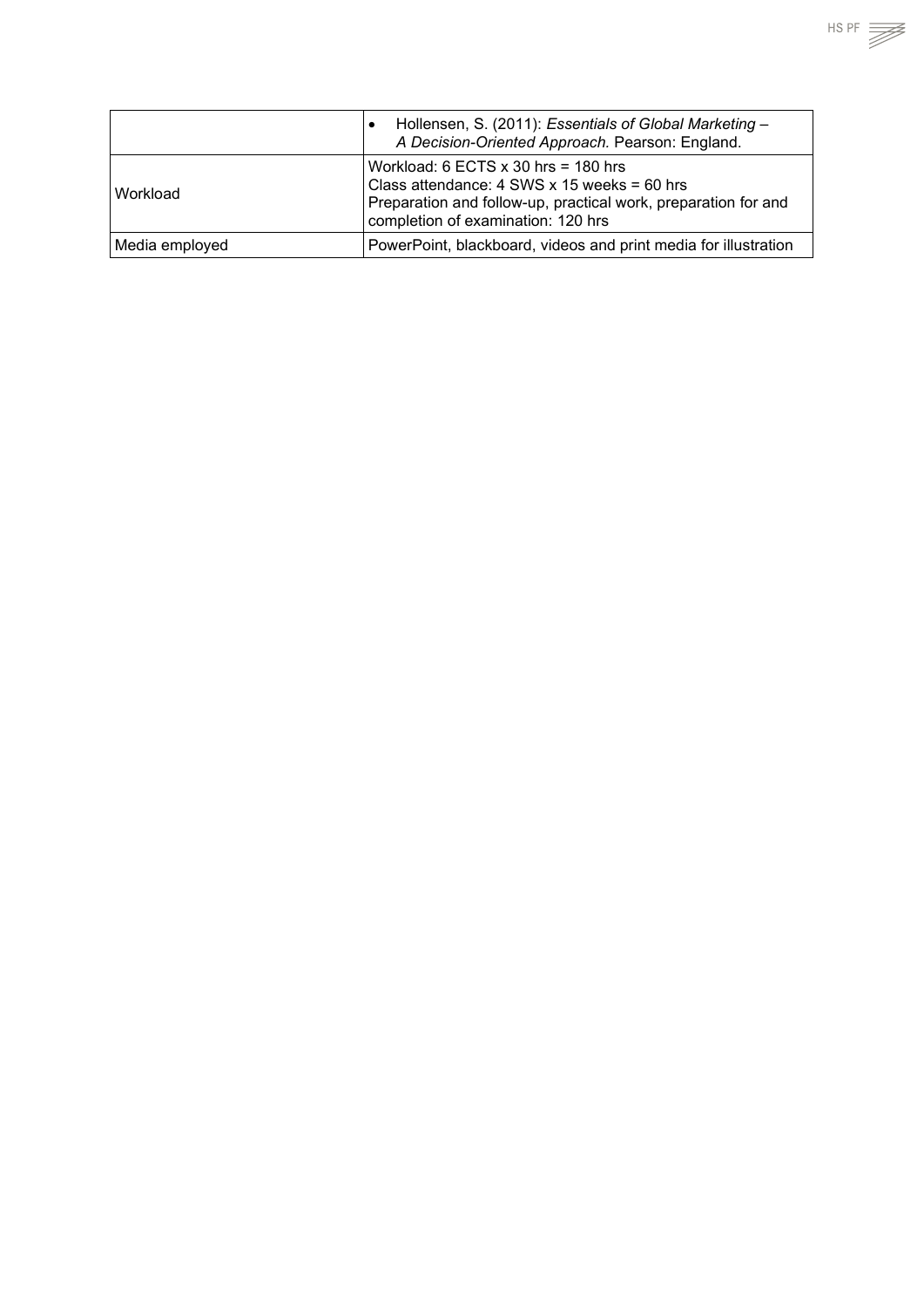| | |
|---|---|
| | • Hollensen, S. (2011): *Essentials of Global Marketing – A Decision-Oriented Approach.* Pearson: England. |
| Workload | Workload: 6 ECTS x 30 hrs = 180 hrs<br>Class attendance: 4 SWS x 15 weeks = 60 hrs<br>Preparation and follow-up, practical work, preparation for and completion of examination: 120 hrs |
| Media employed | PowerPoint, blackboard, videos and print media for illustration |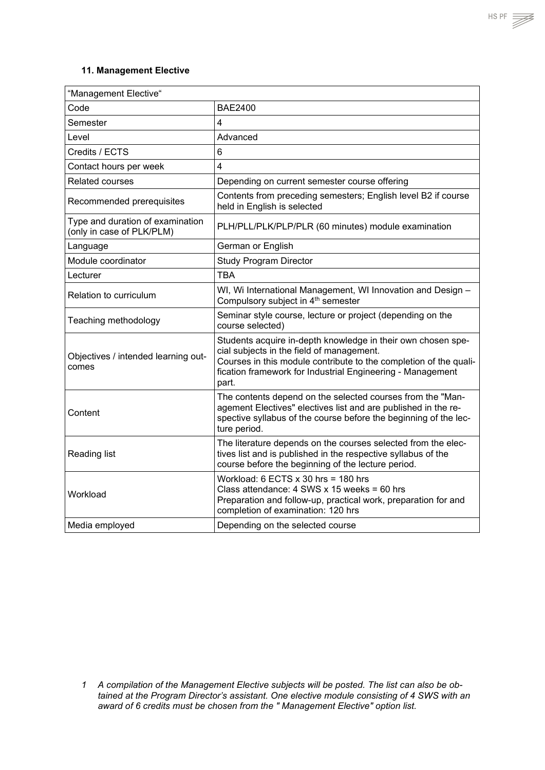### 11. Management Elective

| "Management Elective" | |
|---|---|
| Code | BAE2400 |
| Semester | 4 |
| Level | Advanced |
| Credits / ECTS | 6 |
| Contact hours per week | 4 |
| Related courses | Depending on current semester course offering |
| Recommended prerequisites | Contents from preceding semesters; English level B2 if course held in English is selected |
| Type and duration of examination (only in case of PLK/PLM) | PLH/PLL/PLK/PLP/PLR (60 minutes) module examination |
| Language | German or English |
| Module coordinator | Study Program Director |
| Lecturer | TBA |
| Relation to curriculum | WI, Wi International Management, WI Innovation and Design – Compulsory subject in 4th semester |
| Teaching methodology | Seminar style course, lecture or project (depending on the course selected) |
| Objectives / intended learning outcomes | Students acquire in-depth knowledge in their own chosen special subjects in the field of management.<br>Courses in this module contribute to the completion of the qualification framework for Industrial Engineering - Management part. |
| Content | The contents depend on the selected courses from the "Management Electives" electives list and are published in the respective syllabus of the course before the beginning of the lecture period. |
| Reading list | The literature depends on the courses selected from the electives list and is published in the respective syllabus of the course before the beginning of the lecture period. |
| Workload | Workload: 6 ECTS x 30 hrs = 180 hrs<br>Class attendance: 4 SWS x 15 weeks = 60 hrs<br>Preparation and follow-up, practical work, preparation for and completion of examination: 120 hrs |
| Media employed | Depending on the selected course |

*1 A compilation of the Management Elective subjects will be posted. The list can also be obtained at the Program Director's assistant. One elective module consisting of 4 SWS with an award of 6 credits must be chosen from the " Management Elective" option list.*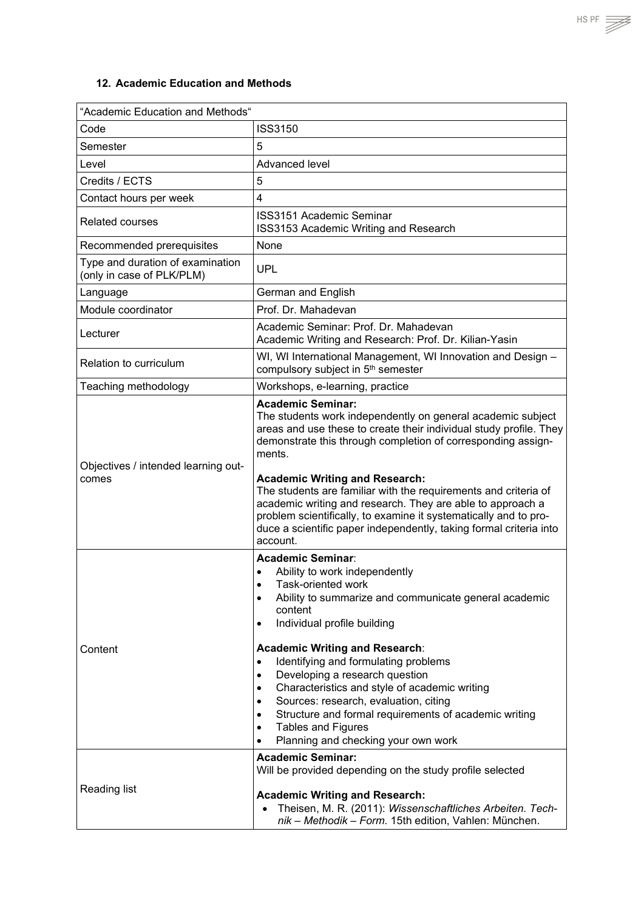## 12. Academic Education and Methods

| "Academic Education and Methods" | |
|---|---|
| Code | ISS3150 |
| Semester | 5 |
| Level | Advanced level |
| Credits / ECTS | 5 |
| Contact hours per week | 4 |
| Related courses | ISS3151 Academic Seminar<br>ISS3153 Academic Writing and Research |
| Recommended prerequisites | None |
| Type and duration of examination (only in case of PLK/PLM) | UPL |
| Language | German and English |
| Module coordinator | Prof. Dr. Mahadevan |
| Lecturer | Academic Seminar: Prof. Dr. Mahadevan<br>Academic Writing and Research: Prof. Dr. Kilian-Yasin |
| Relation to curriculum | WI, WI International Management, WI Innovation and Design – compulsory subject in 5th semester |
| Teaching methodology | Workshops, e-learning, practice |
| Objectives / intended learning outcomes | **Academic Seminar:**<br>The students work independently on general academic subject areas and use these to create their individual study profile. They demonstrate this through completion of corresponding assignments.<br><br>**Academic Writing and Research:**<br>The students are familiar with the requirements and criteria of academic writing and research. They are able to approach a problem scientifically, to examine it systematically and to produce a scientific paper independently, taking formal criteria into account. |
| Content | **Academic Seminar**:<br>• Ability to work independently<br>• Task-oriented work<br>• Ability to summarize and communicate general academic content<br>• Individual profile building<br><br>**Academic Writing and Research**:<br>• Identifying and formulating problems<br>• Developing a research question<br>• Characteristics and style of academic writing<br>• Sources: research, evaluation, citing<br>• Structure and formal requirements of academic writing<br>• Tables and Figures<br>• Planning and checking your own work |
| Reading list | **Academic Seminar:**<br>Will be provided depending on the study profile selected<br><br>**Academic Writing and Research:**<br>• Theisen, M. R. (2011): *Wissenschaftliches Arbeiten. Technik – Methodik – Form.* 15th edition, Vahlen: München. |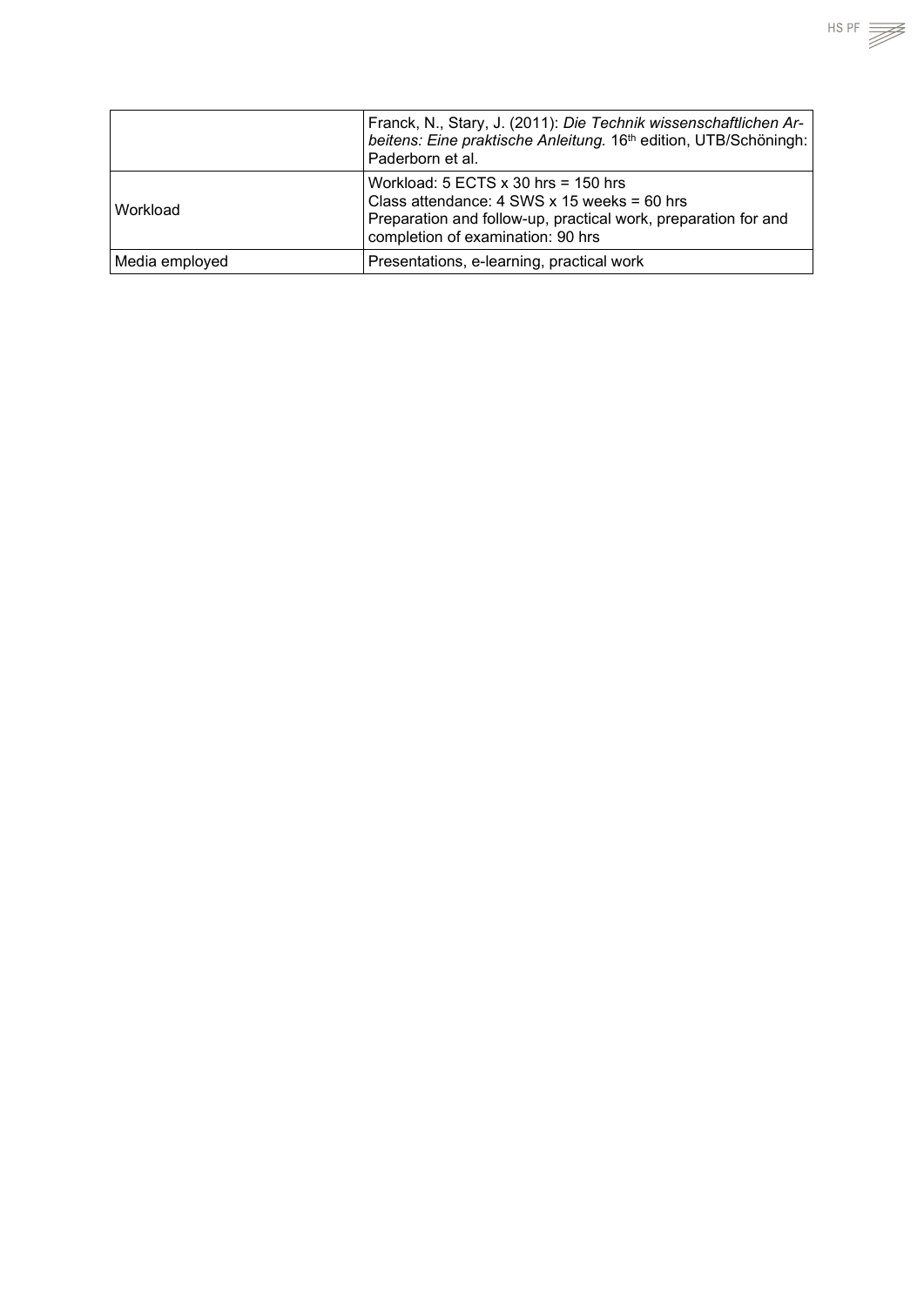| | |
|---|---|
| | Franck, N., Stary, J. (2011): *Die Technik wissenschaftlichen Arbeitens: Eine praktische Anleitung.* 16th edition, UTB/Schöningh: Paderborn et al. |
| Workload | Workload: 5 ECTS x 30 hrs = 150 hrs<br>Class attendance: 4 SWS x 15 weeks = 60 hrs<br>Preparation and follow-up, practical work, preparation for and completion of examination: 90 hrs |
| Media employed | Presentations, e-learning, practical work |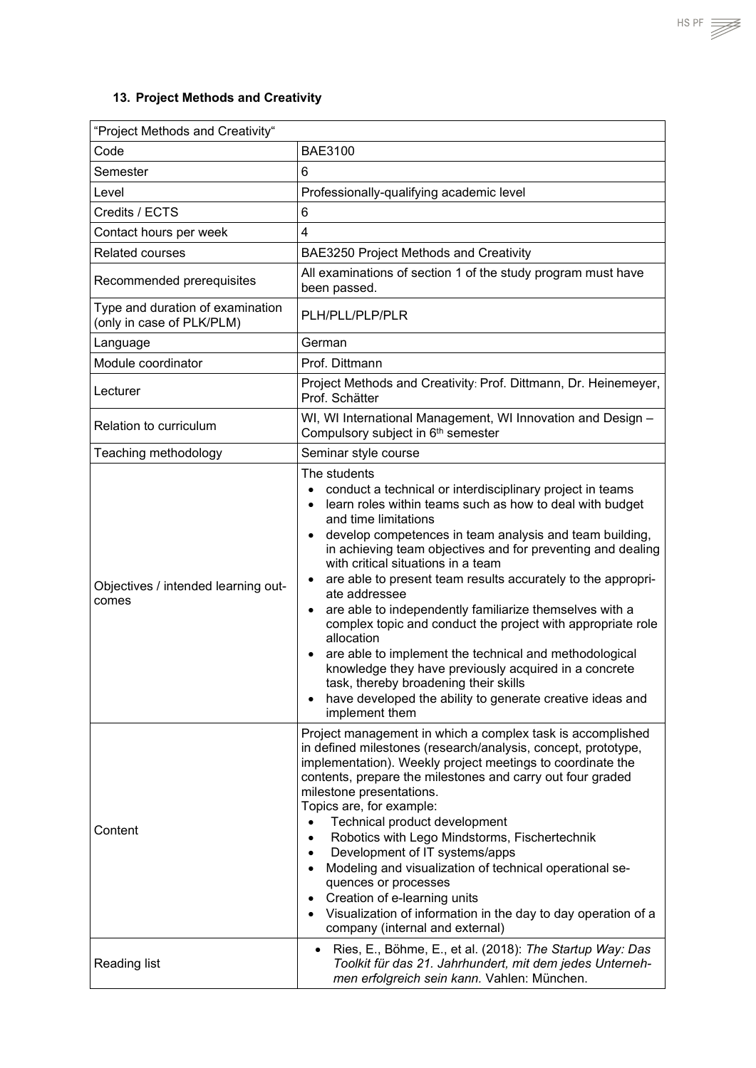### 13. Project Methods and Creativity

| "Project Methods and Creativity" | |
|---|---|
| Code | BAE3100 |
| Semester | 6 |
| Level | Professionally-qualifying academic level |
| Credits / ECTS | 6 |
| Contact hours per week | 4 |
| Related courses | BAE3250 Project Methods and Creativity |
| Recommended prerequisites | All examinations of section 1 of the study program must have been passed. |
| Type and duration of examination (only in case of PLK/PLM) | PLH/PLL/PLP/PLR |
| Language | German |
| Module coordinator | Prof. Dittmann |
| Lecturer | Project Methods and Creativity: Prof. Dittmann, Dr. Heinemeyer, Prof. Schätter |
| Relation to curriculum | WI, WI International Management, WI Innovation and Design – Compulsory subject in 6th semester |
| Teaching methodology | Seminar style course |
| Objectives / intended learning outcomes | The students<br>• conduct a technical or interdisciplinary project in teams<br>• learn roles within teams such as how to deal with budget and time limitations<br>• develop competences in team analysis and team building, in achieving team objectives and for preventing and dealing with critical situations in a team<br>• are able to present team results accurately to the appropriate addressee<br>• are able to independently familiarize themselves with a complex topic and conduct the project with appropriate role allocation<br>• are able to implement the technical and methodological knowledge they have previously acquired in a concrete task, thereby broadening their skills<br>• have developed the ability to generate creative ideas and implement them |
| Content | Project management in which a complex task is accomplished in defined milestones (research/analysis, concept, prototype, implementation). Weekly project meetings to coordinate the contents, prepare the milestones and carry out four graded milestone presentations.<br>Topics are, for example:<br>• Technical product development<br>• Robotics with Lego Mindstorms, Fischertechnik<br>• Development of IT systems/apps<br>• Modeling and visualization of technical operational sequences or processes<br>• Creation of e-learning units<br>• Visualization of information in the day to day operation of a company (internal and external) |
| Reading list | • Ries, E., Böhme, E., et al. (2018): *The Startup Way: Das Toolkit für das 21. Jahrhundert, mit dem jedes Unternehmen erfolgreich sein kann.* Vahlen: München. |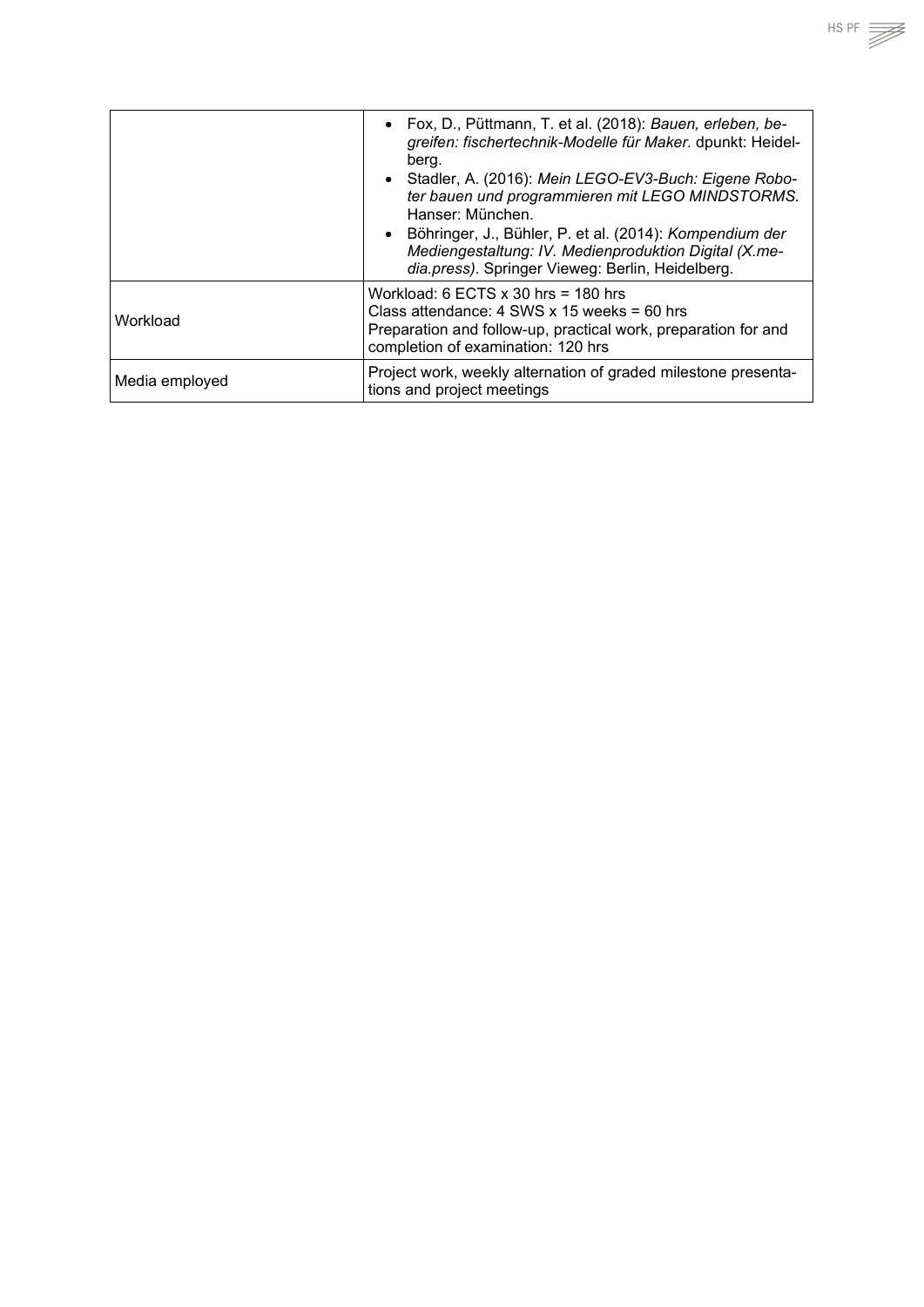| | |
|---|---|
| | • Fox, D., Püttmann, T. et al. (2018): *Bauen, erleben, begreifen: fischertechnik-Modelle für Maker.* dpunkt: Heidelberg.<br>• Stadler, A. (2016): *Mein LEGO-EV3-Buch: Eigene Roboter bauen und programmieren mit LEGO MINDSTORMS.* Hanser: München.<br>• Böhringer, J., Bühler, P. et al. (2014): *Kompendium der Mediengestaltung: IV. Medienproduktion Digital (X.media.press).* Springer Vieweg: Berlin, Heidelberg. |
| Workload | Workload: 6 ECTS x 30 hrs = 180 hrs<br>Class attendance: 4 SWS x 15 weeks = 60 hrs<br>Preparation and follow-up, practical work, preparation for and completion of examination: 120 hrs |
| Media employed | Project work, weekly alternation of graded milestone presentations and project meetings |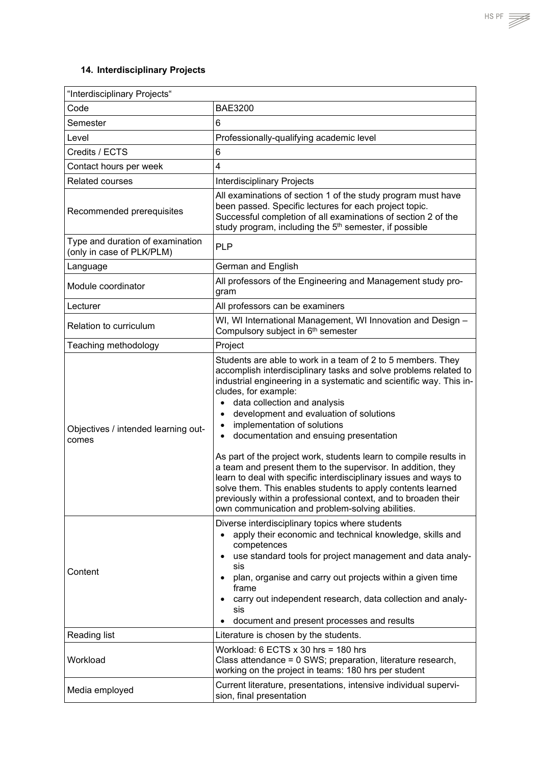### 14. Interdisciplinary Projects

| "Interdisciplinary Projects" | |
|---|---|
| Code | BAE3200 |
| Semester | 6 |
| Level | Professionally-qualifying academic level |
| Credits / ECTS | 6 |
| Contact hours per week | 4 |
| Related courses | Interdisciplinary Projects |
| Recommended prerequisites | All examinations of section 1 of the study program must have been passed. Specific lectures for each project topic. Successful completion of all examinations of section 2 of the study program, including the 5th semester, if possible |
| Type and duration of examination (only in case of PLK/PLM) | PLP |
| Language | German and English |
| Module coordinator | All professors of the Engineering and Management study program |
| Lecturer | All professors can be examiners |
| Relation to curriculum | WI, WI International Management, WI Innovation and Design – Compulsory subject in 6th semester |
| Teaching methodology | Project |
| Objectives / intended learning outcomes | Students are able to work in a team of 2 to 5 members. They accomplish interdisciplinary tasks and solve problems related to industrial engineering in a systematic and scientific way. This includes, for example:<br>• data collection and analysis<br>• development and evaluation of solutions<br>• implementation of solutions<br>• documentation and ensuing presentation<br><br>As part of the project work, students learn to compile results in a team and present them to the supervisor. In addition, they learn to deal with specific interdisciplinary issues and ways to solve them. This enables students to apply contents learned previously within a professional context, and to broaden their own communication and problem-solving abilities. |
| Content | Diverse interdisciplinary topics where students<br>• apply their economic and technical knowledge, skills and competences<br>• use standard tools for project management and data analysis<br>• plan, organise and carry out projects within a given time frame<br>• carry out independent research, data collection and analysis<br>• document and present processes and results |
| Reading list | Literature is chosen by the students. |
| Workload | Workload: 6 ECTS x 30 hrs = 180 hrs<br>Class attendance = 0 SWS; preparation, literature research, working on the project in teams: 180 hrs per student |
| Media employed | Current literature, presentations, intensive individual supervision, final presentation |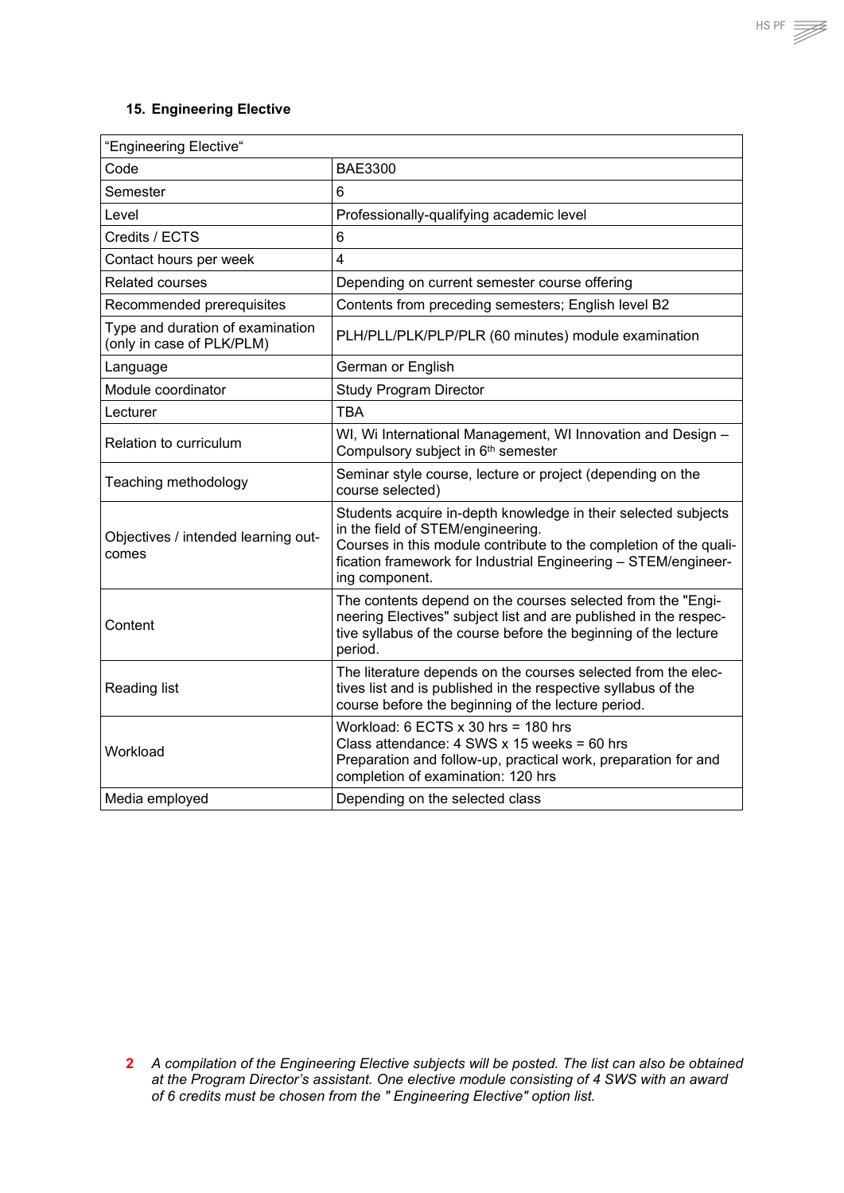### 15. Engineering Elective

| "Engineering Elective" | |
|---|---|
| Code | BAE3300 |
| Semester | 6 |
| Level | Professionally-qualifying academic level |
| Credits / ECTS | 6 |
| Contact hours per week | 4 |
| Related courses | Depending on current semester course offering |
| Recommended prerequisites | Contents from preceding semesters; English level B2 |
| Type and duration of examination (only in case of PLK/PLM) | PLH/PLL/PLK/PLP/PLR (60 minutes) module examination |
| Language | German or English |
| Module coordinator | Study Program Director |
| Lecturer | TBA |
| Relation to curriculum | WI, Wi International Management, WI Innovation and Design – Compulsory subject in 6th semester |
| Teaching methodology | Seminar style course, lecture or project (depending on the course selected) |
| Objectives / intended learning outcomes | Students acquire in-depth knowledge in their selected subjects in the field of STEM/engineering.<br>Courses in this module contribute to the completion of the qualification framework for Industrial Engineering – STEM/engineering component. |
| Content | The contents depend on the courses selected from the "Engineering Electives" subject list and are published in the respective syllabus of the course before the beginning of the lecture period. |
| Reading list | The literature depends on the courses selected from the electives list and is published in the respective syllabus of the course before the beginning of the lecture period. |
| Workload | Workload: 6 ECTS x 30 hrs = 180 hrs<br>Class attendance: 4 SWS x 15 weeks = 60 hrs<br>Preparation and follow-up, practical work, preparation for and completion of examination: 120 hrs |
| Media employed | Depending on the selected class |

[2] *A compilation of the Engineering Elective subjects will be posted. The list can also be obtained at the Program Director's assistant. One elective module consisting of 4 SWS with an award of 6 credits must be chosen from the " Engineering Elective" option list.*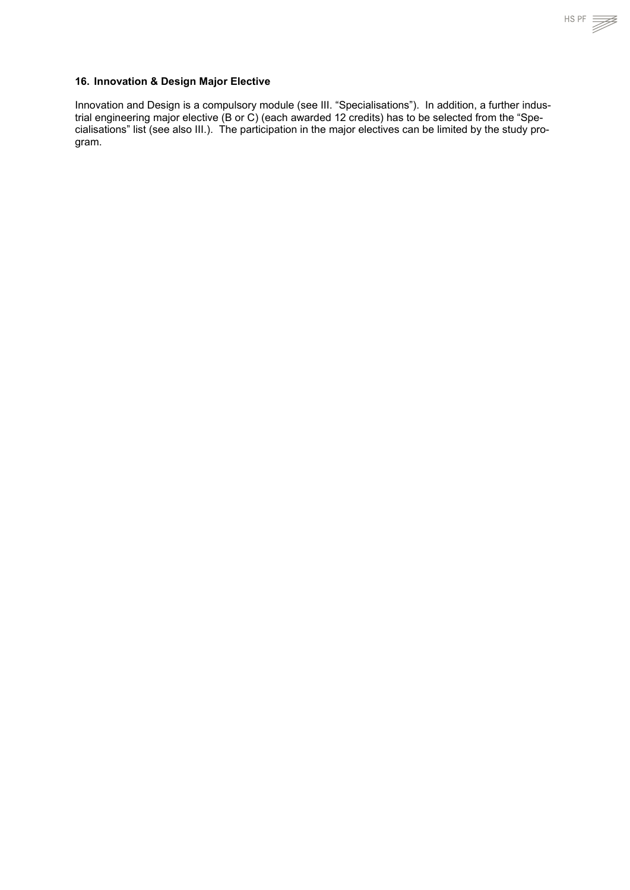## 16. Innovation & Design Major Elective

Innovation and Design is a compulsory module (see III. “Specialisations”). In addition, a further industrial engineering major elective (B or C) (each awarded 12 credits) has to be selected from the “Specialisations” list (see also III.). The participation in the major electives can be limited by the study program.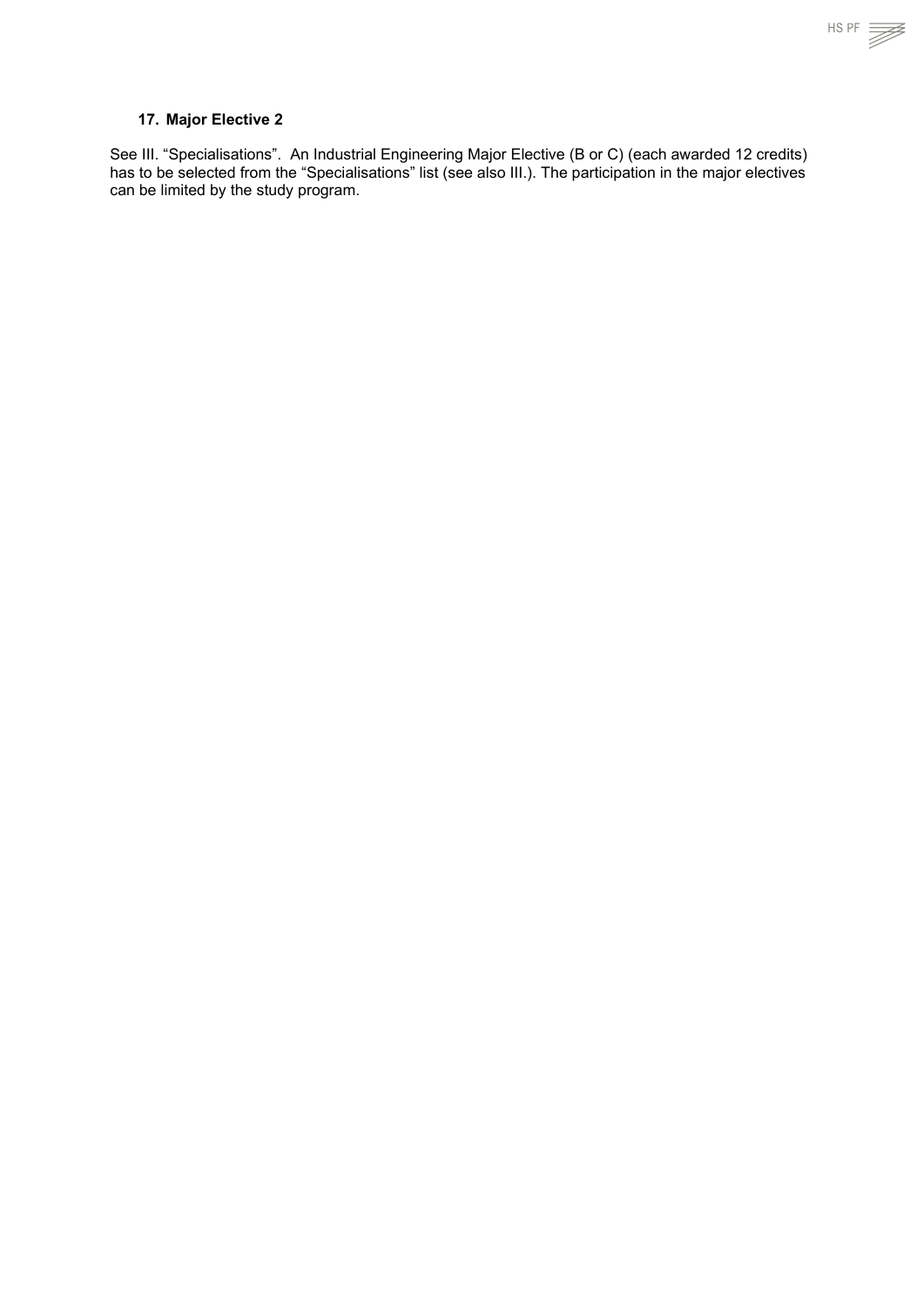### 17. Major Elective 2

See III. “Specialisations”. An Industrial Engineering Major Elective (B or C) (each awarded 12 credits) has to be selected from the “Specialisations” list (see also III.). The participation in the major electives can be limited by the study program.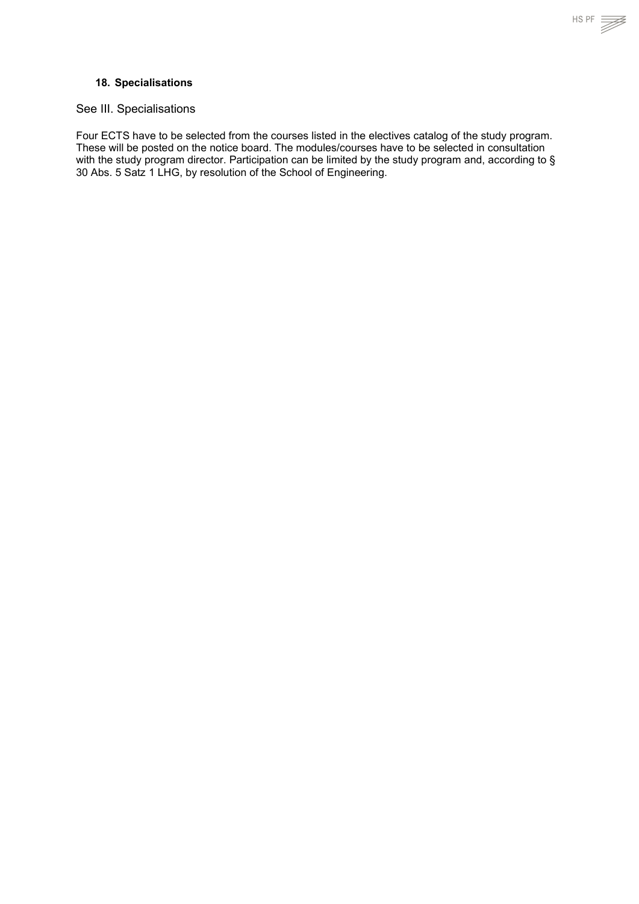### 18. Specialisations

See III. Specialisations

Four ECTS have to be selected from the courses listed in the electives catalog of the study program. These will be posted on the notice board. The modules/courses have to be selected in consultation with the study program director. Participation can be limited by the study program and, according to § 30 Abs. 5 Satz 1 LHG, by resolution of the School of Engineering.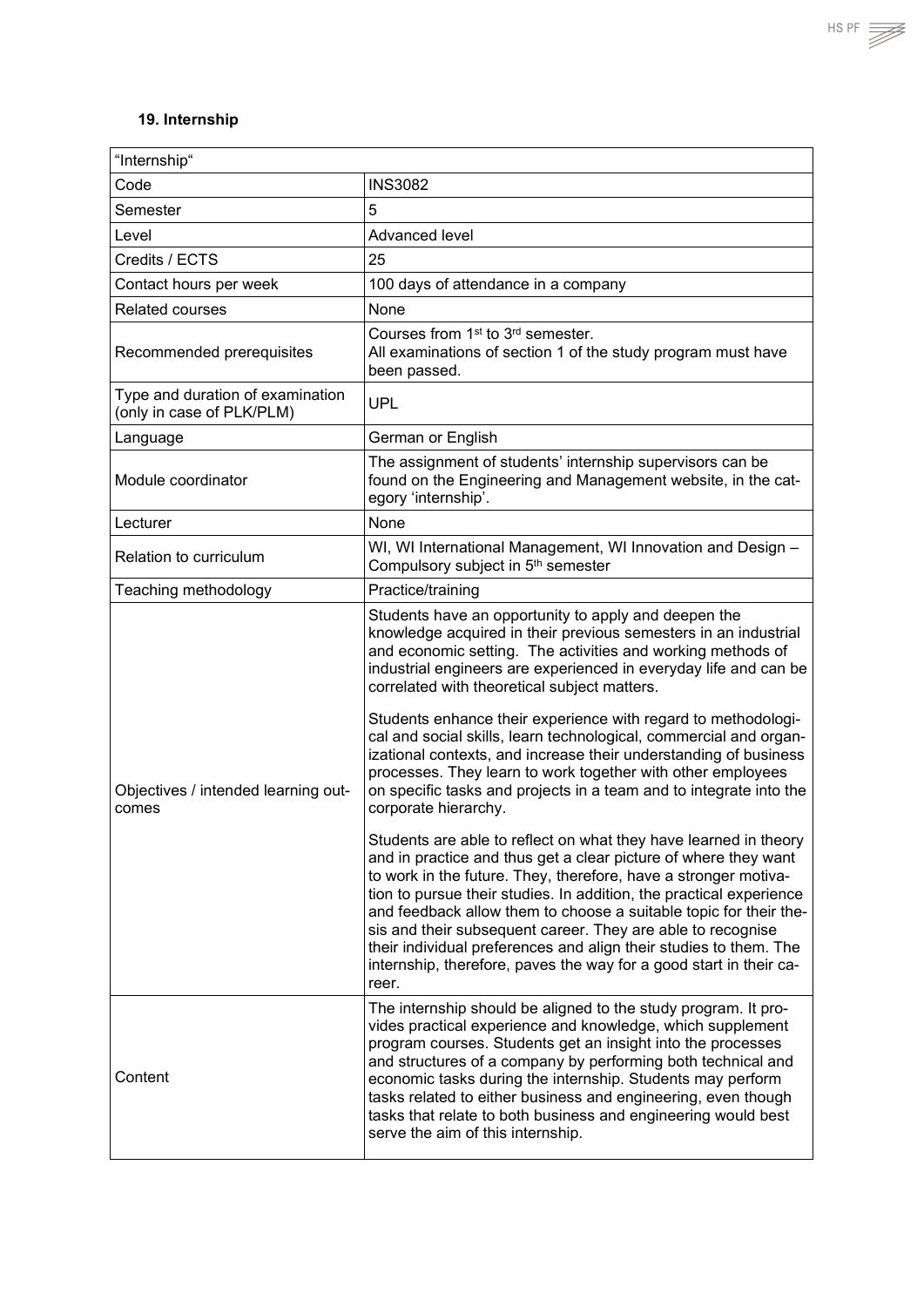### 19. Internship

| "Internship" | |
|---|---|
| Code | INS3082 |
| Semester | 5 |
| Level | Advanced level |
| Credits / ECTS | 25 |
| Contact hours per week | 100 days of attendance in a company |
| Related courses | None |
| Recommended prerequisites | Courses from 1st to 3rd semester.<br>All examinations of section 1 of the study program must have been passed. |
| Type and duration of examination (only in case of PLK/PLM) | UPL |
| Language | German or English |
| Module coordinator | The assignment of students' internship supervisors can be found on the Engineering and Management website, in the category 'internship'. |
| Lecturer | None |
| Relation to curriculum | WI, WI International Management, WI Innovation and Design – Compulsory subject in 5th semester |
| Teaching methodology | Practice/training |
| Objectives / intended learning outcomes | Students have an opportunity to apply and deepen the knowledge acquired in their previous semesters in an industrial and economic setting. The activities and working methods of industrial engineers are experienced in everyday life and can be correlated with theoretical subject matters.<br><br>Students enhance their experience with regard to methodological and social skills, learn technological, commercial and organizational contexts, and increase their understanding of business processes. They learn to work together with other employees on specific tasks and projects in a team and to integrate into the corporate hierarchy.<br><br>Students are able to reflect on what they have learned in theory and in practice and thus get a clear picture of where they want to work in the future. They, therefore, have a stronger motivation to pursue their studies. In addition, the practical experience and feedback allow them to choose a suitable topic for their thesis and their subsequent career. They are able to recognise their individual preferences and align their studies to them. The internship, therefore, paves the way for a good start in their career. |
| Content | The internship should be aligned to the study program. It provides practical experience and knowledge, which supplement program courses. Students get an insight into the processes and structures of a company by performing both technical and economic tasks during the internship. Students may perform tasks related to either business and engineering, even though tasks that relate to both business and engineering would best serve the aim of this internship. |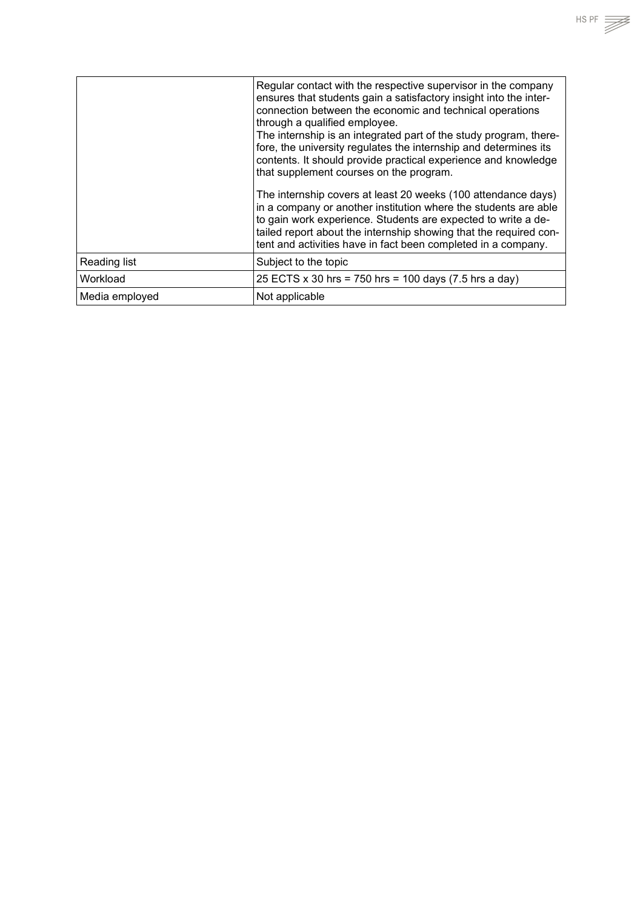| | |
|---|---|
| | Regular contact with the respective supervisor in the company ensures that students gain a satisfactory insight into the interconnection between the economic and technical operations through a qualified employee.<br>The internship is an integrated part of the study program, therefore, the university regulates the internship and determines its contents. It should provide practical experience and knowledge that supplement courses on the program.<br><br>The internship covers at least 20 weeks (100 attendance days) in a company or another institution where the students are able to gain work experience. Students are expected to write a detailed report about the internship showing that the required content and activities have in fact been completed in a company. |
| Reading list | Subject to the topic |
| Workload | 25 ECTS x 30 hrs = 750 hrs = 100 days (7.5 hrs a day) |
| Media employed | Not applicable |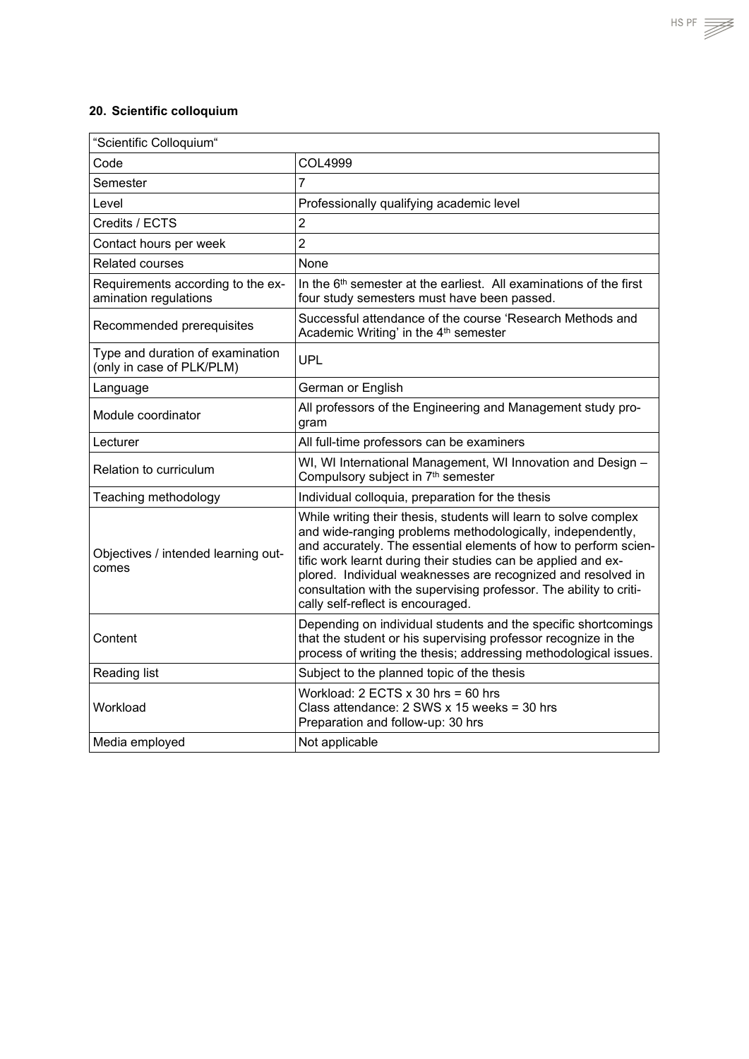## 20. Scientific colloquium

| "Scientific Colloquium" | |
|---|---|
| Code | COL4999 |
| Semester | 7 |
| Level | Professionally qualifying academic level |
| Credits / ECTS | 2 |
| Contact hours per week | 2 |
| Related courses | None |
| Requirements according to the examination regulations | In the 6th semester at the earliest. All examinations of the first four study semesters must have been passed. |
| Recommended prerequisites | Successful attendance of the course 'Research Methods and Academic Writing' in the 4th semester |
| Type and duration of examination (only in case of PLK/PLM) | UPL |
| Language | German or English |
| Module coordinator | All professors of the Engineering and Management study program |
| Lecturer | All full-time professors can be examiners |
| Relation to curriculum | WI, WI International Management, WI Innovation and Design – Compulsory subject in 7th semester |
| Teaching methodology | Individual colloquia, preparation for the thesis |
| Objectives / intended learning outcomes | While writing their thesis, students will learn to solve complex and wide-ranging problems methodologically, independently, and accurately. The essential elements of how to perform scientific work learnt during their studies can be applied and explored. Individual weaknesses are recognized and resolved in consultation with the supervising professor. The ability to critically self-reflect is encouraged. |
| Content | Depending on individual students and the specific shortcomings that the student or his supervising professor recognize in the process of writing the thesis; addressing methodological issues. |
| Reading list | Subject to the planned topic of the thesis |
| Workload | Workload: 2 ECTS x 30 hrs = 60 hrs<br>Class attendance: 2 SWS x 15 weeks = 30 hrs<br>Preparation and follow-up: 30 hrs |
| Media employed | Not applicable |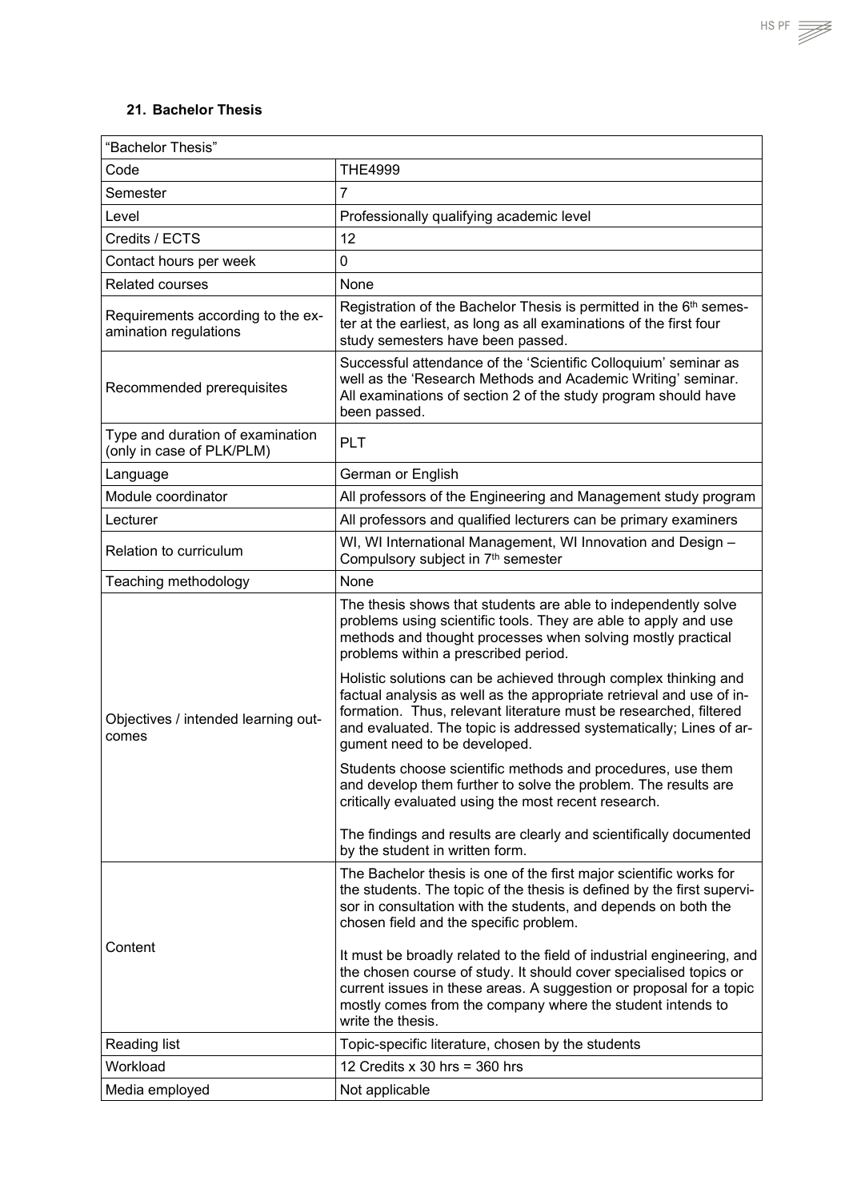### 21. Bachelor Thesis

| "Bachelor Thesis" | |
|---|---|
| Code | THE4999 |
| Semester | 7 |
| Level | Professionally qualifying academic level |
| Credits / ECTS | 12 |
| Contact hours per week | 0 |
| Related courses | None |
| Requirements according to the examination regulations | Registration of the Bachelor Thesis is permitted in the 6th semester at the earliest, as long as all examinations of the first four study semesters have been passed. |
| Recommended prerequisites | Successful attendance of the 'Scientific Colloquium' seminar as well as the 'Research Methods and Academic Writing' seminar. All examinations of section 2 of the study program should have been passed. |
| Type and duration of examination (only in case of PLK/PLM) | PLT |
| Language | German or English |
| Module coordinator | All professors of the Engineering and Management study program |
| Lecturer | All professors and qualified lecturers can be primary examiners |
| Relation to curriculum | WI, WI International Management, WI Innovation and Design – Compulsory subject in 7th semester |
| Teaching methodology | None |
| Objectives / intended learning outcomes | The thesis shows that students are able to independently solve problems using scientific tools. They are able to apply and use methods and thought processes when solving mostly practical problems within a prescribed period.<br><br>Holistic solutions can be achieved through complex thinking and factual analysis as well as the appropriate retrieval and use of information. Thus, relevant literature must be researched, filtered and evaluated. The topic is addressed systematically; Lines of argument need to be developed.<br><br>Students choose scientific methods and procedures, use them and develop them further to solve the problem. The results are critically evaluated using the most recent research.<br><br>The findings and results are clearly and scientifically documented by the student in written form. |
| Content | The Bachelor thesis is one of the first major scientific works for the students. The topic of the thesis is defined by the first supervisor in consultation with the students, and depends on both the chosen field and the specific problem.<br><br>It must be broadly related to the field of industrial engineering, and the chosen course of study. It should cover specialised topics or current issues in these areas. A suggestion or proposal for a topic mostly comes from the company where the student intends to write the thesis. |
| Reading list | Topic-specific literature, chosen by the students |
| Workload | 12 Credits x 30 hrs = 360 hrs |
| Media employed | Not applicable |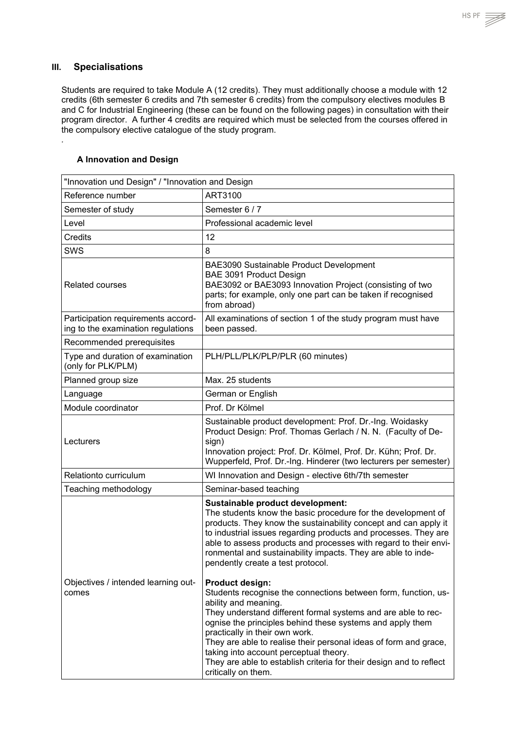## III. Specialisations

Students are required to take Module A (12 credits). They must additionally choose a module with 12 credits (6th semester 6 credits and 7th semester 6 credits) from the compulsory electives modules B and C for Industrial Engineering (these can be found on the following pages) in consultation with their program director. A further 4 credits are required which must be selected from the courses offered in the compulsory elective catalogue of the study program.

.

### A Innovation and Design

| "Innovation und Design" / "Innovation and Design | |
|---|---|
| Reference number | ART3100 |
| Semester of study | Semester 6 / 7 |
| Level | Professional academic level |
| Credits | 12 |
| SWS | 8 |
| Related courses | BAE3090 Sustainable Product Development<br>BAE 3091 Product Design<br>BAE3092 or BAE3093 Innovation Project (consisting of two parts; for example, only one part can be taken if recognised from abroad) |
| Participation requirements according to the examination regulations | All examinations of section 1 of the study program must have been passed. |
| Recommended prerequisites | |
| Type and duration of examination (only for PLK/PLM) | PLH/PLL/PLK/PLP/PLR (60 minutes) |
| Planned group size | Max. 25 students |
| Language | German or English |
| Module coordinator | Prof. Dr Kölmel |
| Lecturers | Sustainable product development: Prof. Dr.-Ing. Woidasky<br>Product Design: Prof. Thomas Gerlach / N. N. (Faculty of Design)<br>Innovation project: Prof. Dr. Kölmel, Prof. Dr. Kühn; Prof. Dr. Wupperfeld, Prof. Dr.-Ing. Hinderer (two lecturers per semester) |
| Relationto curriculum | WI Innovation and Design - elective 6th/7th semester |
| Teaching methodology | Seminar-based teaching |
| Objectives / intended learning outcomes | **Sustainable product development:**<br>The students know the basic procedure for the development of products. They know the sustainability concept and can apply it to industrial issues regarding products and processes. They are able to assess products and processes with regard to their environmental and sustainability impacts. They are able to independently create a test protocol.<br><br>**Product design:**<br>Students recognise the connections between form, function, usability and meaning.<br>They understand different formal systems and are able to recognise the principles behind these systems and apply them practically in their own work.<br>They are able to realise their personal ideas of form and grace, taking into account perceptual theory.<br>They are able to establish criteria for their design and to reflect critically on them. |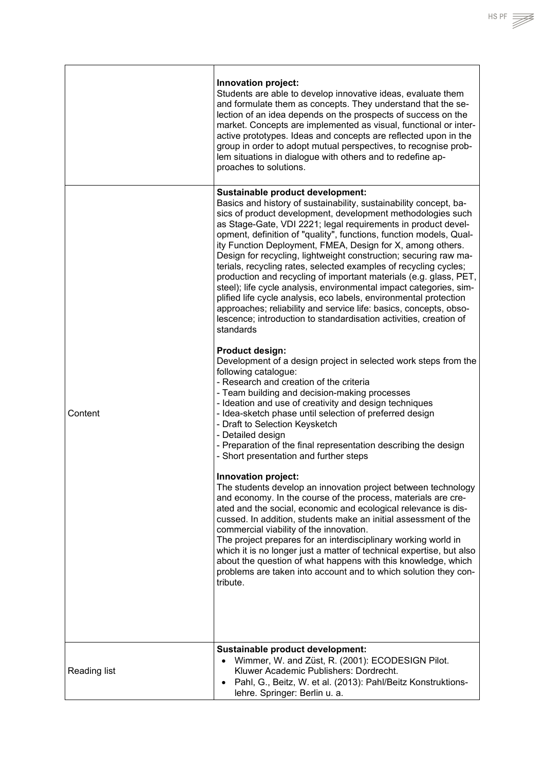| | |
|---|---|
| | **Innovation project:**<br>Students are able to develop innovative ideas, evaluate them and formulate them as concepts. They understand that the selection of an idea depends on the prospects of success on the market. Concepts are implemented as visual, functional or interactive prototypes. Ideas and concepts are reflected upon in the group in order to adopt mutual perspectives, to recognise problem situations in dialogue with others and to redefine approaches to solutions. |
| Content | **Sustainable product development:**<br>Basics and history of sustainability, sustainability concept, basics of product development, development methodologies such as Stage-Gate, VDI 2221; legal requirements in product development, definition of "quality", functions, function models, Quality Function Deployment, FMEA, Design for X, among others. Design for recycling, lightweight construction; securing raw materials, recycling rates, selected examples of recycling cycles; production and recycling of important materials (e.g. glass, PET, steel); life cycle analysis, environmental impact categories, simplified life cycle analysis, eco labels, environmental protection approaches; reliability and service life: basics, concepts, obsolescence; introduction to standardisation activities, creation of standards<br><br>**Product design:**<br>Development of a design project in selected work steps from the following catalogue:<br>- Research and creation of the criteria<br>- Team building and decision-making processes<br>- Ideation and use of creativity and design techniques<br>- Idea-sketch phase until selection of preferred design<br>- Draft to Selection Keysketch<br>- Detailed design<br>- Preparation of the final representation describing the design<br>- Short presentation and further steps<br><br>**Innovation project:**<br>The students develop an innovation project between technology and economy. In the course of the process, materials are created and the social, economic and ecological relevance is discussed. In addition, students make an initial assessment of the commercial viability of the innovation.<br>The project prepares for an interdisciplinary working world in which it is no longer just a matter of technical expertise, but also about the question of what happens with this knowledge, which problems are taken into account and to which solution they contribute. |
| Reading list | **Sustainable product development:**<br>• Wimmer, W. and Züst, R. (2001): ECODESIGN Pilot. Kluwer Academic Publishers: Dordrecht.<br>• Pahl, G., Beitz, W. et al. (2013): Pahl/Beitz Konstruktionslehre. Springer: Berlin u. a. |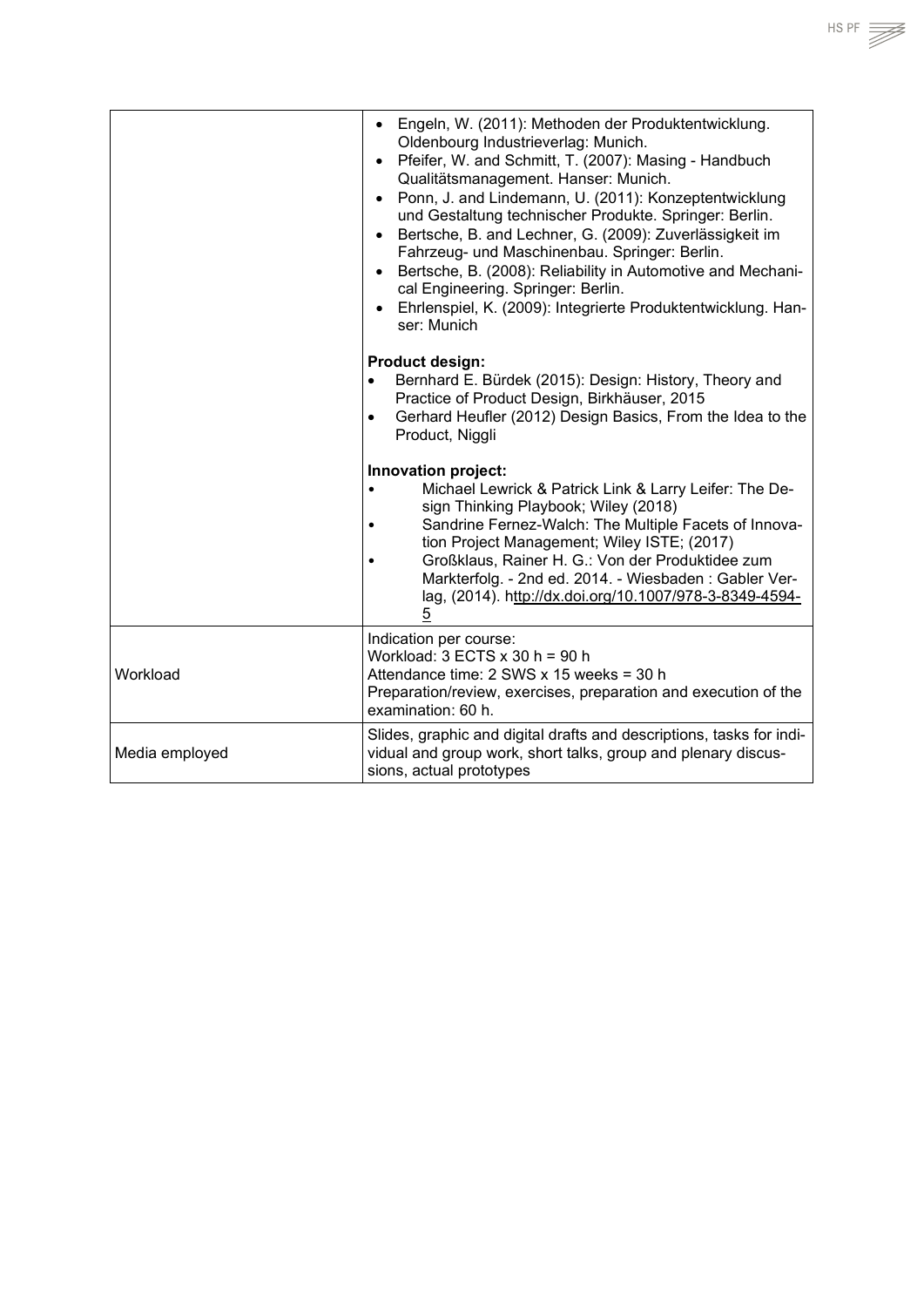| | |
|---|---|
| | • Engeln, W. (2011): Methoden der Produktentwicklung. Oldenbourg Industrieverlag: Munich.<br>• Pfeifer, W. and Schmitt, T. (2007): Masing - Handbuch Qualitätsmanagement. Hanser: Munich.<br>• Ponn, J. and Lindemann, U. (2011): Konzeptentwicklung und Gestaltung technischer Produkte. Springer: Berlin.<br>• Bertsche, B. and Lechner, G. (2009): Zuverlässigkeit im Fahrzeug- und Maschinenbau. Springer: Berlin.<br>• Bertsche, B. (2008): Reliability in Automotive and Mechanical Engineering. Springer: Berlin.<br>• Ehrlenspiel, K. (2009): Integrierte Produktentwicklung. Hanser: Munich<br><br>**Product design:**<br>• Bernhard E. Bürdek (2015): Design: History, Theory and Practice of Product Design, Birkhäuser, 2015<br>• Gerhard Heufler (2012) Design Basics, From the Idea to the Product, Niggli<br><br>**Innovation project:**<br>• Michael Lewrick & Patrick Link & Larry Leifer: The Design Thinking Playbook; Wiley (2018)<br>• Sandrine Fernez-Walch: The Multiple Facets of Innovation Project Management; Wiley ISTE; (2017)<br>• Großklaus, Rainer H. G.: Von der Produktidee zum Markterfolg. - 2nd ed. 2014. - Wiesbaden : Gabler Verlag, (2014). http://dx.doi.org/10.1007/978-3-8349-4594-5 |
| Workload | Indication per course:<br>Workload: 3 ECTS x 30 h = 90 h<br>Attendance time: 2 SWS x 15 weeks = 30 h<br>Preparation/review, exercises, preparation and execution of the examination: 60 h. |
| Media employed | Slides, graphic and digital drafts and descriptions, tasks for individual and group work, short talks, group and plenary discussions, actual prototypes |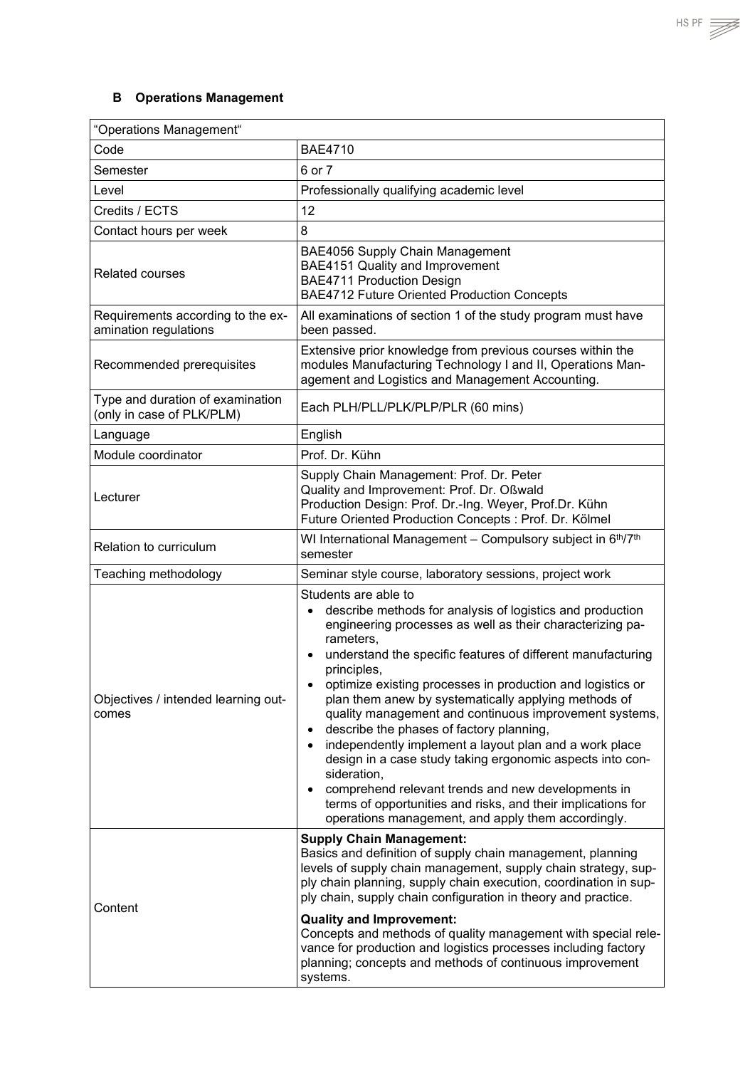## B Operations Management

| "Operations Management" | |
|---|---|
| Code | BAE4710 |
| Semester | 6 or 7 |
| Level | Professionally qualifying academic level |
| Credits / ECTS | 12 |
| Contact hours per week | 8 |
| Related courses | BAE4056 Supply Chain Management<br>BAE4151 Quality and Improvement<br>BAE4711 Production Design<br>BAE4712 Future Oriented Production Concepts |
| Requirements according to the examination regulations | All examinations of section 1 of the study program must have been passed. |
| Recommended prerequisites | Extensive prior knowledge from previous courses within the modules Manufacturing Technology I and II, Operations Management and Logistics and Management Accounting. |
| Type and duration of examination (only in case of PLK/PLM) | Each PLH/PLL/PLK/PLP/PLR (60 mins) |
| Language | English |
| Module coordinator | Prof. Dr. Kühn |
| Lecturer | Supply Chain Management: Prof. Dr. Peter<br>Quality and Improvement: Prof. Dr. Oßwald<br>Production Design: Prof. Dr.-Ing. Weyer, Prof.Dr. Kühn<br>Future Oriented Production Concepts : Prof. Dr. Kölmel |
| Relation to curriculum | WI International Management – Compulsory subject in 6th/7th semester |
| Teaching methodology | Seminar style course, laboratory sessions, project work |
| Objectives / intended learning outcomes | Students are able to<br>• describe methods for analysis of logistics and production engineering processes as well as their characterizing parameters,<br>• understand the specific features of different manufacturing principles,<br>• optimize existing processes in production and logistics or plan them anew by systematically applying methods of quality management and continuous improvement systems,<br>• describe the phases of factory planning,<br>• independently implement a layout plan and a work place design in a case study taking ergonomic aspects into consideration,<br>• comprehend relevant trends and new developments in terms of opportunities and risks, and their implications for operations management, and apply them accordingly. |
| Content | **Supply Chain Management:**<br>Basics and definition of supply chain management, planning levels of supply chain management, supply chain strategy, supply chain planning, supply chain execution, coordination in supply chain, supply chain configuration in theory and practice.<br><br>**Quality and Improvement:**<br>Concepts and methods of quality management with special relevance for production and logistics processes including factory planning; concepts and methods of continuous improvement systems. |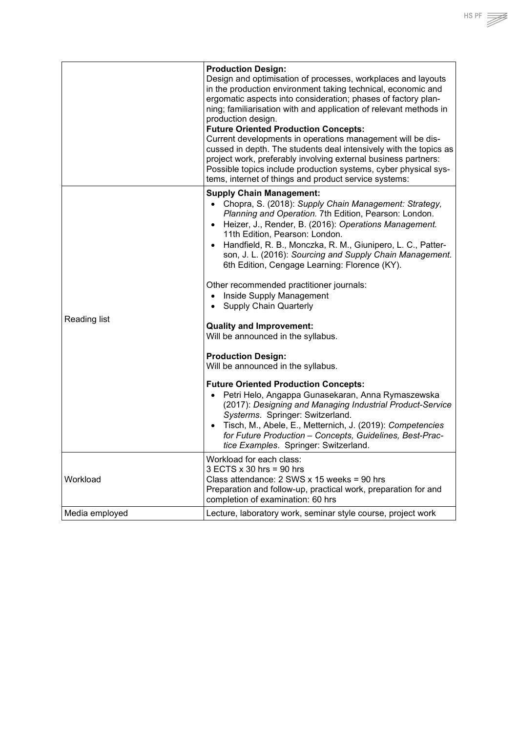| | |
|---|---|
| | **Production Design:**<br>Design and optimisation of processes, workplaces and layouts in the production environment taking technical, economic and ergomatic aspects into consideration; phases of factory planning; familiarisation with and application of relevant methods in production design.<br>**Future Oriented Production Concepts:**<br>Current developments in operations management will be discussed in depth. The students deal intensively with the topics as project work, preferably involving external business partners: Possible topics include production systems, cyber physical systems, internet of things and product service systems: |
| Reading list | **Supply Chain Management:**<br>• Chopra, S. (2018): *Supply Chain Management: Strategy, Planning and Operation.* 7th Edition, Pearson: London.<br>• Heizer, J., Render, B. (2016): *Operations Management.* 11th Edition, Pearson: London.<br>• Handfield, R. B., Monczka, R. M., Giunipero, L. C., Patterson, J. L. (2016): *Sourcing and Supply Chain Management.* 6th Edition, Cengage Learning: Florence (KY).<br><br>Other recommended practitioner journals:<br>• Inside Supply Management<br>• Supply Chain Quarterly<br><br>**Quality and Improvement:**<br>Will be announced in the syllabus.<br><br>**Production Design:**<br>Will be announced in the syllabus.<br><br>**Future Oriented Production Concepts:**<br>• Petri Helo, Angappa Gunasekaran, Anna Rymaszewska (2017): *Designing and Managing Industrial Product-Service Systerms*. Springer: Switzerland.<br>• Tisch, M., Abele, E., Metternich, J. (2019): *Competencies for Future Production – Concepts, Guidelines, Best-Practice Examples*. Springer: Switzerland. |
| Workload | Workload for each class:<br>3 ECTS x 30 hrs = 90 hrs<br>Class attendance: 2 SWS x 15 weeks = 90 hrs<br>Preparation and follow-up, practical work, preparation for and completion of examination: 60 hrs |
| Media employed | Lecture, laboratory work, seminar style course, project work |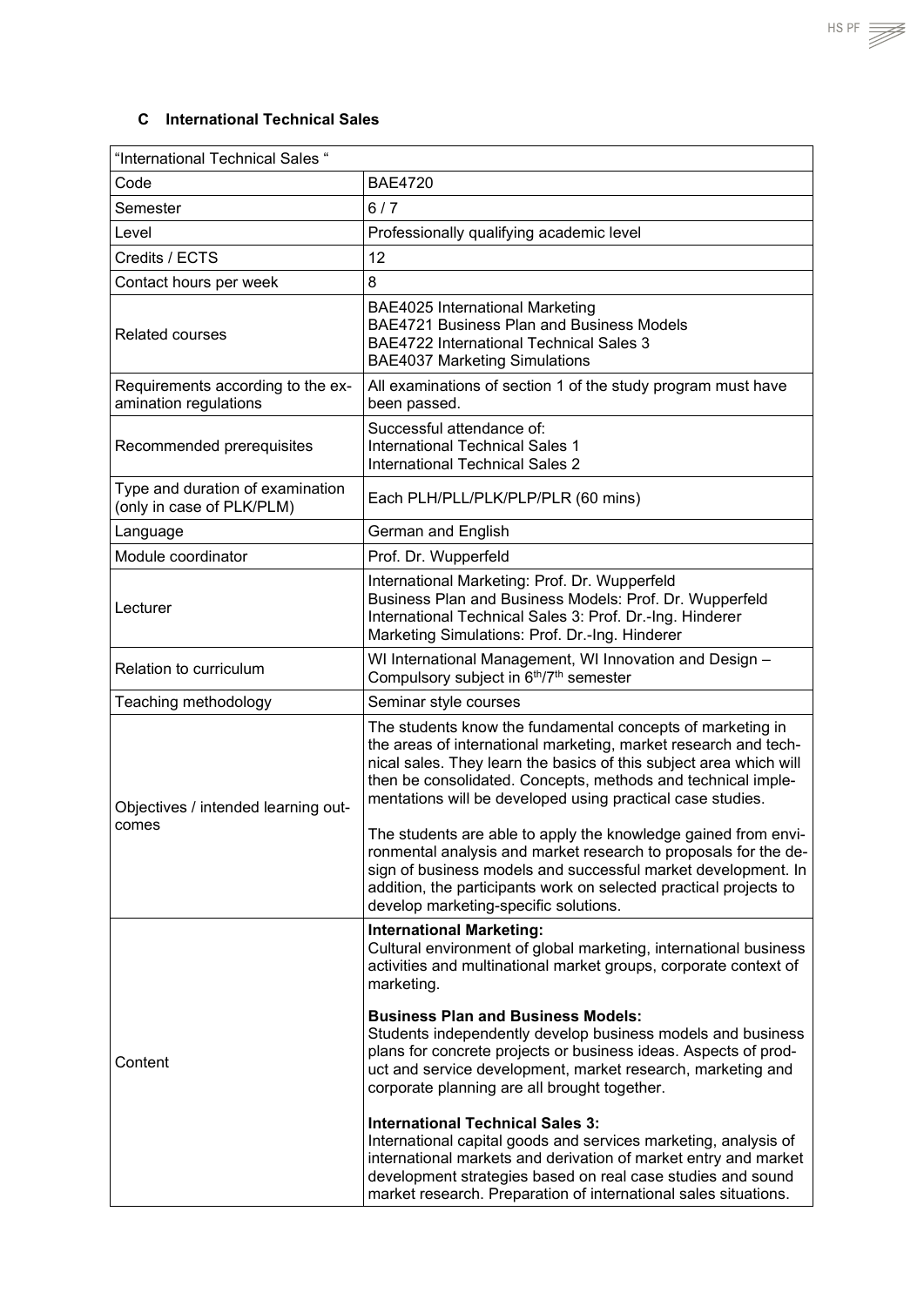## C International Technical Sales

| "International Technical Sales " | |
|---|---|
| Code | BAE4720 |
| Semester | 6 / 7 |
| Level | Professionally qualifying academic level |
| Credits / ECTS | 12 |
| Contact hours per week | 8 |
| Related courses | BAE4025 International Marketing<br>BAE4721 Business Plan and Business Models<br>BAE4722 International Technical Sales 3<br>BAE4037 Marketing Simulations |
| Requirements according to the examination regulations | All examinations of section 1 of the study program must have been passed. |
| Recommended prerequisites | Successful attendance of:<br>International Technical Sales 1<br>International Technical Sales 2 |
| Type and duration of examination (only in case of PLK/PLM) | Each PLH/PLL/PLK/PLP/PLR (60 mins) |
| Language | German and English |
| Module coordinator | Prof. Dr. Wupperfeld |
| Lecturer | International Marketing: Prof. Dr. Wupperfeld<br>Business Plan and Business Models: Prof. Dr. Wupperfeld<br>International Technical Sales 3: Prof. Dr.-Ing. Hinderer<br>Marketing Simulations: Prof. Dr.-Ing. Hinderer |
| Relation to curriculum | WI International Management, WI Innovation and Design – Compulsory subject in 6th/7th semester |
| Teaching methodology | Seminar style courses |
| Objectives / intended learning outcomes | The students know the fundamental concepts of marketing in the areas of international marketing, market research and technical sales. They learn the basics of this subject area which will then be consolidated. Concepts, methods and technical implementations will be developed using practical case studies.<br><br>The students are able to apply the knowledge gained from environmental analysis and market research to proposals for the design of business models and successful market development. In addition, the participants work on selected practical projects to develop marketing-specific solutions. |
| Content | **International Marketing:**<br>Cultural environment of global marketing, international business activities and multinational market groups, corporate context of marketing.<br><br>**Business Plan and Business Models:**<br>Students independently develop business models and business plans for concrete projects or business ideas. Aspects of product and service development, market research, marketing and corporate planning are all brought together.<br><br>**International Technical Sales 3:**<br>International capital goods and services marketing, analysis of international markets and derivation of market entry and market development strategies based on real case studies and sound market research. Preparation of international sales situations. |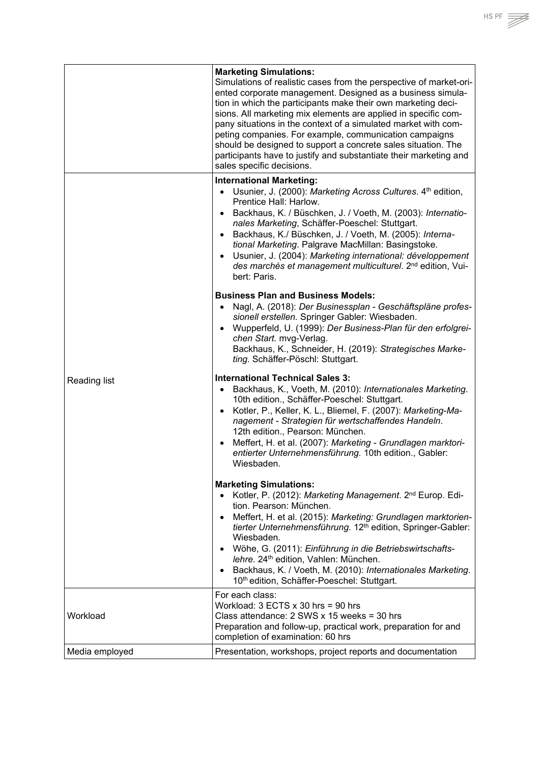| | |
|---|---|
| | **Marketing Simulations:**<br>Simulations of realistic cases from the perspective of market-oriented corporate management. Designed as a business simulation in which the participants make their own marketing decisions. All marketing mix elements are applied in specific company situations in the context of a simulated market with competing companies. For example, communication campaigns should be designed to support a concrete sales situation. The participants have to justify and substantiate their marketing and sales specific decisions. |
| Reading list | **International Marketing:**<br>• Usunier, J. (2000): *Marketing Across Cultures*. 4th edition, Prentice Hall: Harlow.<br>• Backhaus, K. / Büschken, J. / Voeth, M. (2003): *Internationales Marketing*, Schäffer-Poeschel: Stuttgart.<br>• Backhaus, K./ Büschken, J. / Voeth, M. (2005): *International Marketing*. Palgrave MacMillan: Basingstoke.<br>• Usunier, J. (2004): *Marketing international: développement des marchés et management multiculturel*. 2nd edition, Vuibert: Paris.<br><br>**Business Plan and Business Models:**<br>• Nagl, A. (2018): *Der Businessplan - Geschäftspläne professionell erstellen.* Springer Gabler: Wiesbaden.<br>• Wupperfeld, U. (1999): *Der Business-Plan für den erfolgreichen Start.* mvg-Verlag.<br>Backhaus, K., Schneider, H. (2019): *Strategisches Marketing.* Schäffer-Pöschl: Stuttgart.<br><br>**International Technical Sales 3:**<br>• Backhaus, K., Voeth, M. (2010): *Internationales Marketing.* 10th edition., Schäffer-Poeschel: Stuttgart.<br>• Kotler, P., Keller, K. L., Bliemel, F. (2007): *Marketing-Management - Strategien für wertschaffendes Handeln*. 12th edition., Pearson: München.<br>• Meffert, H. et al. (2007): *Marketing - Grundlagen marktorientierter Unternehmensführung.* 10th edition., Gabler: Wiesbaden.<br><br>**Marketing Simulations:**<br>• Kotler, P. (2012): *Marketing Management*. 2nd Europ. Edition. Pearson: München.<br>• Meffert, H. et al. (2015): *Marketing: Grundlagen marktorientierter Unternehmensführung*. 12th edition, Springer-Gabler: Wiesbaden.<br>• Wöhe, G. (2011): *Einführung in die Betriebswirtschaftslehre*. 24th edition, Vahlen: München.<br>• Backhaus, K. / Voeth, M. (2010): *Internationales Marketing*. 10th edition, Schäffer-Poeschel: Stuttgart. |
| Workload | For each class:<br>Workload: 3 ECTS x 30 hrs = 90 hrs<br>Class attendance: 2 SWS x 15 weeks = 30 hrs<br>Preparation and follow-up, practical work, preparation for and completion of examination: 60 hrs |
| Media employed | Presentation, workshops, project reports and documentation |